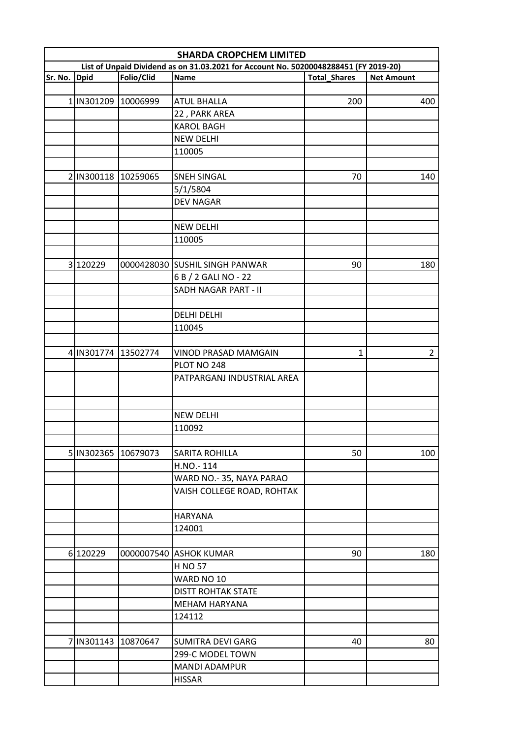# SHARDA CROPCHEM LIMITED

**List of Unpaid Dividend as on 31.03.2021 for Account No. 50200048288451 (FY 2019-20)**

| Sr. No. | Dpid | Folio/Clid | Name | Total_Shares | Net Amount |
|---|---|---|---|---|---|
| | | | | | |
| 1 | IN301209 | 10006999 | ATUL BHALLA | 200 | 400 |
| | | | 22 , PARK AREA | | |
| | | | KAROL BAGH | | |
| | | | NEW DELHI | | |
| | | | 110005 | | |
| | | | | | |
| 2 | IN300118 | 10259065 | SNEH SINGAL | 70 | 140 |
| | | | 5/1/5804 | | |
| | | | DEV NAGAR | | |
| | | | | | |
| | | | NEW DELHI | | |
| | | | 110005 | | |
| | | | | | |
| 3 | 120229 | 0000428030 | SUSHIL SINGH PANWAR | 90 | 180 |
| | | | 6 B / 2 GALI NO - 22 | | |
| | | | SADH NAGAR PART - II | | |
| | | | | | |
| | | | DELHI DELHI | | |
| | | | 110045 | | |
| | | | | | |
| 4 | IN301774 | 13502774 | VINOD PRASAD MAMGAIN | 1 | 2 |
| | | | PLOT NO 248 | | |
| | | | PATPARGANJ INDUSTRIAL AREA | | |
| | | | | | |
| | | | NEW DELHI | | |
| | | | 110092 | | |
| | | | | | |
| 5 | IN302365 | 10679073 | SARITA ROHILLA | 50 | 100 |
| | | | H.NO.- 114 | | |
| | | | WARD NO.- 35, NAYA PARAO | | |
| | | | VAISH COLLEGE ROAD, ROHTAK | | |
| | | | HARYANA | | |
| | | | 124001 | | |
| | | | | | |
| 6 | 120229 | 0000007540 | ASHOK KUMAR | 90 | 180 |
| | | | H NO 57 | | |
| | | | WARD NO 10 | | |
| | | | DISTT ROHTAK STATE | | |
| | | | MEHAM HARYANA | | |
| | | | 124112 | | |
| | | | | | |
| 7 | IN301143 | 10870647 | SUMITRA DEVI GARG | 40 | 80 |
| | | | 299-C MODEL TOWN | | |
| | | | MANDI ADAMPUR | | |
| | | | HISSAR | | |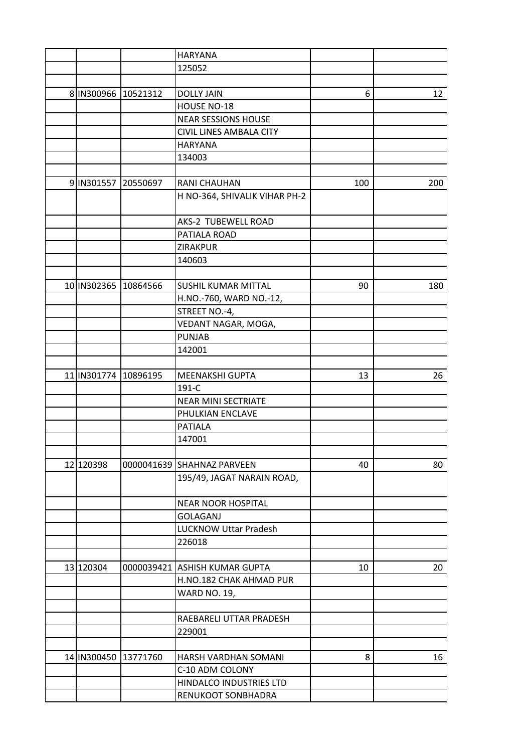| | | | | | |
|---|---|---|---|---|---|
| | | | HARYANA | | |
| | | | 125052 | | |
| | | | | | |
| 8 | IN300966 | 10521312 | DOLLY JAIN | 6 | 12 |
| | | | HOUSE NO-18 | | |
| | | | NEAR SESSIONS HOUSE | | |
| | | | CIVIL LINES AMBALA CITY | | |
| | | | HARYANA | | |
| | | | 134003 | | |
| | | | | | |
| 9 | IN301557 | 20550697 | RANI CHAUHAN | 100 | 200 |
| | | | H NO-364, SHIVALIK VIHAR PH-2 | | |
| | | | AKS-2 TUBEWELL ROAD | | |
| | | | PATIALA ROAD | | |
| | | | ZIRAKPUR | | |
| | | | 140603 | | |
| | | | | | |
| 10 | IN302365 | 10864566 | SUSHIL KUMAR MITTAL | 90 | 180 |
| | | | H.NO.-760, WARD NO.-12, | | |
| | | | STREET NO.-4, | | |
| | | | VEDANT NAGAR, MOGA, | | |
| | | | PUNJAB | | |
| | | | 142001 | | |
| | | | | | |
| 11 | IN301774 | 10896195 | MEENAKSHI GUPTA | 13 | 26 |
| | | | 191-C | | |
| | | | NEAR MINI SECTRIATE | | |
| | | | PHULKIAN ENCLAVE | | |
| | | | PATIALA | | |
| | | | 147001 | | |
| | | | | | |
| 12 | 120398 | 0000041639 | SHAHNAZ PARVEEN | 40 | 80 |
| | | | 195/49, JAGAT NARAIN ROAD, | | |
| | | | NEAR NOOR HOSPITAL | | |
| | | | GOLAGANJ | | |
| | | | LUCKNOW Uttar Pradesh | | |
| | | | 226018 | | |
| | | | | | |
| 13 | 120304 | 0000039421 | ASHISH KUMAR GUPTA | 10 | 20 |
| | | | H.NO.182 CHAK AHMAD PUR | | |
| | | | WARD NO. 19, | | |
| | | | | | |
| | | | RAEBARELI UTTAR PRADESH | | |
| | | | 229001 | | |
| | | | | | |
| 14 | IN300450 | 13771760 | HARSH VARDHAN SOMANI | 8 | 16 |
| | | | C-10 ADM COLONY | | |
| | | | HINDALCO INDUSTRIES LTD | | |
| | | | RENUKOOT SONBHADRA | | |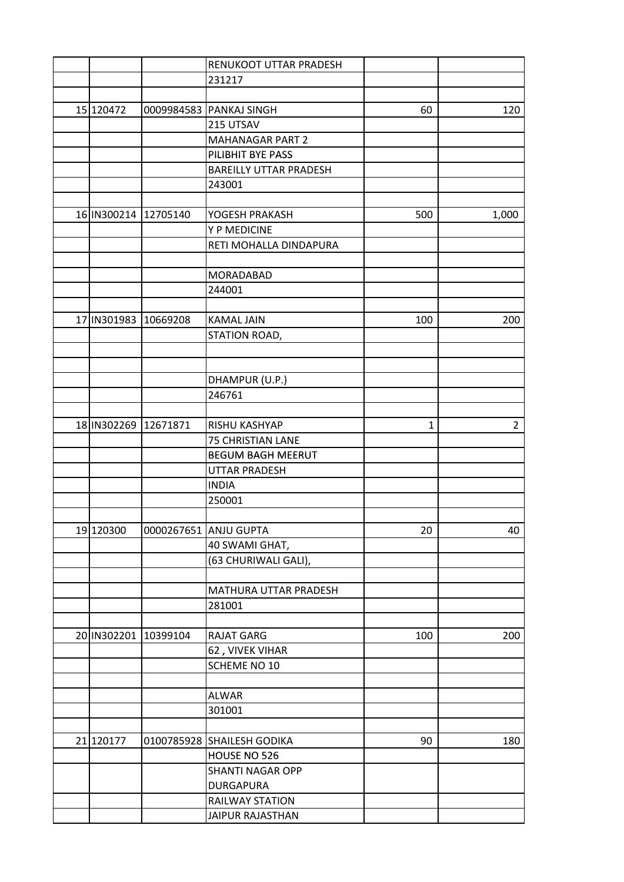|  |  |  |  |  |  |
|---|---|---|---|---|---|
|  |  |  | RENUKOOT UTTAR PRADESH |  |  |
|  |  |  | 231217 |  |  |
|  |  |  |  |  |  |
| 15 | 120472 | 0009984583 | PANKAJ SINGH | 60 | 120 |
|  |  |  | 215 UTSAV |  |  |
|  |  |  | MAHANAGAR PART 2 |  |  |
|  |  |  | PILIBHIT BYE PASS |  |  |
|  |  |  | BAREILLY UTTAR PRADESH |  |  |
|  |  |  | 243001 |  |  |
|  |  |  |  |  |  |
| 16 | IN300214 | 12705140 | YOGESH PRAKASH | 500 | 1,000 |
|  |  |  | Y P MEDICINE |  |  |
|  |  |  | RETI MOHALLA DINDAPURA |  |  |
|  |  |  |  |  |  |
|  |  |  | MORADABAD |  |  |
|  |  |  | 244001 |  |  |
|  |  |  |  |  |  |
| 17 | IN301983 | 10669208 | KAMAL JAIN | 100 | 200 |
|  |  |  | STATION ROAD, |  |  |
|  |  |  |  |  |  |
|  |  |  |  |  |  |
|  |  |  | DHAMPUR (U.P.) |  |  |
|  |  |  | 246761 |  |  |
|  |  |  |  |  |  |
| 18 | IN302269 | 12671871 | RISHU KASHYAP | 1 | 2 |
|  |  |  | 75 CHRISTIAN LANE |  |  |
|  |  |  | BEGUM BAGH MEERUT |  |  |
|  |  |  | UTTAR PRADESH |  |  |
|  |  |  | INDIA |  |  |
|  |  |  | 250001 |  |  |
|  |  |  |  |  |  |
| 19 | 120300 | 0000267651 | ANJU GUPTA | 20 | 40 |
|  |  |  | 40 SWAMI GHAT, |  |  |
|  |  |  | (63 CHURIWALI GALI), |  |  |
|  |  |  |  |  |  |
|  |  |  | MATHURA UTTAR PRADESH |  |  |
|  |  |  | 281001 |  |  |
|  |  |  |  |  |  |
| 20 | IN302201 | 10399104 | RAJAT GARG | 100 | 200 |
|  |  |  | 62 , VIVEK VIHAR |  |  |
|  |  |  | SCHEME NO 10 |  |  |
|  |  |  |  |  |  |
|  |  |  | ALWAR |  |  |
|  |  |  | 301001 |  |  |
|  |  |  |  |  |  |
| 21 | 120177 | 0100785928 | SHAILESH GODIKA | 90 | 180 |
|  |  |  | HOUSE NO 526 |  |  |
|  |  |  | SHANTI NAGAR OPP DURGAPURA |  |  |
|  |  |  | RAILWAY STATION |  |  |
|  |  |  | JAIPUR RAJASTHAN |  |  |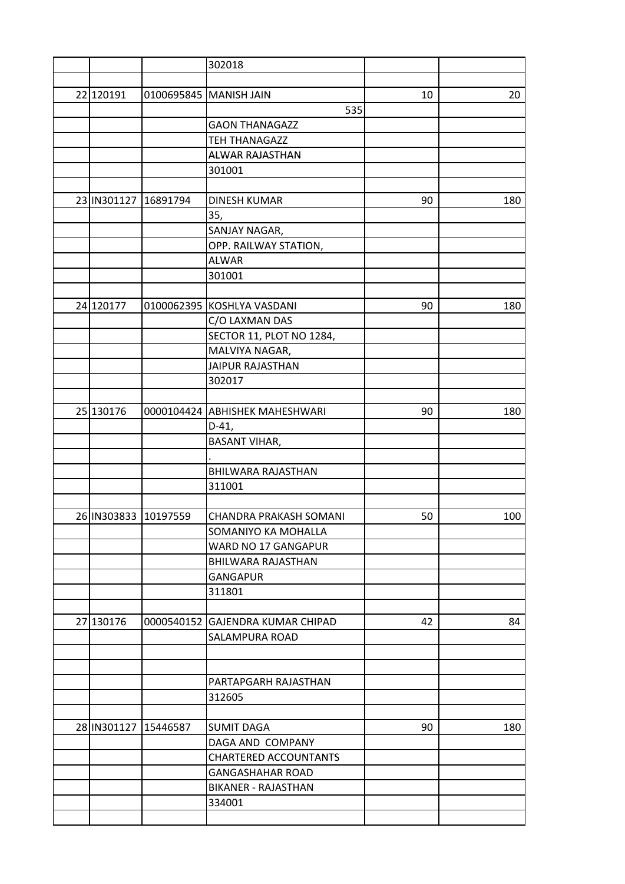|  |  |  |  |  |  |
|---|---|---|---|---|---|
|  |  |  | 302018 |  |  |
|  |  |  |  |  |  |
| 22 | 120191 | 0100695845 | MANISH JAIN | 10 | 20 |
|  |  |  | 535 |  |  |
|  |  |  | GAON THANAGAZZ |  |  |
|  |  |  | TEH THANAGAZZ |  |  |
|  |  |  | ALWAR RAJASTHAN |  |  |
|  |  |  | 301001 |  |  |
|  |  |  |  |  |  |
| 23 | IN301127 | 16891794 | DINESH KUMAR | 90 | 180 |
|  |  |  | 35, |  |  |
|  |  |  | SANJAY NAGAR, |  |  |
|  |  |  | OPP. RAILWAY STATION, |  |  |
|  |  |  | ALWAR |  |  |
|  |  |  | 301001 |  |  |
|  |  |  |  |  |  |
| 24 | 120177 | 0100062395 | KOSHLYA VASDANI | 90 | 180 |
|  |  |  | C/O LAXMAN DAS |  |  |
|  |  |  | SECTOR 11, PLOT NO 1284, |  |  |
|  |  |  | MALVIYA NAGAR, |  |  |
|  |  |  | JAIPUR RAJASTHAN |  |  |
|  |  |  | 302017 |  |  |
|  |  |  |  |  |  |
| 25 | 130176 | 0000104424 | ABHISHEK MAHESHWARI | 90 | 180 |
|  |  |  | D-41, |  |  |
|  |  |  | BASANT VIHAR, |  |  |
|  |  |  | . |  |  |
|  |  |  | BHILWARA RAJASTHAN |  |  |
|  |  |  | 311001 |  |  |
|  |  |  |  |  |  |
| 26 | IN303833 | 10197559 | CHANDRA PRAKASH SOMANI | 50 | 100 |
|  |  |  | SOMANIYO KA MOHALLA |  |  |
|  |  |  | WARD NO 17 GANGAPUR |  |  |
|  |  |  | BHILWARA RAJASTHAN |  |  |
|  |  |  | GANGAPUR |  |  |
|  |  |  | 311801 |  |  |
|  |  |  |  |  |  |
| 27 | 130176 | 0000540152 | GAJENDRA KUMAR CHIPAD | 42 | 84 |
|  |  |  | SALAMPURA ROAD |  |  |
|  |  |  |  |  |  |
|  |  |  |  |  |  |
|  |  |  | PARTAPGARH RAJASTHAN |  |  |
|  |  |  | 312605 |  |  |
|  |  |  |  |  |  |
| 28 | IN301127 | 15446587 | SUMIT DAGA | 90 | 180 |
|  |  |  | DAGA AND COMPANY |  |  |
|  |  |  | CHARTERED ACCOUNTANTS |  |  |
|  |  |  | GANGASHAHAR ROAD |  |  |
|  |  |  | BIKANER - RAJASTHAN |  |  |
|  |  |  | 334001 |  |  |
|  |  |  |  |  |  |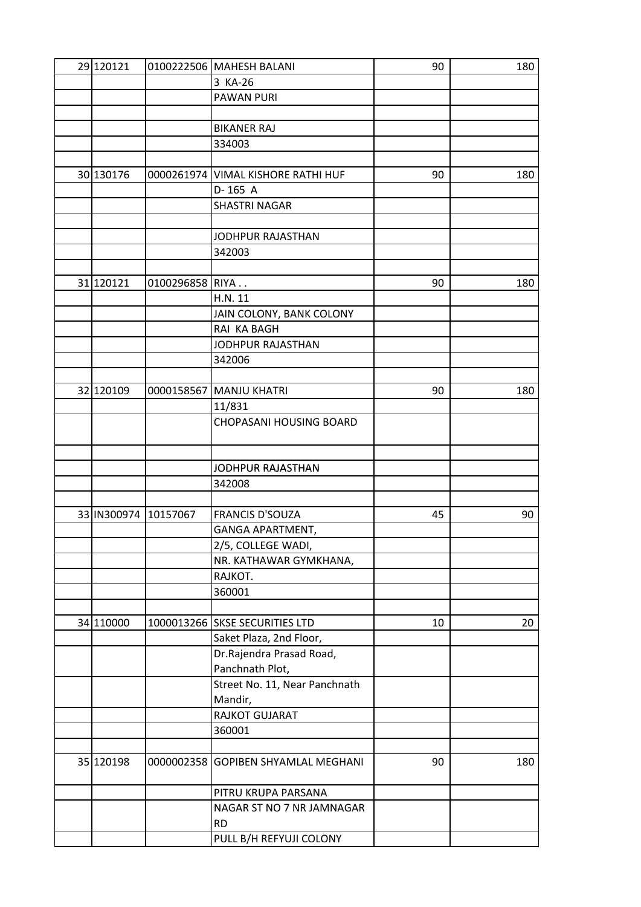| | | | | | |
|---|---|---|---|---|---|
| 29 | 120121 | 0100222506 | MAHESH BALANI | 90 | 180 |
| | | | 3 KA-26 | | |
| | | | PAWAN PURI | | |
| | | | | | |
| | | | BIKANER RAJ | | |
| | | | 334003 | | |
| | | | | | |
| 30 | 130176 | 0000261974 | VIMAL KISHORE RATHI HUF | 90 | 180 |
| | | | D- 165 A | | |
| | | | SHASTRI NAGAR | | |
| | | | | | |
| | | | JODHPUR RAJASTHAN | | |
| | | | 342003 | | |
| | | | | | |
| 31 | 120121 | 0100296858 | RIYA . . | 90 | 180 |
| | | | H.N. 11 | | |
| | | | JAIN COLONY, BANK COLONY | | |
| | | | RAI KA BAGH | | |
| | | | JODHPUR RAJASTHAN | | |
| | | | 342006 | | |
| | | | | | |
| 32 | 120109 | 0000158567 | MANJU KHATRI | 90 | 180 |
| | | | 11/831 | | |
| | | | CHOPASANI HOUSING BOARD | | |
| | | | | | |
| | | | JODHPUR RAJASTHAN | | |
| | | | 342008 | | |
| | | | | | |
| 33 | IN300974 | 10157067 | FRANCIS D'SOUZA | 45 | 90 |
| | | | GANGA APARTMENT, | | |
| | | | 2/5, COLLEGE WADI, | | |
| | | | NR. KATHAWAR GYMKHANA, | | |
| | | | RAJKOT. | | |
| | | | 360001 | | |
| | | | | | |
| 34 | 110000 | 1000013266 | SKSE SECURITIES LTD | 10 | 20 |
| | | | Saket Plaza, 2nd Floor, | | |
| | | | Dr.Rajendra Prasad Road, Panchnath Plot, | | |
| | | | Street No. 11, Near Panchnath Mandir, | | |
| | | | RAJKOT GUJARAT | | |
| | | | 360001 | | |
| | | | | | |
| 35 | 120198 | 0000002358 | GOPIBEN SHYAMLAL MEGHANI | 90 | 180 |
| | | | PITRU KRUPA PARSANA | | |
| | | | NAGAR ST NO 7 NR JAMNAGAR RD | | |
| | | | PULL B/H REFYUJI COLONY | | |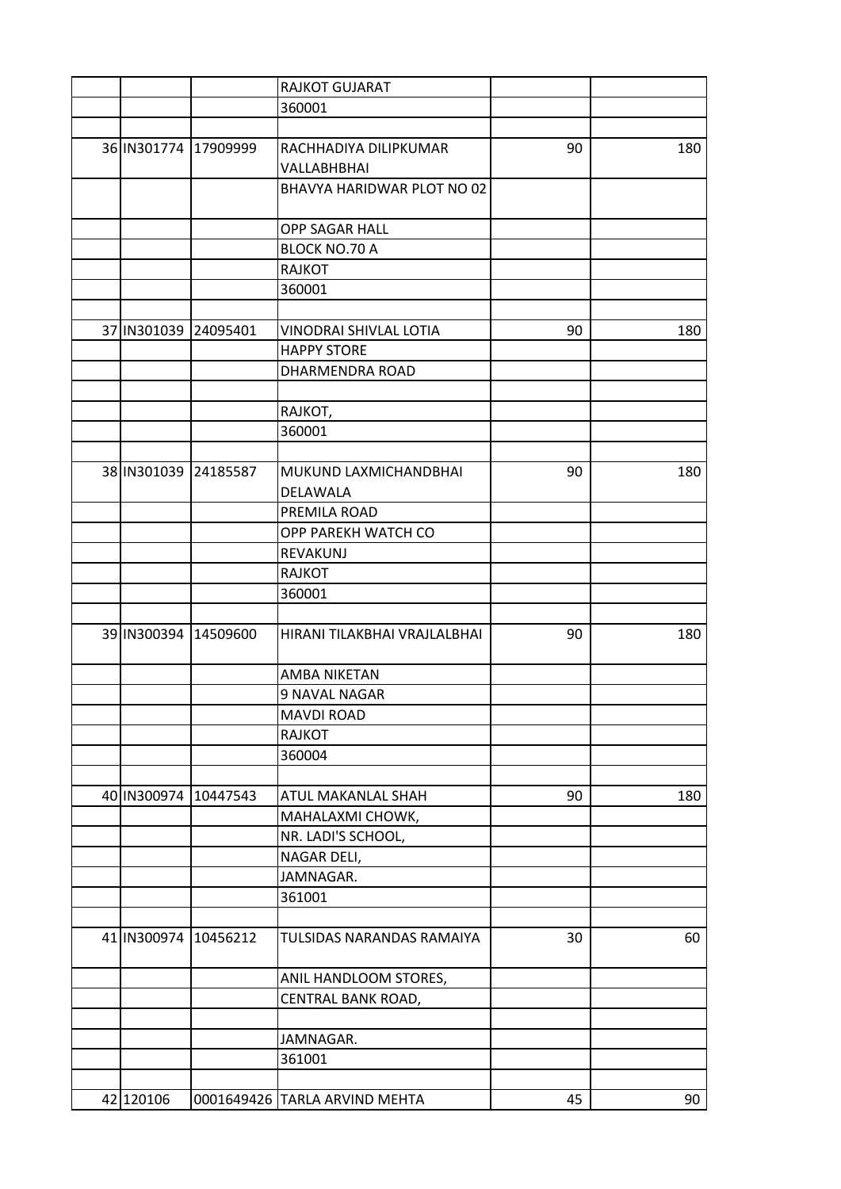| | | | | |
|---|---|---|---|---|
| | | RAJKOT GUJARAT | | |
| | | 360001 | | |
| | | | | |
| 36 IN301774 | 17909999 | RACHHADIYA DILIPKUMAR VALLABHBHAI | 90 | 180 |
| | | BHAVYA HARIDWAR PLOT NO 02 | | |
| | | OPP SAGAR HALL | | |
| | | BLOCK NO.70 A | | |
| | | RAJKOT | | |
| | | 360001 | | |
| | | | | |
| 37 IN301039 | 24095401 | VINODRAI SHIVLAL LOTIA | 90 | 180 |
| | | HAPPY STORE | | |
| | | DHARMENDRA ROAD | | |
| | | | | |
| | | RAJKOT, | | |
| | | 360001 | | |
| | | | | |
| 38 IN301039 | 24185587 | MUKUND LAXMICHANDBHAI DELAWALA | 90 | 180 |
| | | PREMILA ROAD | | |
| | | OPP PAREKH WATCH CO | | |
| | | REVAKUNJ | | |
| | | RAJKOT | | |
| | | 360001 | | |
| | | | | |
| 39 IN300394 | 14509600 | HIRANI TILAKBHAI VRAJLALBHAI | 90 | 180 |
| | | AMBA NIKETAN | | |
| | | 9 NAVAL NAGAR | | |
| | | MAVDI ROAD | | |
| | | RAJKOT | | |
| | | 360004 | | |
| | | | | |
| 40 IN300974 | 10447543 | ATUL MAKANLAL SHAH | 90 | 180 |
| | | MAHALAXMI CHOWK, | | |
| | | NR. LADI'S SCHOOL, | | |
| | | NAGAR DELI, | | |
| | | JAMNAGAR. | | |
| | | 361001 | | |
| | | | | |
| 41 IN300974 | 10456212 | TULSIDAS NARANDAS RAMAIYA | 30 | 60 |
| | | ANIL HANDLOOM STORES, | | |
| | | CENTRAL BANK ROAD, | | |
| | | | | |
| | | JAMNAGAR. | | |
| | | 361001 | | |
| | | | | |
| 42 120106 | 0001649426 | TARLA ARVIND MEHTA | 45 | 90 |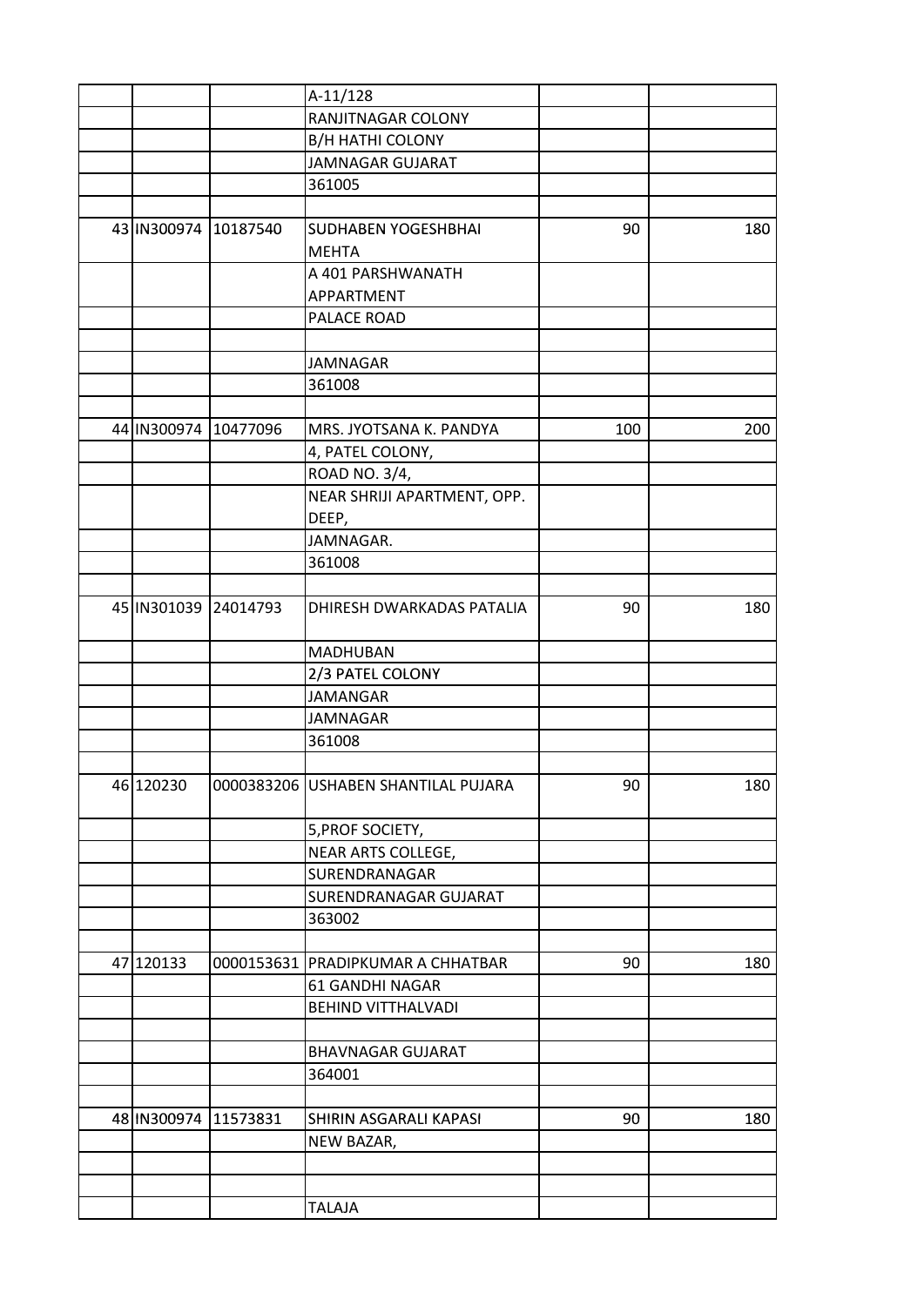| | | | | | |
|---|---|---|---|---|---|
| | | | A-11/128 | | |
| | | | RANJITNAGAR COLONY | | |
| | | | B/H HATHI COLONY | | |
| | | | JAMNAGAR GUJARAT | | |
| | | | 361005 | | |
| | | | | | |
| 43 | IN300974 | 10187540 | SUDHABEN YOGESHBHAI MEHTA | 90 | 180 |
| | | | A 401 PARSHWANATH APPARTMENT | | |
| | | | PALACE ROAD | | |
| | | | | | |
| | | | JAMNAGAR | | |
| | | | 361008 | | |
| | | | | | |
| 44 | IN300974 | 10477096 | MRS. JYOTSANA K. PANDYA | 100 | 200 |
| | | | 4, PATEL COLONY, | | |
| | | | ROAD NO. 3/4, | | |
| | | | NEAR SHRIJI APARTMENT, OPP. DEEP, | | |
| | | | JAMNAGAR. | | |
| | | | 361008 | | |
| | | | | | |
| 45 | IN301039 | 24014793 | DHIRESH DWARKADAS PATALIA | 90 | 180 |
| | | | MADHUBAN | | |
| | | | 2/3 PATEL COLONY | | |
| | | | JAMANGAR | | |
| | | | JAMNAGAR | | |
| | | | 361008 | | |
| | | | | | |
| 46 | 120230 | 0000383206 | USHABEN SHANTILAL PUJARA | 90 | 180 |
| | | | 5,PROF SOCIETY, | | |
| | | | NEAR ARTS COLLEGE, | | |
| | | | SURENDRANAGAR | | |
| | | | SURENDRANAGAR GUJARAT | | |
| | | | 363002 | | |
| | | | | | |
| 47 | 120133 | 0000153631 | PRADIPKUMAR A CHHATBAR | 90 | 180 |
| | | | 61 GANDHI NAGAR | | |
| | | | BEHIND VITTHALVADI | | |
| | | | | | |
| | | | BHAVNAGAR GUJARAT | | |
| | | | 364001 | | |
| | | | | | |
| 48 | IN300974 | 11573831 | SHIRIN ASGARALI KAPASI | 90 | 180 |
| | | | NEW BAZAR, | | |
| | | | | | |
| | | | | | |
| | | | TALAJA | | |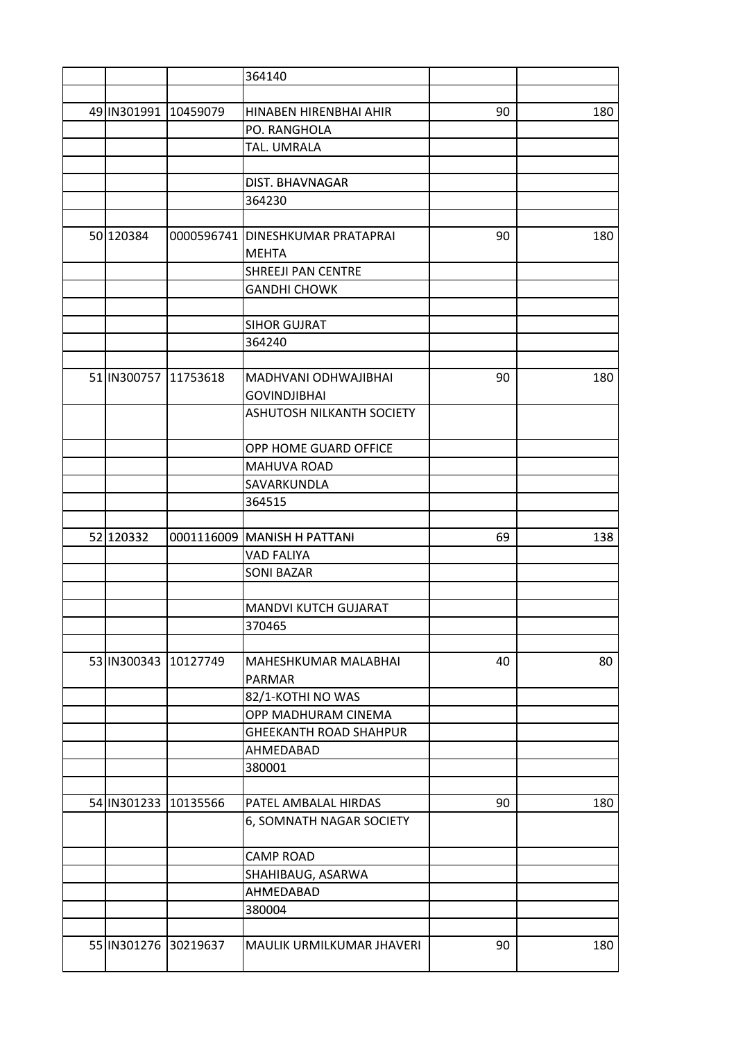| | | | | | |
|---|---|---|---|---|---|
| | | | 364140 | | |
| | | | | | |
| 49 | IN301991 | 10459079 | HINABEN HIRENBHAI AHIR | 90 | 180 |
| | | | PO. RANGHOLA | | |
| | | | TAL. UMRALA | | |
| | | | | | |
| | | | DIST. BHAVNAGAR | | |
| | | | 364230 | | |
| | | | | | |
| 50 | 120384 | 0000596741 | DINESHKUMAR PRATAPRAI MEHTA | 90 | 180 |
| | | | SHREEJI PAN CENTRE | | |
| | | | GANDHI CHOWK | | |
| | | | | | |
| | | | SIHOR GUJRAT | | |
| | | | 364240 | | |
| | | | | | |
| 51 | IN300757 | 11753618 | MADHVANI ODHWAJIBHAI GOVINDJIBHAI | 90 | 180 |
| | | | ASHUTOSH NILKANTH SOCIETY | | |
| | | | OPP HOME GUARD OFFICE | | |
| | | | MAHUVA ROAD | | |
| | | | SAVARKUNDLA | | |
| | | | 364515 | | |
| | | | | | |
| 52 | 120332 | 0001116009 | MANISH H PATTANI | 69 | 138 |
| | | | VAD FALIYA | | |
| | | | SONI BAZAR | | |
| | | | | | |
| | | | MANDVI KUTCH GUJARAT | | |
| | | | 370465 | | |
| | | | | | |
| 53 | IN300343 | 10127749 | MAHESHKUMAR MALABHAI PARMAR | 40 | 80 |
| | | | 82/1-KOTHI NO WAS | | |
| | | | OPP MADHURAM CINEMA | | |
| | | | GHEEKANTH ROAD SHAHPUR | | |
| | | | AHMEDABAD | | |
| | | | 380001 | | |
| | | | | | |
| 54 | IN301233 | 10135566 | PATEL AMBALAL HIRDAS | 90 | 180 |
| | | | 6, SOMNATH NAGAR SOCIETY | | |
| | | | CAMP ROAD | | |
| | | | SHAHIBAUG, ASARWA | | |
| | | | AHMEDABAD | | |
| | | | 380004 | | |
| | | | | | |
| 55 | IN301276 | 30219637 | MAULIK URMILKUMAR JHAVERI | 90 | 180 |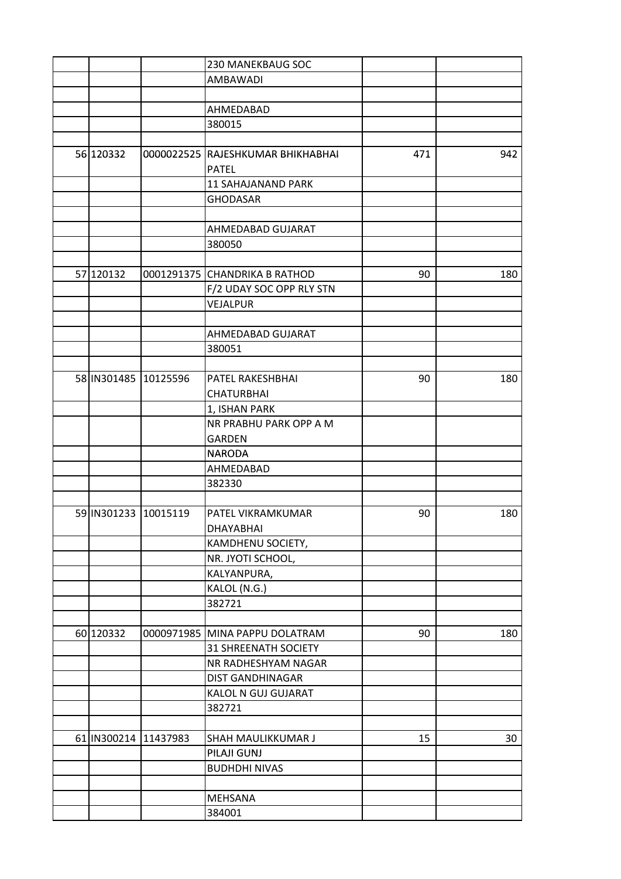| | | | | | |
|---|---|---|---|---|---|
| | | | 230 MANEKBAUG SOC | | |
| | | | AMBAWADI | | |
| | | | | | |
| | | | AHMEDABAD | | |
| | | | 380015 | | |
| | | | | | |
| 56 | 120332 | 0000022525 | RAJESHKUMAR BHIKHABHAI PATEL | 471 | 942 |
| | | | 11 SAHAJANAND PARK | | |
| | | | GHODASAR | | |
| | | | | | |
| | | | AHMEDABAD GUJARAT | | |
| | | | 380050 | | |
| | | | | | |
| 57 | 120132 | 0001291375 | CHANDRIKA B RATHOD | 90 | 180 |
| | | | F/2 UDAY SOC OPP RLY STN | | |
| | | | VEJALPUR | | |
| | | | | | |
| | | | AHMEDABAD GUJARAT | | |
| | | | 380051 | | |
| | | | | | |
| 58 | IN301485 | 10125596 | PATEL RAKESHBHAI CHATURBHAI | 90 | 180 |
| | | | 1, ISHAN PARK | | |
| | | | NR PRABHU PARK OPP A M GARDEN | | |
| | | | NARODA | | |
| | | | AHMEDABAD | | |
| | | | 382330 | | |
| | | | | | |
| 59 | IN301233 | 10015119 | PATEL VIKRAMKUMAR DHAYABHAI | 90 | 180 |
| | | | KAMDHENU SOCIETY, | | |
| | | | NR. JYOTI SCHOOL, | | |
| | | | KALYANPURA, | | |
| | | | KALOL (N.G.) | | |
| | | | 382721 | | |
| | | | | | |
| 60 | 120332 | 0000971985 | MINA PAPPU DOLATRAM | 90 | 180 |
| | | | 31 SHREENATH SOCIETY | | |
| | | | NR RADHESHYAM NAGAR | | |
| | | | DIST GANDHINAGAR | | |
| | | | KALOL N GUJ GUJARAT | | |
| | | | 382721 | | |
| | | | | | |
| 61 | IN300214 | 11437983 | SHAH MAULIKKUMAR J | 15 | 30 |
| | | | PILAJI GUNJ | | |
| | | | BUDHDHI NIVAS | | |
| | | | | | |
| | | | MEHSANA | | |
| | | | 384001 | | |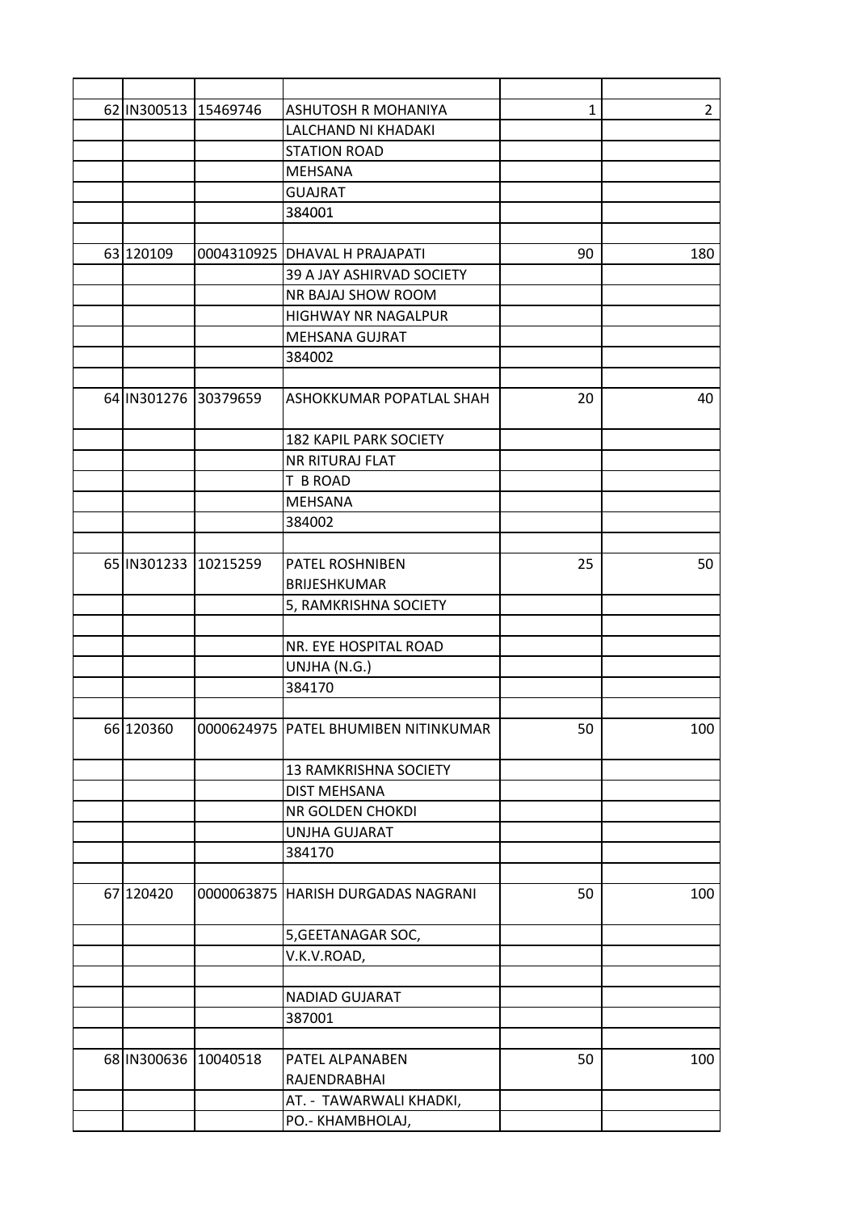| | | | | | |
|---|---|---|---|---|---|
| 62 | IN300513 | 15469746 | ASHUTOSH R MOHANIYA | 1 | 2 |
| | | | LALCHAND NI KHADAKI | | |
| | | | STATION ROAD | | |
| | | | MEHSANA | | |
| | | | GUAJRAT | | |
| | | | 384001 | | |
| | | | | | |
| 63 | 120109 | 0004310925 | DHAVAL H PRAJAPATI | 90 | 180 |
| | | | 39 A JAY ASHIRVAD SOCIETY | | |
| | | | NR BAJAJ SHOW ROOM | | |
| | | | HIGHWAY NR NAGALPUR | | |
| | | | MEHSANA GUJRAT | | |
| | | | 384002 | | |
| | | | | | |
| 64 | IN301276 | 30379659 | ASHOKKUMAR POPATLAL SHAH | 20 | 40 |
| | | | 182 KAPIL PARK SOCIETY | | |
| | | | NR RITURAJ FLAT | | |
| | | | T B ROAD | | |
| | | | MEHSANA | | |
| | | | 384002 | | |
| | | | | | |
| 65 | IN301233 | 10215259 | PATEL ROSHNIBEN BRIJESHKUMAR | 25 | 50 |
| | | | 5, RAMKRISHNA SOCIETY | | |
| | | | | | |
| | | | NR. EYE HOSPITAL ROAD | | |
| | | | UNJHA (N.G.) | | |
| | | | 384170 | | |
| | | | | | |
| 66 | 120360 | 0000624975 | PATEL BHUMIBEN NITINKUMAR | 50 | 100 |
| | | | 13 RAMKRISHNA SOCIETY | | |
| | | | DIST MEHSANA | | |
| | | | NR GOLDEN CHOKDI | | |
| | | | UNJHA GUJARAT | | |
| | | | 384170 | | |
| | | | | | |
| 67 | 120420 | 0000063875 | HARISH DURGADAS NAGRANI | 50 | 100 |
| | | | 5,GEETANAGAR SOC, | | |
| | | | V.K.V.ROAD, | | |
| | | | | | |
| | | | NADIAD GUJARAT | | |
| | | | 387001 | | |
| | | | | | |
| 68 | IN300636 | 10040518 | PATEL ALPANABEN RAJENDRABHAI | 50 | 100 |
| | | | AT. - TAWARWALI KHADKI, | | |
| | | | PO.- KHAMBHOLAJ, | | |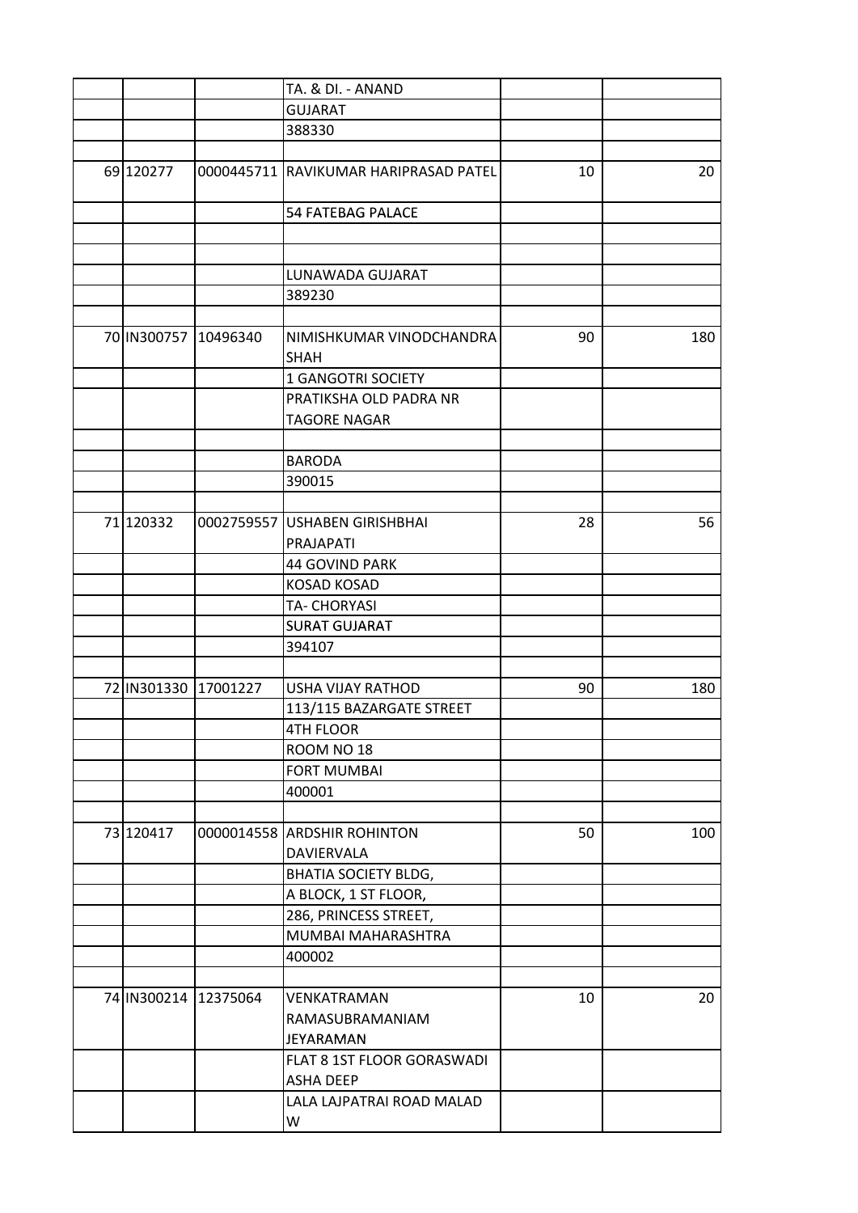| | | | | | |
|---|---|---|---|---|---|
| | | | TA. & DI. - ANAND | | |
| | | | GUJARAT | | |
| | | | 388330 | | |
| | | | | | |
| 69 | 120277 | 0000445711 | RAVIKUMAR HARIPRASAD PATEL | 10 | 20 |
| | | | 54 FATEBAG PALACE | | |
| | | | | | |
| | | | | | |
| | | | LUNAWADA GUJARAT | | |
| | | | 389230 | | |
| | | | | | |
| 70 | IN300757 | 10496340 | NIMISHKUMAR VINODCHANDRA SHAH | 90 | 180 |
| | | | 1 GANGOTRI SOCIETY | | |
| | | | PRATIKSHA OLD PADRA NR TAGORE NAGAR | | |
| | | | | | |
| | | | BARODA | | |
| | | | 390015 | | |
| | | | | | |
| 71 | 120332 | 0002759557 | USHABEN GIRISHBHAI PRAJAPATI | 28 | 56 |
| | | | 44 GOVIND PARK | | |
| | | | KOSAD KOSAD | | |
| | | | TA- CHORYASI | | |
| | | | SURAT GUJARAT | | |
| | | | 394107 | | |
| | | | | | |
| 72 | IN301330 | 17001227 | USHA VIJAY RATHOD | 90 | 180 |
| | | | 113/115 BAZARGATE STREET | | |
| | | | 4TH FLOOR | | |
| | | | ROOM NO 18 | | |
| | | | FORT MUMBAI | | |
| | | | 400001 | | |
| | | | | | |
| 73 | 120417 | 0000014558 | ARDSHIR ROHINTON DAVIERVALA | 50 | 100 |
| | | | BHATIA SOCIETY BLDG, | | |
| | | | A BLOCK, 1 ST FLOOR, | | |
| | | | 286, PRINCESS STREET, | | |
| | | | MUMBAI MAHARASHTRA | | |
| | | | 400002 | | |
| | | | | | |
| 74 | IN300214 | 12375064 | VENKATRAMAN RAMASUBRAMANIAM JEYARAMAN | 10 | 20 |
| | | | FLAT 8 1ST FLOOR GORASWADI ASHA DEEP | | |
| | | | LALA LAJPATRAI ROAD MALAD W | | |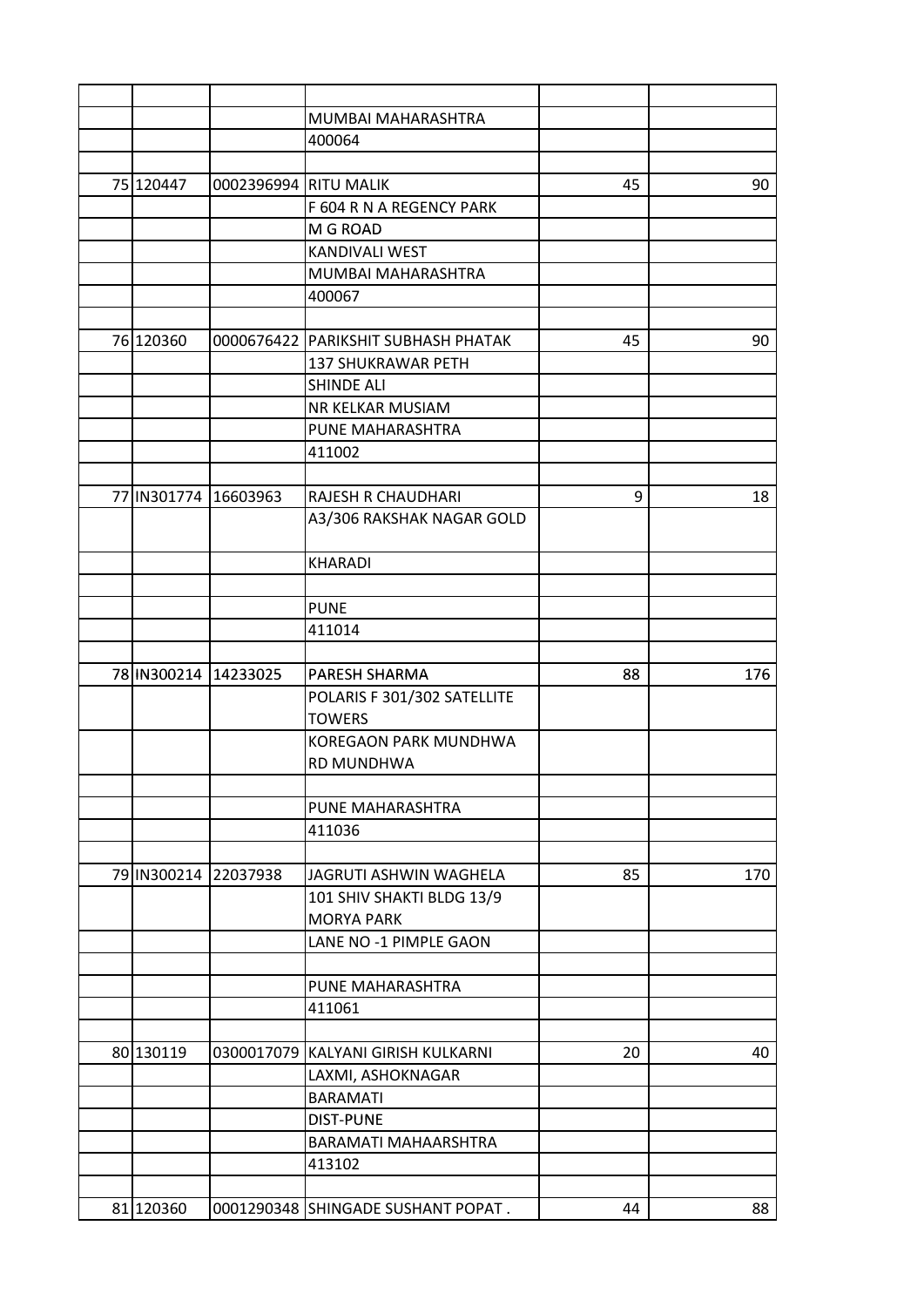| | | | | | |
|---|---|---|---|---|---|
| | | | MUMBAI MAHARASHTRA | | |
| | | | 400064 | | |
| | | | | | |
| 75 | 120447 | 0002396994 | RITU MALIK | 45 | 90 |
| | | | F 604 R N A REGENCY PARK | | |
| | | | M G ROAD | | |
| | | | KANDIVALI WEST | | |
| | | | MUMBAI MAHARASHTRA | | |
| | | | 400067 | | |
| | | | | | |
| 76 | 120360 | 0000676422 | PARIKSHIT SUBHASH PHATAK | 45 | 90 |
| | | | 137 SHUKRAWAR PETH | | |
| | | | SHINDE ALI | | |
| | | | NR KELKAR MUSIAM | | |
| | | | PUNE MAHARASHTRA | | |
| | | | 411002 | | |
| | | | | | |
| 77 | IN301774 | 16603963 | RAJESH R CHAUDHARI | 9 | 18 |
| | | | A3/306 RAKSHAK NAGAR GOLD | | |
| | | | KHARADI | | |
| | | | | | |
| | | | PUNE | | |
| | | | 411014 | | |
| | | | | | |
| 78 | IN300214 | 14233025 | PARESH SHARMA | 88 | 176 |
| | | | POLARIS F 301/302 SATELLITE TOWERS | | |
| | | | KOREGAON PARK MUNDHWA RD MUNDHWA | | |
| | | | | | |
| | | | PUNE MAHARASHTRA | | |
| | | | 411036 | | |
| | | | | | |
| 79 | IN300214 | 22037938 | JAGRUTI ASHWIN WAGHELA | 85 | 170 |
| | | | 101 SHIV SHAKTI BLDG 13/9 MORYA PARK | | |
| | | | LANE NO -1 PIMPLE GAON | | |
| | | | | | |
| | | | PUNE MAHARASHTRA | | |
| | | | 411061 | | |
| | | | | | |
| 80 | 130119 | 0300017079 | KALYANI GIRISH KULKARNI | 20 | 40 |
| | | | LAXMI, ASHOKNAGAR | | |
| | | | BARAMATI | | |
| | | | DIST-PUNE | | |
| | | | BARAMATI MAHAARSHTRA | | |
| | | | 413102 | | |
| | | | | | |
| 81 | 120360 | 0001290348 | SHINGADE SUSHANT POPAT . | 44 | 88 |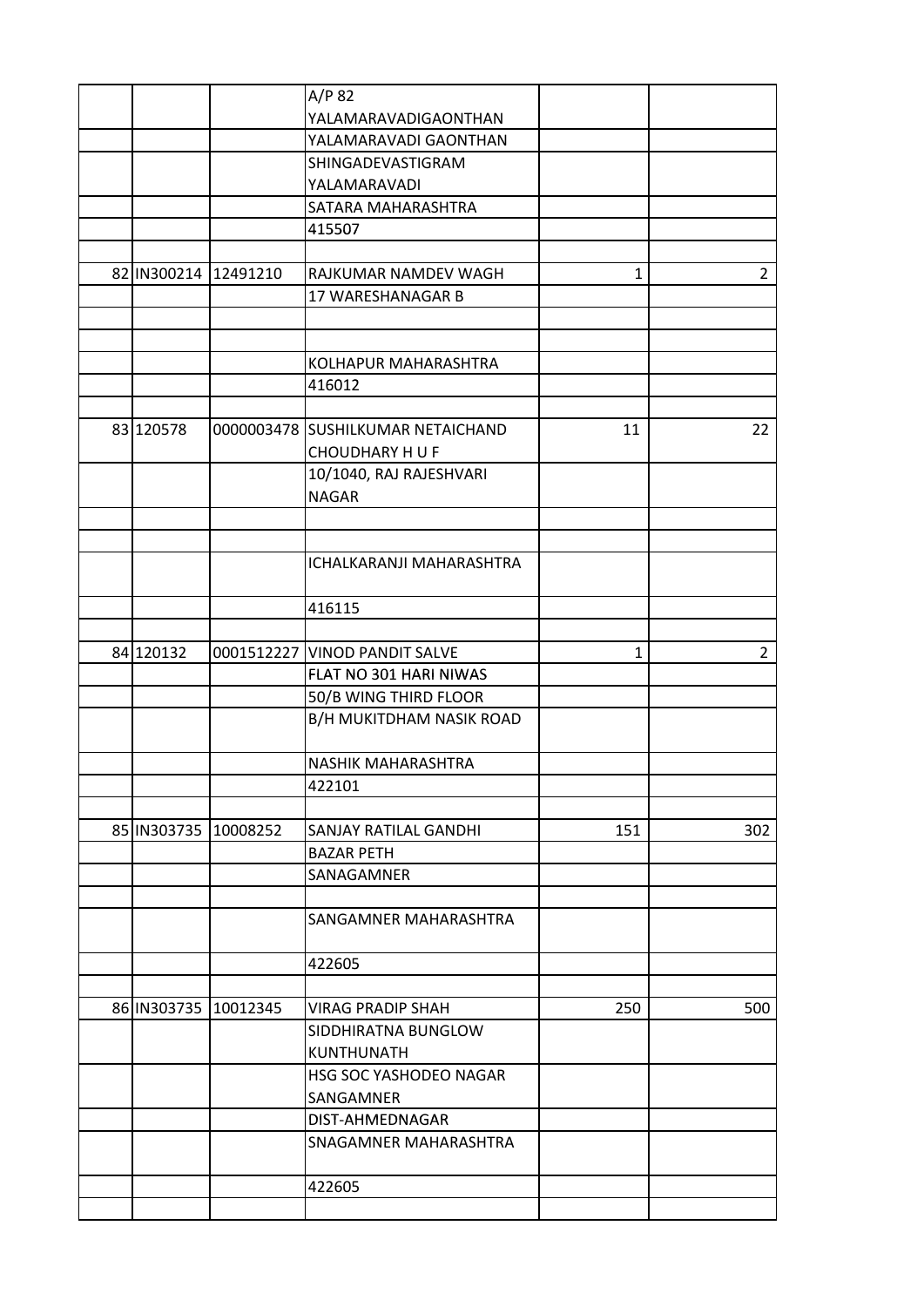| | | | | |
|---|---|---|---|---|
| | | A/P 82 YALAMARAVADIGAONTHAN | | |
| | | YALAMARAVADI GAONTHAN | | |
| | | SHINGADEVASTIGRAM YALAMARAVADI | | |
| | | SATARA MAHARASHTRA | | |
| | | 415507 | | |
| | | | | |
| 82 | IN300214 | 12491210 | RAJKUMAR NAMDEV WAGH | 1 | 2 |
| | | 17 WARESHANAGAR B | | |
| | | | | |
| | | | | |
| | | KOLHAPUR MAHARASHTRA | | |
| | | 416012 | | |
| | | | | |
| 83 | 120578 | 0000003478 | SUSHILKUMAR NETAICHAND CHOUDHARY H U F | 11 | 22 |
| | | 10/1040, RAJ RAJESHVARI NAGAR | | |
| | | | | |
| | | | | |
| | | ICHALKARANJI MAHARASHTRA | | |
| | | 416115 | | |
| | | | | |
| 84 | 120132 | 0001512227 | VINOD PANDIT SALVE | 1 | 2 |
| | | FLAT NO 301 HARI NIWAS | | |
| | | 50/B WING THIRD FLOOR | | |
| | | B/H MUKITDHAM NASIK ROAD | | |
| | | NASHIK MAHARASHTRA | | |
| | | 422101 | | |
| | | | | |
| 85 | IN303735 | 10008252 | SANJAY RATILAL GANDHI | 151 | 302 |
| | | BAZAR PETH | | |
| | | SANAGAMNER | | |
| | | | | |
| | | SANGAMNER MAHARASHTRA | | |
| | | 422605 | | |
| | | | | |
| 86 | IN303735 | 10012345 | VIRAG PRADIP SHAH | 250 | 500 |
| | | SIDDHIRATNA BUNGLOW KUNTHUNATH | | |
| | | HSG SOC YASHODEO NAGAR SANGAMNER | | |
| | | DIST-AHMEDNAGAR | | |
| | | SNAGAMNER MAHARASHTRA | | |
| | | 422605 | | |
| | | | | |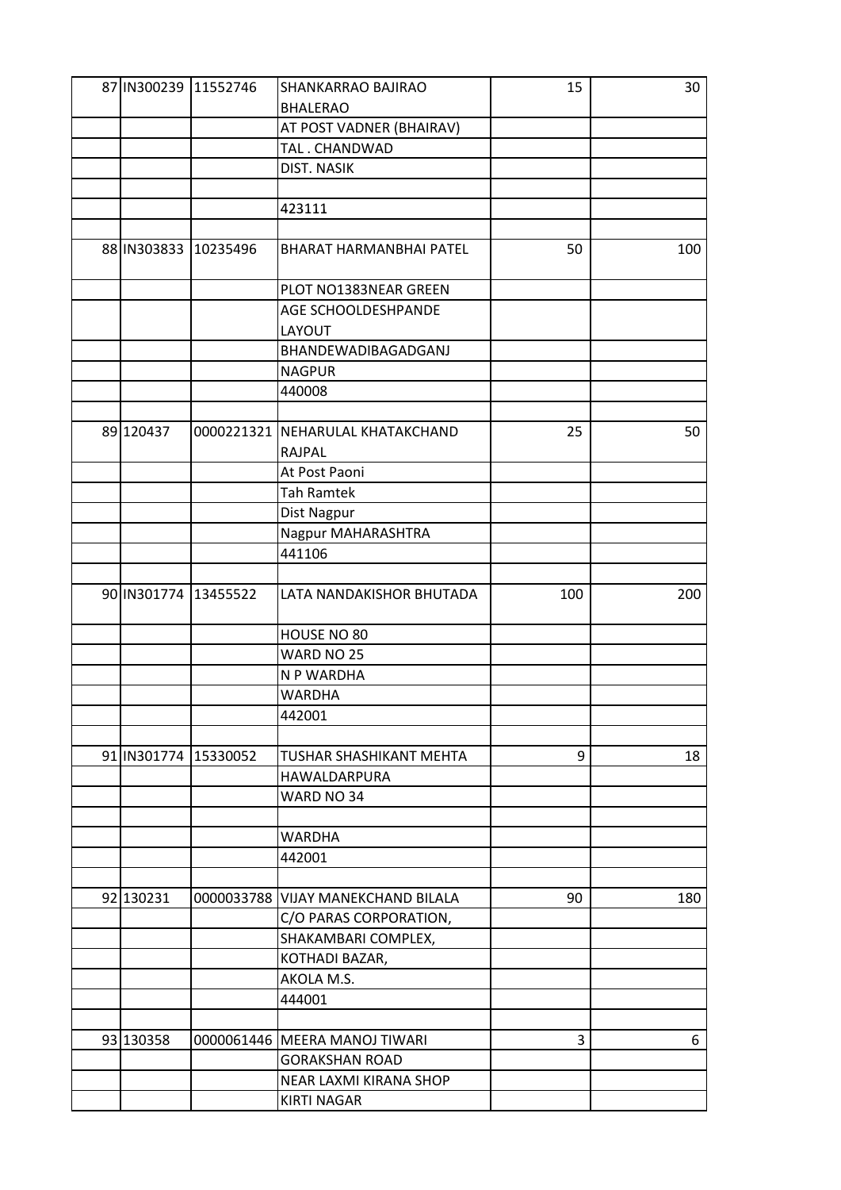| | | | | | |
|---|---|---|---|---|---|
| 87 | IN300239 | 11552746 | SHANKARRAO BAJIRAO BHALERAO | 15 | 30 |
| | | | AT POST VADNER (BHAIRAV) | | |
| | | | TAL . CHANDWAD | | |
| | | | DIST. NASIK | | |
| | | | | | |
| | | | 423111 | | |
| | | | | | |
| 88 | IN303833 | 10235496 | BHARAT HARMANBHAI PATEL | 50 | 100 |
| | | | PLOT NO1383NEAR GREEN | | |
| | | | AGE SCHOOLDESHPANDE LAYOUT | | |
| | | | BHANDEWADIBAGADGANJ | | |
| | | | NAGPUR | | |
| | | | 440008 | | |
| | | | | | |
| 89 | 120437 | 0000221321 | NEHARULAL KHATAKCHAND RAJPAL | 25 | 50 |
| | | | At Post Paoni | | |
| | | | Tah Ramtek | | |
| | | | Dist Nagpur | | |
| | | | Nagpur MAHARASHTRA | | |
| | | | 441106 | | |
| | | | | | |
| 90 | IN301774 | 13455522 | LATA NANDAKISHOR BHUTADA | 100 | 200 |
| | | | HOUSE NO 80 | | |
| | | | WARD NO 25 | | |
| | | | N P WARDHA | | |
| | | | WARDHA | | |
| | | | 442001 | | |
| | | | | | |
| 91 | IN301774 | 15330052 | TUSHAR SHASHIKANT MEHTA | 9 | 18 |
| | | | HAWALDARPURA | | |
| | | | WARD NO 34 | | |
| | | | | | |
| | | | WARDHA | | |
| | | | 442001 | | |
| | | | | | |
| 92 | 130231 | 0000033788 | VIJAY MANEKCHAND BILALA | 90 | 180 |
| | | | C/O PARAS CORPORATION, | | |
| | | | SHAKAMBARI COMPLEX, | | |
| | | | KOTHADI BAZAR, | | |
| | | | AKOLA M.S. | | |
| | | | 444001 | | |
| | | | | | |
| 93 | 130358 | 0000061446 | MEERA MANOJ TIWARI | 3 | 6 |
| | | | GORAKSHAN ROAD | | |
| | | | NEAR LAXMI KIRANA SHOP | | |
| | | | KIRTI NAGAR | | |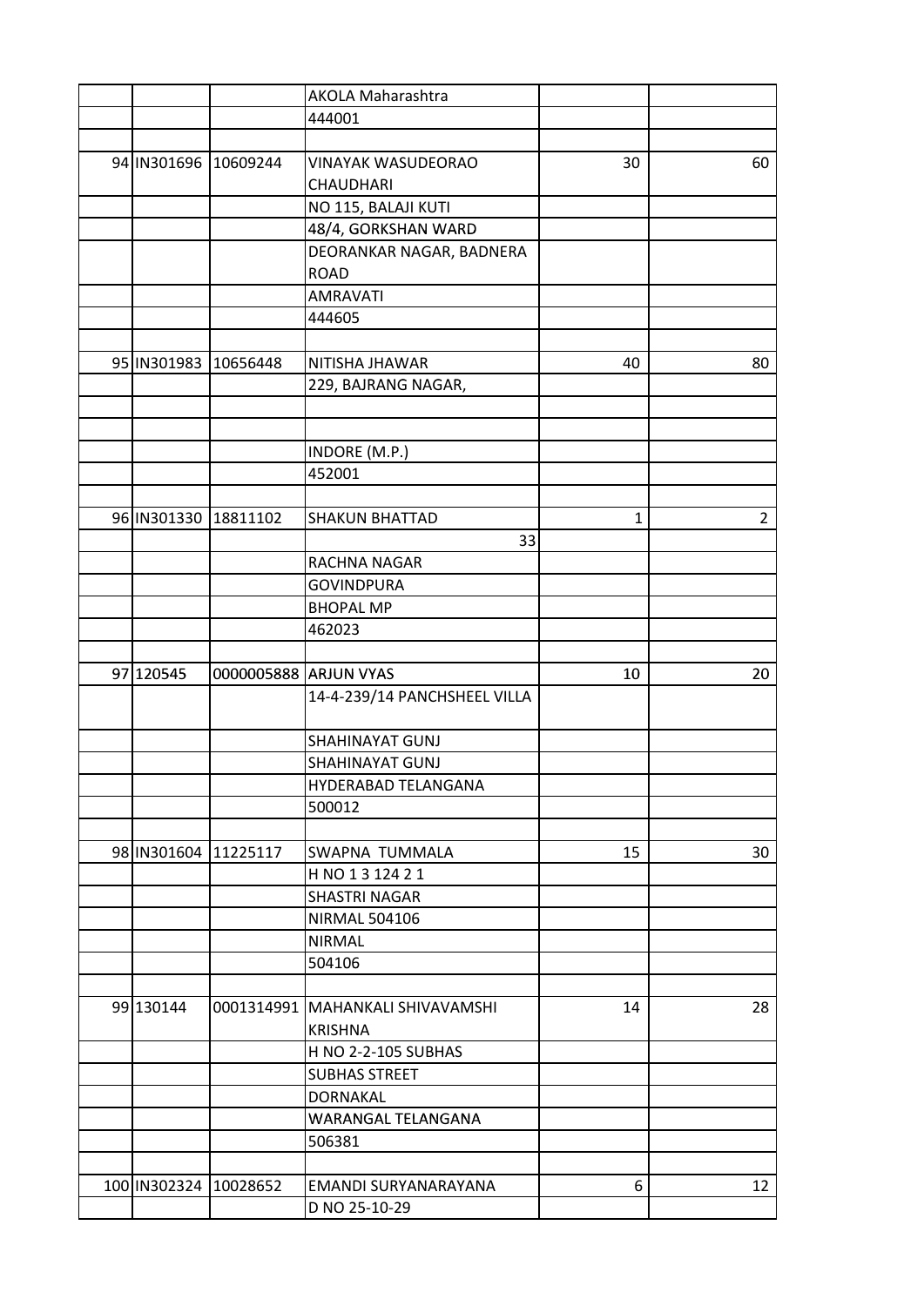| | | | | | |
|---|---|---|---|---|---|
| | | | AKOLA Maharashtra | | |
| | | | 444001 | | |
| | | | | | |
| 94 | IN301696 | 10609244 | VINAYAK WASUDEORAO CHAUDHARI | 30 | 60 |
| | | | NO 115, BALAJI KUTI | | |
| | | | 48/4, GORKSHAN WARD | | |
| | | | DEORANKAR NAGAR, BADNERA ROAD | | |
| | | | AMRAVATI | | |
| | | | 444605 | | |
| | | | | | |
| 95 | IN301983 | 10656448 | NITISHA JHAWAR | 40 | 80 |
| | | | 229, BAJRANG NAGAR, | | |
| | | | | | |
| | | | | | |
| | | | INDORE (M.P.) | | |
| | | | 452001 | | |
| | | | | | |
| 96 | IN301330 | 18811102 | SHAKUN BHATTAD | 1 | 2 |
| | | | 33 | | |
| | | | RACHNA NAGAR | | |
| | | | GOVINDPURA | | |
| | | | BHOPAL MP | | |
| | | | 462023 | | |
| | | | | | |
| 97 | 120545 | 0000005888 | ARJUN VYAS | 10 | 20 |
| | | | 14-4-239/14 PANCHSHEEL VILLA | | |
| | | | SHAHINAYAT GUNJ | | |
| | | | SHAHINAYAT GUNJ | | |
| | | | HYDERABAD TELANGANA | | |
| | | | 500012 | | |
| | | | | | |
| 98 | IN301604 | 11225117 | SWAPNA TUMMALA | 15 | 30 |
| | | | H NO 1 3 124 2 1 | | |
| | | | SHASTRI NAGAR | | |
| | | | NIRMAL 504106 | | |
| | | | NIRMAL | | |
| | | | 504106 | | |
| | | | | | |
| 99 | 130144 | 0001314991 | MAHANKALI SHIVAVAMSHI KRISHNA | 14 | 28 |
| | | | H NO 2-2-105 SUBHAS | | |
| | | | SUBHAS STREET | | |
| | | | DORNAKAL | | |
| | | | WARANGAL TELANGANA | | |
| | | | 506381 | | |
| | | | | | |
| 100 | IN302324 | 10028652 | EMANDI SURYANARAYANA | 6 | 12 |
| | | | D NO 25-10-29 | | |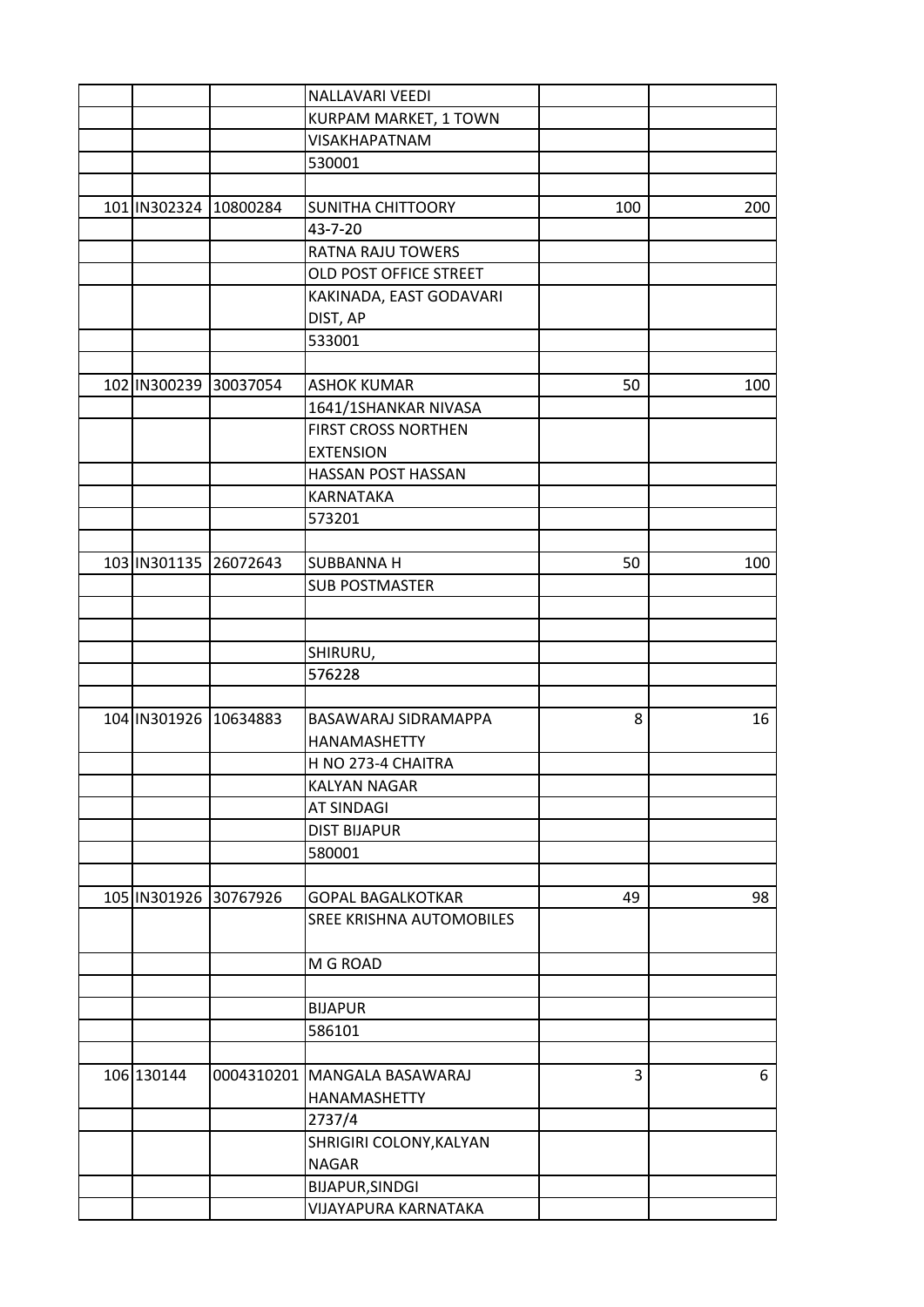| | | | | | |
|---|---|---|---|---|---|
| | | | NALLAVARI VEEDI | | |
| | | | KURPAM MARKET, 1 TOWN | | |
| | | | VISAKHAPATNAM | | |
| | | | 530001 | | |
| | | | | | |
| 101 | IN302324 | 10800284 | SUNITHA CHITTOORY | 100 | 200 |
| | | | 43-7-20 | | |
| | | | RATNA RAJU TOWERS | | |
| | | | OLD POST OFFICE STREET | | |
| | | | KAKINADA, EAST GODAVARI DIST, AP | | |
| | | | 533001 | | |
| | | | | | |
| 102 | IN300239 | 30037054 | ASHOK KUMAR | 50 | 100 |
| | | | 1641/1SHANKAR NIVASA | | |
| | | | FIRST CROSS NORTHEN EXTENSION | | |
| | | | HASSAN POST HASSAN | | |
| | | | KARNATAKA | | |
| | | | 573201 | | |
| | | | | | |
| 103 | IN301135 | 26072643 | SUBBANNA H | 50 | 100 |
| | | | SUB POSTMASTER | | |
| | | | | | |
| | | | | | |
| | | | SHIRURU, | | |
| | | | 576228 | | |
| | | | | | |
| 104 | IN301926 | 10634883 | BASAWARAJ SIDRAMAPPA HANAMASHETTY | 8 | 16 |
| | | | H NO 273-4 CHAITRA | | |
| | | | KALYAN NAGAR | | |
| | | | AT SINDAGI | | |
| | | | DIST BIJAPUR | | |
| | | | 580001 | | |
| | | | | | |
| 105 | IN301926 | 30767926 | GOPAL BAGALKOTKAR | 49 | 98 |
| | | | SREE KRISHNA AUTOMOBILES | | |
| | | | M G ROAD | | |
| | | | | | |
| | | | BIJAPUR | | |
| | | | 586101 | | |
| | | | | | |
| 106 | 130144 | 0004310201 | MANGALA BASAWARAJ HANAMASHETTY | 3 | 6 |
| | | | 2737/4 | | |
| | | | SHRIGIRI COLONY,KALYAN NAGAR | | |
| | | | BIJAPUR,SINDGI | | |
| | | | VIJAYAPURA KARNATAKA | | |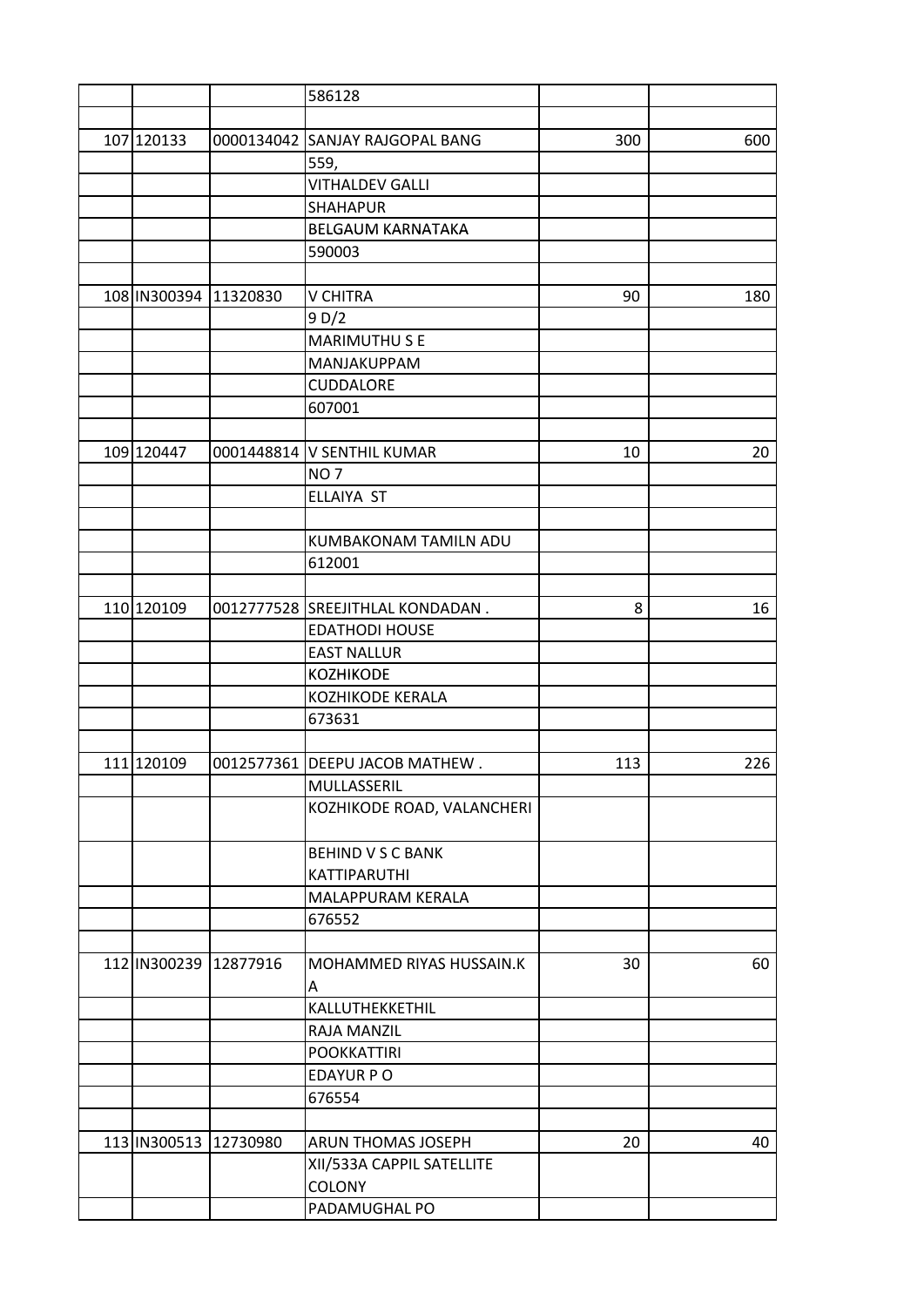| | | | | | |
|---|---|---|---|---|---|
| | | | 586128 | | |
| | | | | | |
| 107 | 120133 | 0000134042 | SANJAY RAJGOPAL BANG | 300 | 600 |
| | | | 559, | | |
| | | | VITHALDEV GALLI | | |
| | | | SHAHAPUR | | |
| | | | BELGAUM KARNATAKA | | |
| | | | 590003 | | |
| | | | | | |
| 108 | IN300394 | 11320830 | V CHITRA | 90 | 180 |
| | | | 9 D/2 | | |
| | | | MARIMUTHU S E | | |
| | | | MANJAKUPPAM | | |
| | | | CUDDALORE | | |
| | | | 607001 | | |
| | | | | | |
| 109 | 120447 | 0001448814 | V SENTHIL KUMAR | 10 | 20 |
| | | | NO 7 | | |
| | | | ELLAIYA ST | | |
| | | | | | |
| | | | KUMBAKONAM TAMILN ADU | | |
| | | | 612001 | | |
| | | | | | |
| 110 | 120109 | 0012777528 | SREEJITHLAL KONDADAN . | 8 | 16 |
| | | | EDATHODI HOUSE | | |
| | | | EAST NALLUR | | |
| | | | KOZHIKODE | | |
| | | | KOZHIKODE KERALA | | |
| | | | 673631 | | |
| | | | | | |
| 111 | 120109 | 0012577361 | DEEPU JACOB MATHEW . | 113 | 226 |
| | | | MULLASSERIL | | |
| | | | KOZHIKODE ROAD, VALANCHERI | | |
| | | | BEHIND V S C BANK KATTIPARUTHI | | |
| | | | MALAPPURAM KERALA | | |
| | | | 676552 | | |
| | | | | | |
| 112 | IN300239 | 12877916 | MOHAMMED RIYAS HUSSAIN.K A | 30 | 60 |
| | | | KALLUTHEKKETHIL | | |
| | | | RAJA MANZIL | | |
| | | | POOKKATTIRI | | |
| | | | EDAYUR P O | | |
| | | | 676554 | | |
| | | | | | |
| 113 | IN300513 | 12730980 | ARUN THOMAS JOSEPH | 20 | 40 |
| | | | XII/533A CAPPIL SATELLITE COLONY | | |
| | | | PADAMUGHAL PO | | |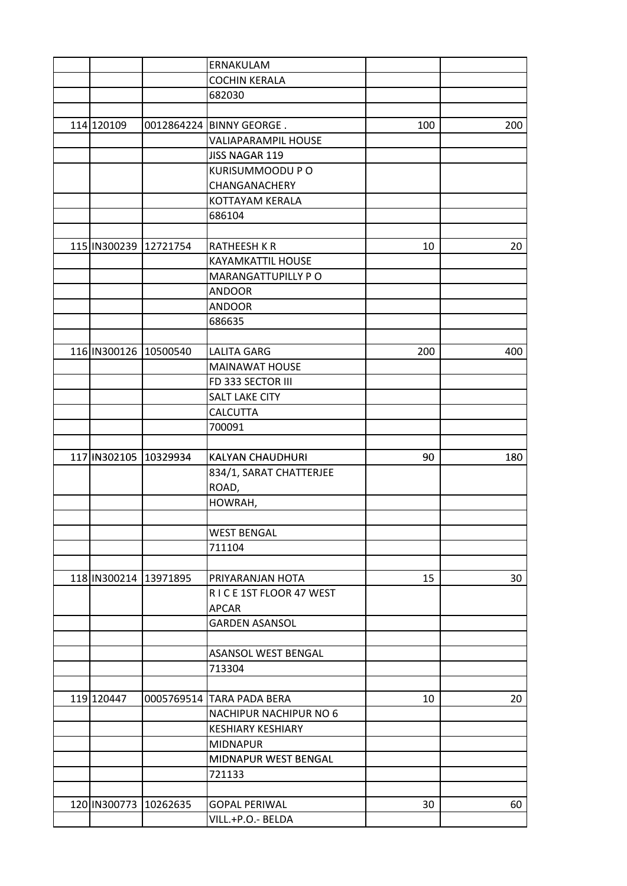| | | | | | |
|---|---|---|---|---|---|
| | | | ERNAKULAM | | |
| | | | COCHIN KERALA | | |
| | | | 682030 | | |
| | | | | | |
| 114 | 120109 | 0012864224 | BINNY GEORGE . | 100 | 200 |
| | | | VALIAPARAMPIL HOUSE | | |
| | | | JISS NAGAR 119 | | |
| | | | KURISUMMOODU P O | | |
| | | | CHANGANACHERY | | |
| | | | KOTTAYAM KERALA | | |
| | | | 686104 | | |
| | | | | | |
| 115 | IN300239 | 12721754 | RATHEESH K R | 10 | 20 |
| | | | KAYAMKATTIL HOUSE | | |
| | | | MARANGATTUPILLY P O | | |
| | | | ANDOOR | | |
| | | | ANDOOR | | |
| | | | 686635 | | |
| | | | | | |
| 116 | IN300126 | 10500540 | LALITA GARG | 200 | 400 |
| | | | MAINAWAT HOUSE | | |
| | | | FD 333 SECTOR III | | |
| | | | SALT LAKE CITY | | |
| | | | CALCUTTA | | |
| | | | 700091 | | |
| | | | | | |
| 117 | IN302105 | 10329934 | KALYAN CHAUDHURI | 90 | 180 |
| | | | 834/1, SARAT CHATTERJEE ROAD, | | |
| | | | HOWRAH, | | |
| | | | | | |
| | | | WEST BENGAL | | |
| | | | 711104 | | |
| | | | | | |
| 118 | IN300214 | 13971895 | PRIYARANJAN HOTA | 15 | 30 |
| | | | R I C E 1ST FLOOR 47 WEST APCAR | | |
| | | | GARDEN ASANSOL | | |
| | | | | | |
| | | | ASANSOL WEST BENGAL | | |
| | | | 713304 | | |
| | | | | | |
| 119 | 120447 | 0005769514 | TARA PADA BERA | 10 | 20 |
| | | | NACHIPUR NACHIPUR NO 6 | | |
| | | | KESHIARY KESHIARY | | |
| | | | MIDNAPUR | | |
| | | | MIDNAPUR WEST BENGAL | | |
| | | | 721133 | | |
| | | | | | |
| 120 | IN300773 | 10262635 | GOPAL PERIWAL | 30 | 60 |
| | | | VILL.+P.O.- BELDA | | |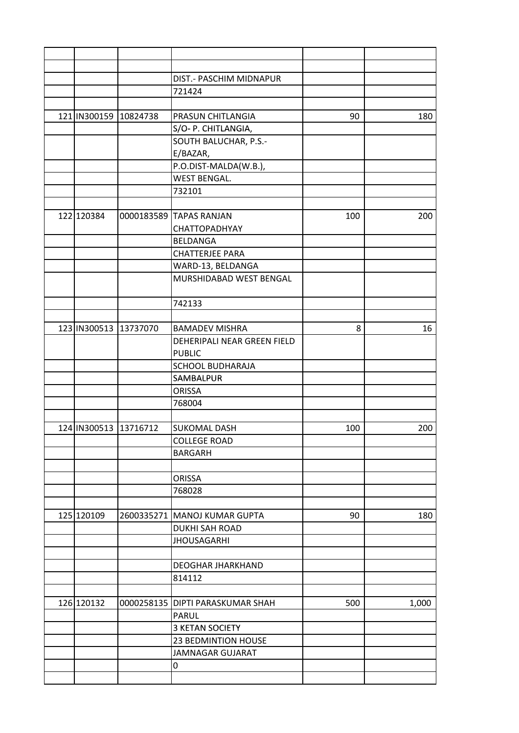| | | | | | |
|---|---|---|---|---|---|
| | | | | | |
| | | | | | |
| | | | DIST.- PASCHIM MIDNAPUR | | |
| | | | 721424 | | |
| | | | | | |
| 121 | IN300159 | 10824738 | PRASUN CHITLANGIA | 90 | 180 |
| | | | S/O- P. CHITLANGIA, | | |
| | | | SOUTH BALUCHAR, P.S.- E/BAZAR, | | |
| | | | P.O.DIST-MALDA(W.B.), | | |
| | | | WEST BENGAL. | | |
| | | | 732101 | | |
| | | | | | |
| 122 | 120384 | 0000183589 | TAPAS RANJAN CHATTOPADHYAY | 100 | 200 |
| | | | BELDANGA | | |
| | | | CHATTERJEE PARA | | |
| | | | WARD-13, BELDANGA | | |
| | | | MURSHIDABAD WEST BENGAL | | |
| | | | 742133 | | |
| | | | | | |
| 123 | IN300513 | 13737070 | BAMADEV MISHRA | 8 | 16 |
| | | | DEHERIPALI NEAR GREEN FIELD PUBLIC | | |
| | | | SCHOOL BUDHARAJA | | |
| | | | SAMBALPUR | | |
| | | | ORISSA | | |
| | | | 768004 | | |
| | | | | | |
| 124 | IN300513 | 13716712 | SUKOMAL DASH | 100 | 200 |
| | | | COLLEGE ROAD | | |
| | | | BARGARH | | |
| | | | | | |
| | | | ORISSA | | |
| | | | 768028 | | |
| | | | | | |
| 125 | 120109 | 2600335271 | MANOJ KUMAR GUPTA | 90 | 180 |
| | | | DUKHI SAH ROAD | | |
| | | | JHOUSAGARHI | | |
| | | | | | |
| | | | DEOGHAR JHARKHAND | | |
| | | | 814112 | | |
| | | | | | |
| 126 | 120132 | 0000258135 | DIPTI PARASKUMAR SHAH | 500 | 1,000 |
| | | | PARUL | | |
| | | | 3 KETAN SOCIETY | | |
| | | | 23 BEDMINTION HOUSE | | |
| | | | JAMNAGAR GUJARAT | | |
| | | | 0 | | |
| | | | | | |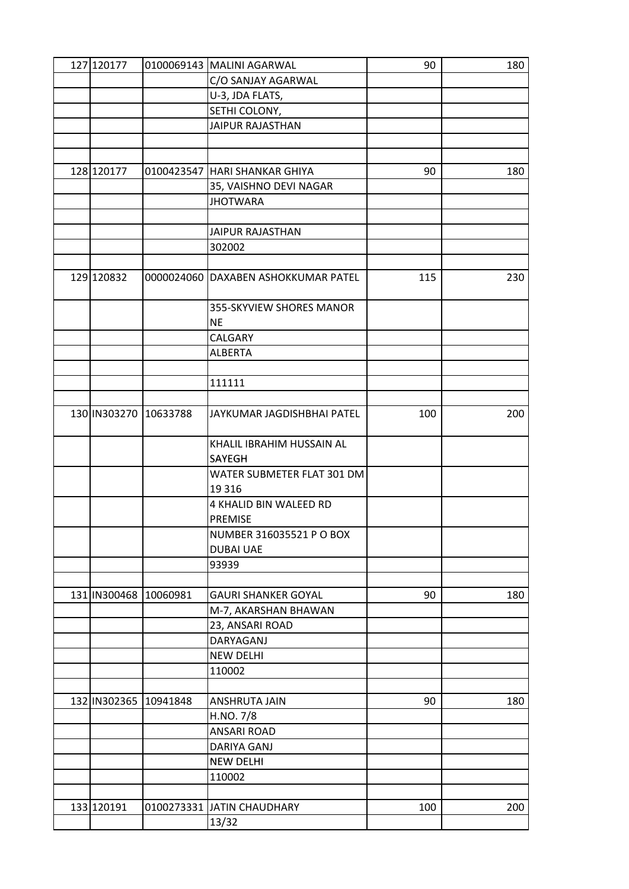| | | | | | |
|---|---|---|---|---|---|
| 127 | 120177 | 0100069143 | MALINI AGARWAL | 90 | 180 |
| | | | C/O SANJAY AGARWAL | | |
| | | | U-3, JDA FLATS, | | |
| | | | SETHI COLONY, | | |
| | | | JAIPUR RAJASTHAN | | |
| | | | | | |
| | | | | | |
| 128 | 120177 | 0100423547 | HARI SHANKAR GHIYA | 90 | 180 |
| | | | 35, VAISHNO DEVI NAGAR | | |
| | | | JHOTWARA | | |
| | | | | | |
| | | | JAIPUR RAJASTHAN | | |
| | | | 302002 | | |
| | | | | | |
| 129 | 120832 | 0000024060 | DAXABEN ASHOKKUMAR PATEL | 115 | 230 |
| | | | 355-SKYVIEW SHORES MANOR NE | | |
| | | | CALGARY | | |
| | | | ALBERTA | | |
| | | | | | |
| | | | 111111 | | |
| | | | | | |
| 130 | IN303270 | 10633788 | JAYKUMAR JAGDISHBHAI PATEL | 100 | 200 |
| | | | KHALIL IBRAHIM HUSSAIN AL SAYEGH | | |
| | | | WATER SUBMETER FLAT 301 DM 19 316 | | |
| | | | 4 KHALID BIN WALEED RD PREMISE | | |
| | | | NUMBER 316035521 P O BOX DUBAI UAE | | |
| | | | 93939 | | |
| | | | | | |
| 131 | IN300468 | 10060981 | GAURI SHANKER GOYAL | 90 | 180 |
| | | | M-7, AKARSHAN BHAWAN | | |
| | | | 23, ANSARI ROAD | | |
| | | | DARYAGANJ | | |
| | | | NEW DELHI | | |
| | | | 110002 | | |
| | | | | | |
| 132 | IN302365 | 10941848 | ANSHRUTA JAIN | 90 | 180 |
| | | | H.NO. 7/8 | | |
| | | | ANSARI ROAD | | |
| | | | DARIYA GANJ | | |
| | | | NEW DELHI | | |
| | | | 110002 | | |
| | | | | | |
| 133 | 120191 | 0100273331 | JATIN CHAUDHARY | 100 | 200 |
| | | | 13/32 | | |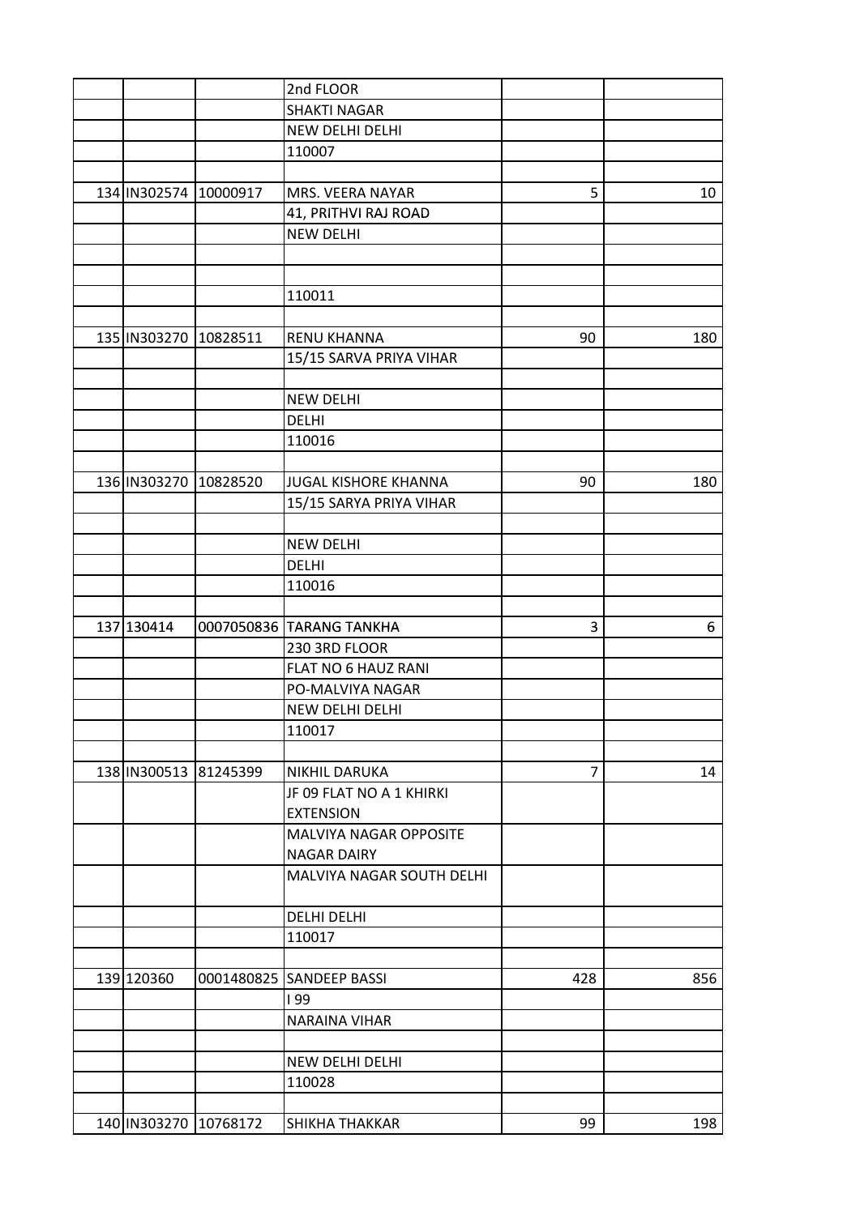| | | | | | |
|---|---|---|---|---|---|
| | | | 2nd FLOOR | | |
| | | | SHAKTI NAGAR | | |
| | | | NEW DELHI DELHI | | |
| | | | 110007 | | |
| | | | | | |
| 134 | IN302574 | 10000917 | MRS. VEERA NAYAR | 5 | 10 |
| | | | 41, PRITHVI RAJ ROAD | | |
| | | | NEW DELHI | | |
| | | | | | |
| | | | | | |
| | | | 110011 | | |
| | | | | | |
| 135 | IN303270 | 10828511 | RENU KHANNA | 90 | 180 |
| | | | 15/15 SARVA PRIYA VIHAR | | |
| | | | | | |
| | | | NEW DELHI | | |
| | | | DELHI | | |
| | | | 110016 | | |
| | | | | | |
| 136 | IN303270 | 10828520 | JUGAL KISHORE KHANNA | 90 | 180 |
| | | | 15/15 SARYA PRIYA VIHAR | | |
| | | | | | |
| | | | NEW DELHI | | |
| | | | DELHI | | |
| | | | 110016 | | |
| | | | | | |
| 137 | 130414 | 0007050836 | TARANG TANKHA | 3 | 6 |
| | | | 230 3RD FLOOR | | |
| | | | FLAT NO 6 HAUZ RANI | | |
| | | | PO-MALVIYA NAGAR | | |
| | | | NEW DELHI DELHI | | |
| | | | 110017 | | |
| | | | | | |
| 138 | IN300513 | 81245399 | NIKHIL DARUKA | 7 | 14 |
| | | | JF 09 FLAT NO A 1 KHIRKI EXTENSION | | |
| | | | MALVIYA NAGAR OPPOSITE NAGAR DAIRY | | |
| | | | MALVIYA NAGAR SOUTH DELHI | | |
| | | | DELHI DELHI | | |
| | | | 110017 | | |
| | | | | | |
| 139 | 120360 | 0001480825 | SANDEEP BASSI | 428 | 856 |
| | | | I 99 | | |
| | | | NARAINA VIHAR | | |
| | | | | | |
| | | | NEW DELHI DELHI | | |
| | | | 110028 | | |
| | | | | | |
| 140 | IN303270 | 10768172 | SHIKHA THAKKAR | 99 | 198 |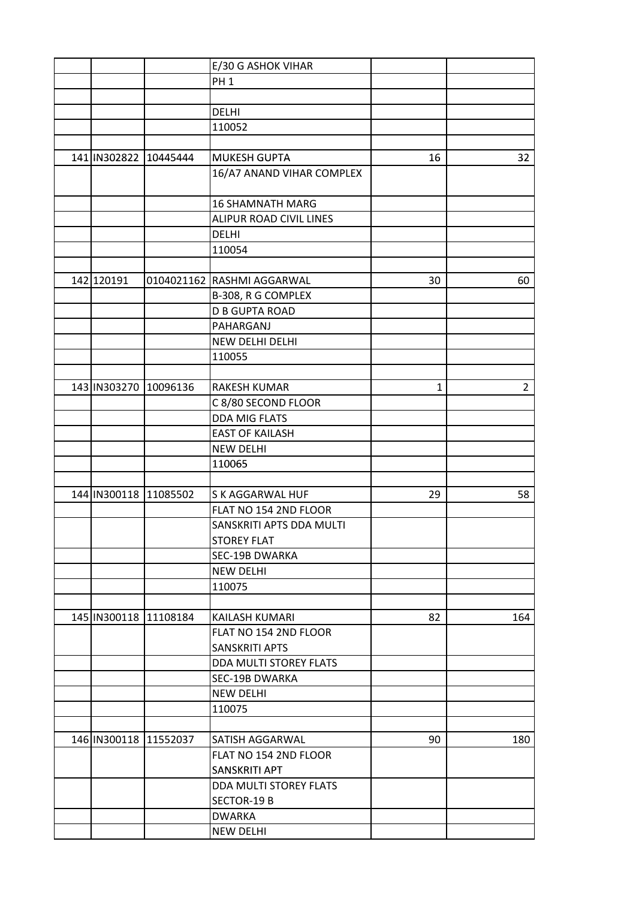| | | | | | |
|---|---|---|---|---|---|
| | | | E/30 G ASHOK VIHAR | | |
| | | | PH 1 | | |
| | | | | | |
| | | | DELHI | | |
| | | | 110052 | | |
| | | | | | |
| 141 | IN302822 | 10445444 | MUKESH GUPTA | 16 | 32 |
| | | | 16/A7 ANAND VIHAR COMPLEX | | |
| | | | 16 SHAMNATH MARG | | |
| | | | ALIPUR ROAD CIVIL LINES | | |
| | | | DELHI | | |
| | | | 110054 | | |
| | | | | | |
| 142 | 120191 | 0104021162 | RASHMI AGGARWAL | 30 | 60 |
| | | | B-308, R G COMPLEX | | |
| | | | D B GUPTA ROAD | | |
| | | | PAHARGANJ | | |
| | | | NEW DELHI DELHI | | |
| | | | 110055 | | |
| | | | | | |
| 143 | IN303270 | 10096136 | RAKESH KUMAR | 1 | 2 |
| | | | C 8/80 SECOND FLOOR | | |
| | | | DDA MIG FLATS | | |
| | | | EAST OF KAILASH | | |
| | | | NEW DELHI | | |
| | | | 110065 | | |
| | | | | | |
| 144 | IN300118 | 11085502 | S K AGGARWAL HUF | 29 | 58 |
| | | | FLAT NO 154 2ND FLOOR | | |
| | | | SANSKRITI APTS DDA MULTI | | |
| | | | STOREY FLAT | | |
| | | | SEC-19B DWARKA | | |
| | | | NEW DELHI | | |
| | | | 110075 | | |
| | | | | | |
| 145 | IN300118 | 11108184 | KAILASH KUMARI | 82 | 164 |
| | | | FLAT NO 154 2ND FLOOR | | |
| | | | SANSKRITI APTS | | |
| | | | DDA MULTI STOREY FLATS | | |
| | | | SEC-19B DWARKA | | |
| | | | NEW DELHI | | |
| | | | 110075 | | |
| | | | | | |
| 146 | IN300118 | 11552037 | SATISH AGGARWAL | 90 | 180 |
| | | | FLAT NO 154 2ND FLOOR | | |
| | | | SANSKRITI APT | | |
| | | | DDA MULTI STOREY FLATS | | |
| | | | SECTOR-19 B | | |
| | | | DWARKA | | |
| | | | NEW DELHI | | |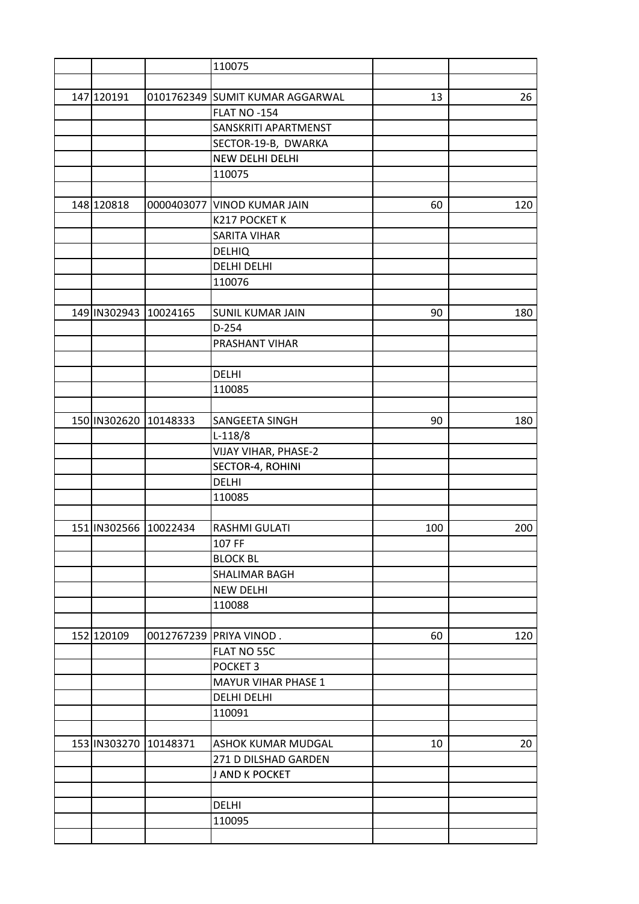| | | | | | |
|---|---|---|---|---|---|
| | | | 110075 | | |
| | | | | | |
| 147 | 120191 | 0101762349 | SUMIT KUMAR AGGARWAL | 13 | 26 |
| | | | FLAT NO -154 | | |
| | | | SANSKRITI APARTMENST | | |
| | | | SECTOR-19-B, DWARKA | | |
| | | | NEW DELHI DELHI | | |
| | | | 110075 | | |
| | | | | | |
| 148 | 120818 | 0000403077 | VINOD KUMAR JAIN | 60 | 120 |
| | | | K217 POCKET K | | |
| | | | SARITA VIHAR | | |
| | | | DELHIQ | | |
| | | | DELHI DELHI | | |
| | | | 110076 | | |
| | | | | | |
| 149 | IN302943 | 10024165 | SUNIL KUMAR JAIN | 90 | 180 |
| | | | D-254 | | |
| | | | PRASHANT VIHAR | | |
| | | | | | |
| | | | DELHI | | |
| | | | 110085 | | |
| | | | | | |
| 150 | IN302620 | 10148333 | SANGEETA SINGH | 90 | 180 |
| | | | L-118/8 | | |
| | | | VIJAY VIHAR, PHASE-2 | | |
| | | | SECTOR-4, ROHINI | | |
| | | | DELHI | | |
| | | | 110085 | | |
| | | | | | |
| 151 | IN302566 | 10022434 | RASHMI GULATI | 100 | 200 |
| | | | 107 FF | | |
| | | | BLOCK BL | | |
| | | | SHALIMAR BAGH | | |
| | | | NEW DELHI | | |
| | | | 110088 | | |
| | | | | | |
| 152 | 120109 | 0012767239 | PRIYA VINOD . | 60 | 120 |
| | | | FLAT NO 55C | | |
| | | | POCKET 3 | | |
| | | | MAYUR VIHAR PHASE 1 | | |
| | | | DELHI DELHI | | |
| | | | 110091 | | |
| | | | | | |
| 153 | IN303270 | 10148371 | ASHOK KUMAR MUDGAL | 10 | 20 |
| | | | 271 D DILSHAD GARDEN | | |
| | | | J AND K POCKET | | |
| | | | | | |
| | | | DELHI | | |
| | | | 110095 | | |
| | | | | | |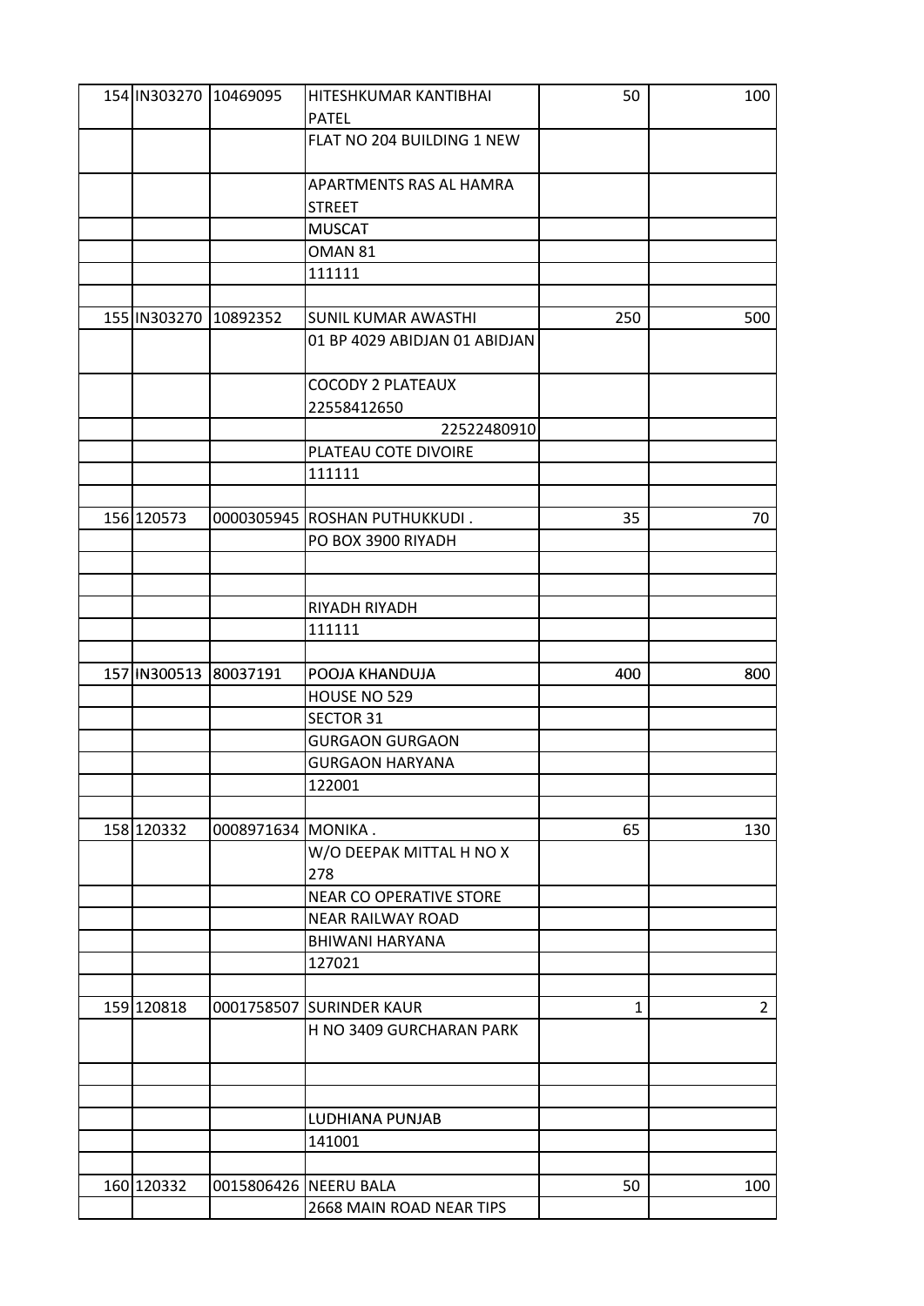| | | | | | |
|---|---|---|---|---|---|
| 154 | IN303270 | 10469095 | HITESHKUMAR KANTIBHAI PATEL | 50 | 100 |
| | | | FLAT NO 204 BUILDING 1 NEW | | |
| | | | APARTMENTS RAS AL HAMRA STREET | | |
| | | | MUSCAT | | |
| | | | OMAN 81 | | |
| | | | 111111 | | |
| | | | | | |
| 155 | IN303270 | 10892352 | SUNIL KUMAR AWASTHI | 250 | 500 |
| | | | 01 BP 4029 ABIDJAN 01 ABIDJAN | | |
| | | | COCODY 2 PLATEAUX 22558412650 | | |
| | | | 22522480910 | | |
| | | | PLATEAU COTE DIVOIRE | | |
| | | | 111111 | | |
| | | | | | |
| 156 | 120573 | 0000305945 | ROSHAN PUTHUKKUDI . | 35 | 70 |
| | | | PO BOX 3900 RIYADH | | |
| | | | | | |
| | | | | | |
| | | | RIYADH RIYADH | | |
| | | | 111111 | | |
| | | | | | |
| 157 | IN300513 | 80037191 | POOJA KHANDUJA | 400 | 800 |
| | | | HOUSE NO 529 | | |
| | | | SECTOR 31 | | |
| | | | GURGAON GURGAON | | |
| | | | GURGAON HARYANA | | |
| | | | 122001 | | |
| | | | | | |
| 158 | 120332 | 0008971634 | MONIKA . | 65 | 130 |
| | | | W/O DEEPAK MITTAL H NO X 278 | | |
| | | | NEAR CO OPERATIVE STORE | | |
| | | | NEAR RAILWAY ROAD | | |
| | | | BHIWANI HARYANA | | |
| | | | 127021 | | |
| | | | | | |
| 159 | 120818 | 0001758507 | SURINDER KAUR | 1 | 2 |
| | | | H NO 3409 GURCHARAN PARK | | |
| | | | | | |
| | | | | | |
| | | | LUDHIANA PUNJAB | | |
| | | | 141001 | | |
| | | | | | |
| 160 | 120332 | 0015806426 | NEERU BALA | 50 | 100 |
| | | | 2668 MAIN ROAD NEAR TIPS | | |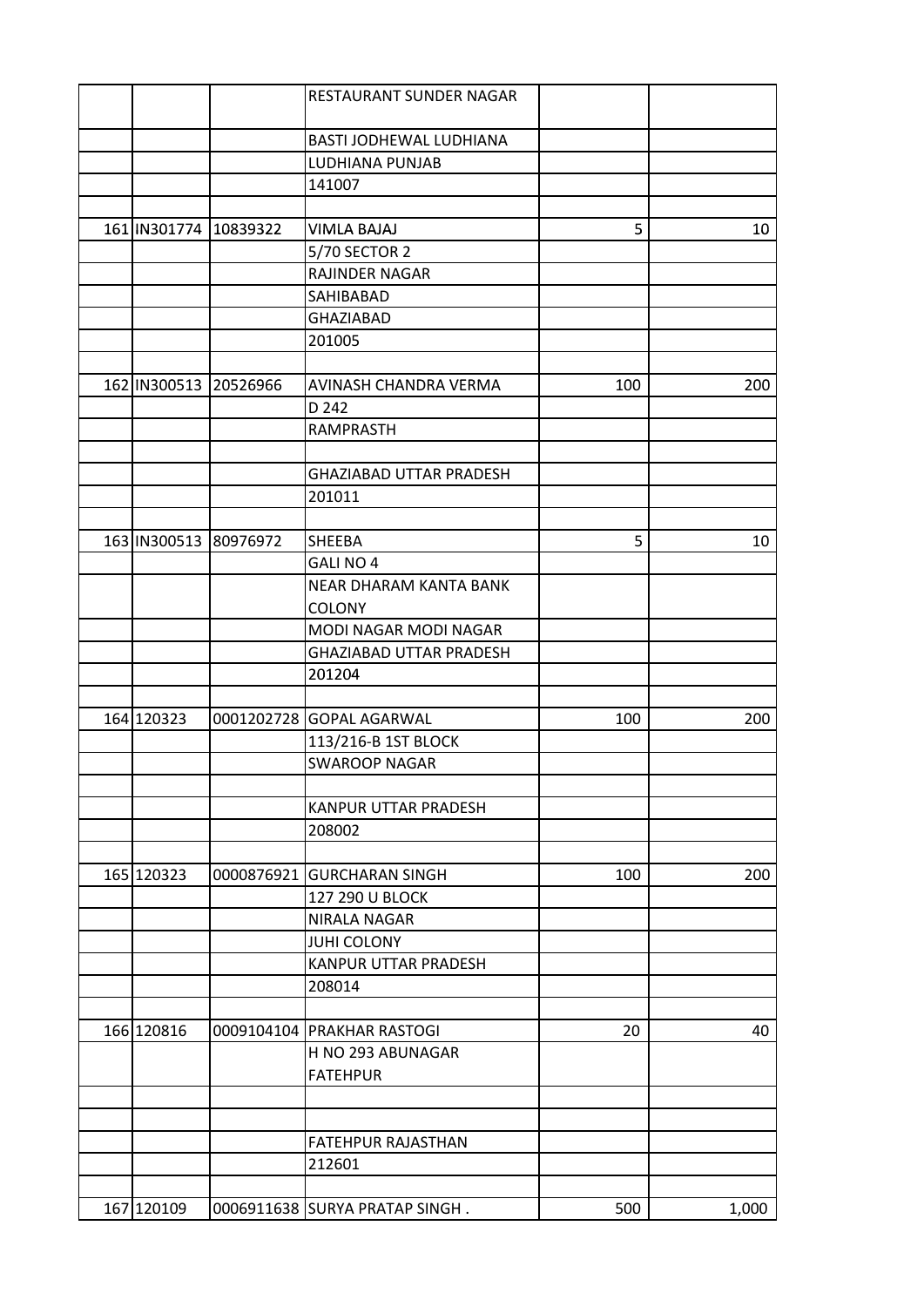| | | | | | |
|---|---|---|---|---|---|
| | | | RESTAURANT SUNDER NAGAR | | |
| | | | BASTI JODHEWAL LUDHIANA | | |
| | | | LUDHIANA PUNJAB | | |
| | | | 141007 | | |
| | | | | | |
| 161 | IN301774 | 10839322 | VIMLA BAJAJ | 5 | 10 |
| | | | 5/70 SECTOR 2 | | |
| | | | RAJINDER NAGAR | | |
| | | | SAHIBABAD | | |
| | | | GHAZIABAD | | |
| | | | 201005 | | |
| | | | | | |
| 162 | IN300513 | 20526966 | AVINASH CHANDRA VERMA | 100 | 200 |
| | | | D 242 | | |
| | | | RAMPRASTH | | |
| | | | | | |
| | | | GHAZIABAD UTTAR PRADESH | | |
| | | | 201011 | | |
| | | | | | |
| 163 | IN300513 | 80976972 | SHEEBA | 5 | 10 |
| | | | GALI NO 4 | | |
| | | | NEAR DHARAM KANTA BANK COLONY | | |
| | | | MODI NAGAR MODI NAGAR | | |
| | | | GHAZIABAD UTTAR PRADESH | | |
| | | | 201204 | | |
| | | | | | |
| 164 | 120323 | 0001202728 | GOPAL AGARWAL | 100 | 200 |
| | | | 113/216-B 1ST BLOCK | | |
| | | | SWAROOP NAGAR | | |
| | | | | | |
| | | | KANPUR UTTAR PRADESH | | |
| | | | 208002 | | |
| | | | | | |
| 165 | 120323 | 0000876921 | GURCHARAN SINGH | 100 | 200 |
| | | | 127 290 U BLOCK | | |
| | | | NIRALA NAGAR | | |
| | | | JUHI COLONY | | |
| | | | KANPUR UTTAR PRADESH | | |
| | | | 208014 | | |
| | | | | | |
| 166 | 120816 | 0009104104 | PRAKHAR RASTOGI | 20 | 40 |
| | | | H NO 293 ABUNAGAR FATEHPUR | | |
| | | | | | |
| | | | | | |
| | | | FATEHPUR RAJASTHAN | | |
| | | | 212601 | | |
| | | | | | |
| 167 | 120109 | 0006911638 | SURYA PRATAP SINGH . | 500 | 1,000 |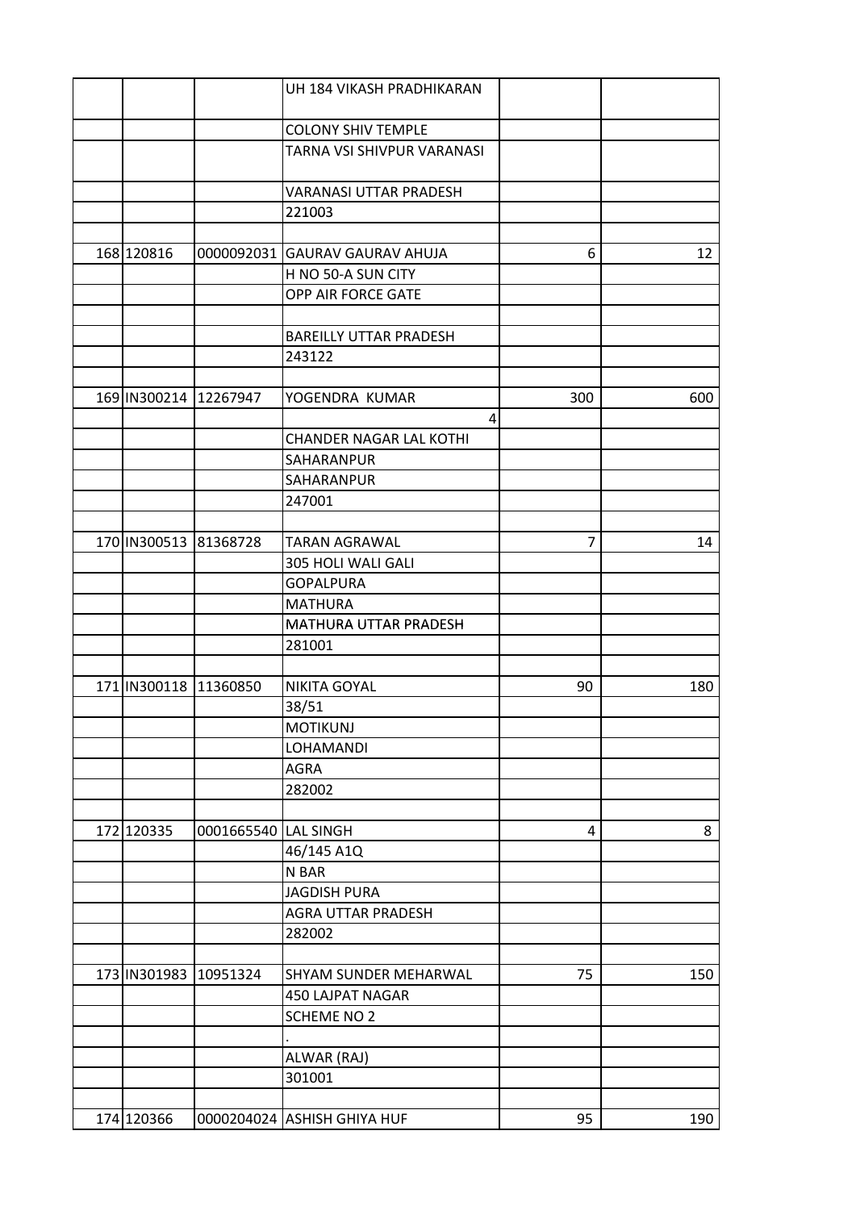| | | | | | |
|---|---|---|---|---|---|
| | | | UH 184 VIKASH PRADHIKARAN | | |
| | | | COLONY SHIV TEMPLE | | |
| | | | TARNA VSI SHIVPUR VARANASI | | |
| | | | VARANASI UTTAR PRADESH | | |
| | | | 221003 | | |
| | | | | | |
| 168 | 120816 | 0000092031 | GAURAV GAURAV AHUJA | 6 | 12 |
| | | | H NO 50-A SUN CITY | | |
| | | | OPP AIR FORCE GATE | | |
| | | | | | |
| | | | BAREILLY UTTAR PRADESH | | |
| | | | 243122 | | |
| | | | | | |
| 169 | IN300214 | 12267947 | YOGENDRA KUMAR | 300 | 600 |
| | | | 4 | | |
| | | | CHANDER NAGAR LAL KOTHI | | |
| | | | SAHARANPUR | | |
| | | | SAHARANPUR | | |
| | | | 247001 | | |
| | | | | | |
| 170 | IN300513 | 81368728 | TARAN AGRAWAL | 7 | 14 |
| | | | 305 HOLI WALI GALI | | |
| | | | GOPALPURA | | |
| | | | MATHURA | | |
| | | | MATHURA UTTAR PRADESH | | |
| | | | 281001 | | |
| | | | | | |
| 171 | IN300118 | 11360850 | NIKITA GOYAL | 90 | 180 |
| | | | 38/51 | | |
| | | | MOTIKUNJ | | |
| | | | LOHAMANDI | | |
| | | | AGRA | | |
| | | | 282002 | | |
| | | | | | |
| 172 | 120335 | 0001665540 | LAL SINGH | 4 | 8 |
| | | | 46/145 A1Q | | |
| | | | N BAR | | |
| | | | JAGDISH PURA | | |
| | | | AGRA UTTAR PRADESH | | |
| | | | 282002 | | |
| | | | | | |
| 173 | IN301983 | 10951324 | SHYAM SUNDER MEHARWAL | 75 | 150 |
| | | | 450 LAJPAT NAGAR | | |
| | | | SCHEME NO 2 | | |
| | | | . | | |
| | | | ALWAR (RAJ) | | |
| | | | 301001 | | |
| | | | | | |
| 174 | 120366 | 0000204024 | ASHISH GHIYA HUF | 95 | 190 |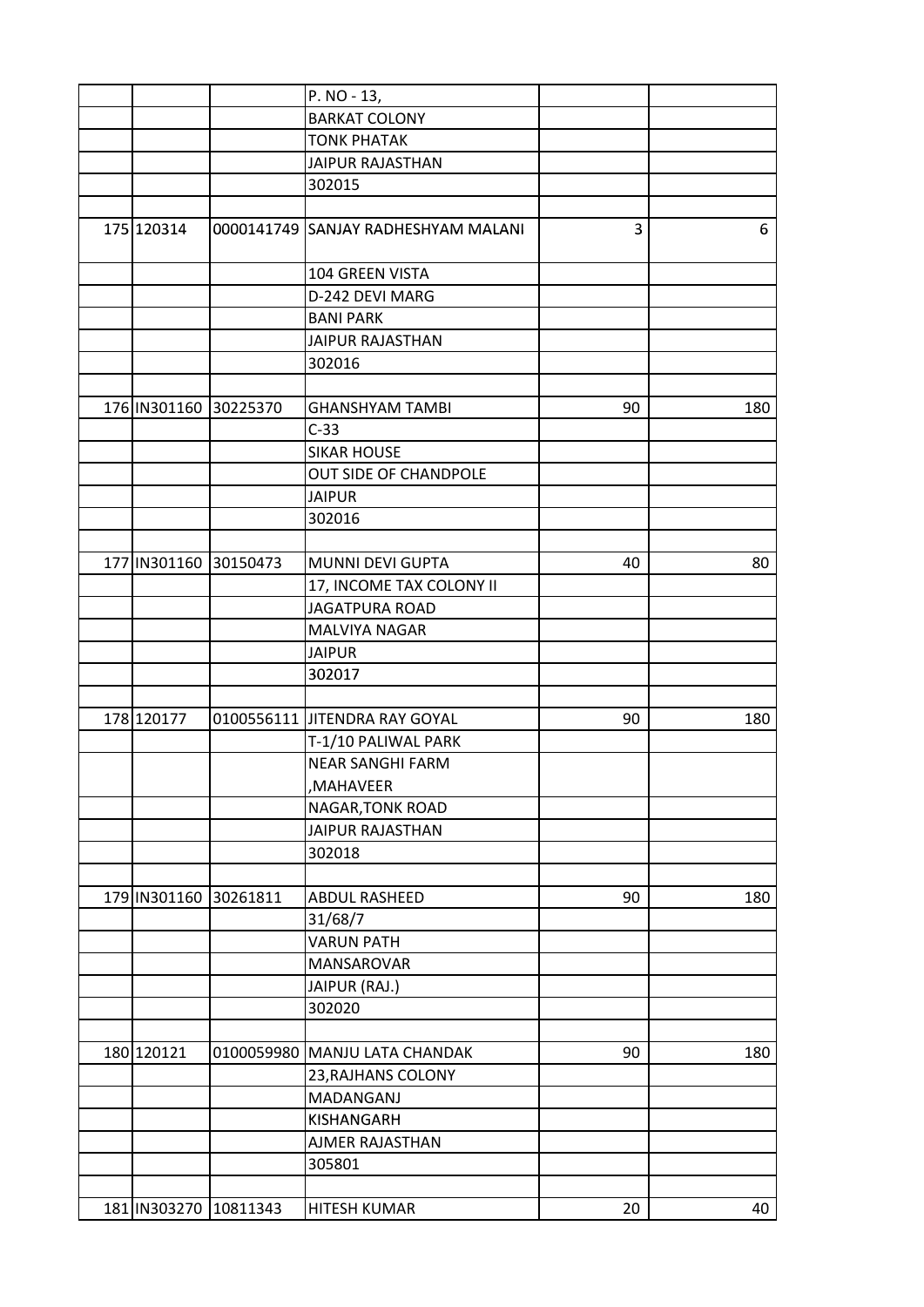| | | | | | |
|---|---|---|---|---|---|
| | | | P. NO - 13, | | |
| | | | BARKAT COLONY | | |
| | | | TONK PHATAK | | |
| | | | JAIPUR RAJASTHAN | | |
| | | | 302015 | | |
| | | | | | |
| 175 | 120314 | 0000141749 | SANJAY RADHESHYAM MALANI | 3 | 6 |
| | | | 104 GREEN VISTA | | |
| | | | D-242 DEVI MARG | | |
| | | | BANI PARK | | |
| | | | JAIPUR RAJASTHAN | | |
| | | | 302016 | | |
| | | | | | |
| 176 | IN301160 | 30225370 | GHANSHYAM TAMBI | 90 | 180 |
| | | | C-33 | | |
| | | | SIKAR HOUSE | | |
| | | | OUT SIDE OF CHANDPOLE | | |
| | | | JAIPUR | | |
| | | | 302016 | | |
| | | | | | |
| 177 | IN301160 | 30150473 | MUNNI DEVI GUPTA | 40 | 80 |
| | | | 17, INCOME TAX COLONY II | | |
| | | | JAGATPURA ROAD | | |
| | | | MALVIYA NAGAR | | |
| | | | JAIPUR | | |
| | | | 302017 | | |
| | | | | | |
| 178 | 120177 | 0100556111 | JITENDRA RAY GOYAL | 90 | 180 |
| | | | T-1/10 PALIWAL PARK | | |
| | | | NEAR SANGHI FARM | | |
| | | | ,MAHAVEER | | |
| | | | NAGAR,TONK ROAD | | |
| | | | JAIPUR RAJASTHAN | | |
| | | | 302018 | | |
| | | | | | |
| 179 | IN301160 | 30261811 | ABDUL RASHEED | 90 | 180 |
| | | | 31/68/7 | | |
| | | | VARUN PATH | | |
| | | | MANSAROVAR | | |
| | | | JAIPUR (RAJ.) | | |
| | | | 302020 | | |
| | | | | | |
| 180 | 120121 | 0100059980 | MANJU LATA CHANDAK | 90 | 180 |
| | | | 23,RAJHANS COLONY | | |
| | | | MADANGANJ | | |
| | | | KISHANGARH | | |
| | | | AJMER RAJASTHAN | | |
| | | | 305801 | | |
| | | | | | |
| 181 | IN303270 | 10811343 | HITESH KUMAR | 20 | 40 |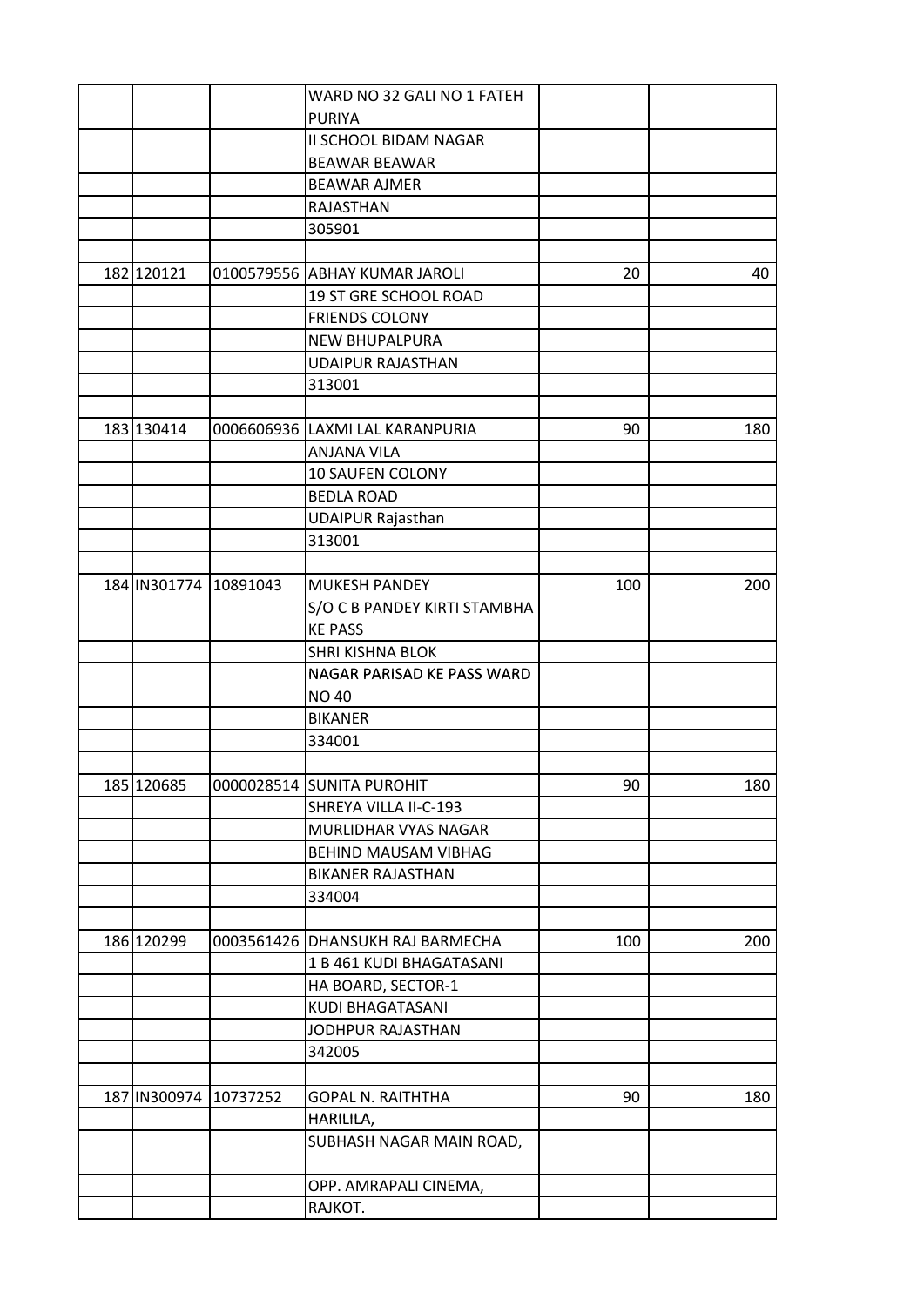| | | | | | |
|---|---|---|---|---|---|
| | | | WARD NO 32 GALI NO 1 FATEH PURIYA | | |
| | | | II SCHOOL BIDAM NAGAR BEAWAR BEAWAR | | |
| | | | BEAWAR AJMER | | |
| | | | RAJASTHAN | | |
| | | | 305901 | | |
| | | | | | |
| 182 | 120121 | 0100579556 | ABHAY KUMAR JAROLI | 20 | 40 |
| | | | 19 ST GRE SCHOOL ROAD | | |
| | | | FRIENDS COLONY | | |
| | | | NEW BHUPALPURA | | |
| | | | UDAIPUR RAJASTHAN | | |
| | | | 313001 | | |
| | | | | | |
| 183 | 130414 | 0006606936 | LAXMI LAL KARANPURIA | 90 | 180 |
| | | | ANJANA VILA | | |
| | | | 10 SAUFEN COLONY | | |
| | | | BEDLA ROAD | | |
| | | | UDAIPUR Rajasthan | | |
| | | | 313001 | | |
| | | | | | |
| 184 | IN301774 | 10891043 | MUKESH PANDEY | 100 | 200 |
| | | | S/O C B PANDEY KIRTI STAMBHA KE PASS | | |
| | | | SHRI KISHNA BLOK | | |
| | | | NAGAR PARISAD KE PASS WARD NO 40 | | |
| | | | BIKANER | | |
| | | | 334001 | | |
| | | | | | |
| 185 | 120685 | 0000028514 | SUNITA PUROHIT | 90 | 180 |
| | | | SHREYA VILLA II-C-193 | | |
| | | | MURLIDHAR VYAS NAGAR | | |
| | | | BEHIND MAUSAM VIBHAG | | |
| | | | BIKANER RAJASTHAN | | |
| | | | 334004 | | |
| | | | | | |
| 186 | 120299 | 0003561426 | DHANSUKH RAJ BARMECHA | 100 | 200 |
| | | | 1 B 461 KUDI BHAGATASANI | | |
| | | | HA BOARD, SECTOR-1 | | |
| | | | KUDI BHAGATASANI | | |
| | | | JODHPUR RAJASTHAN | | |
| | | | 342005 | | |
| | | | | | |
| 187 | IN300974 | 10737252 | GOPAL N. RAITHTHA | 90 | 180 |
| | | | HARILILA, | | |
| | | | SUBHASH NAGAR MAIN ROAD, | | |
| | | | OPP. AMRAPALI CINEMA, | | |
| | | | RAJKOT. | | |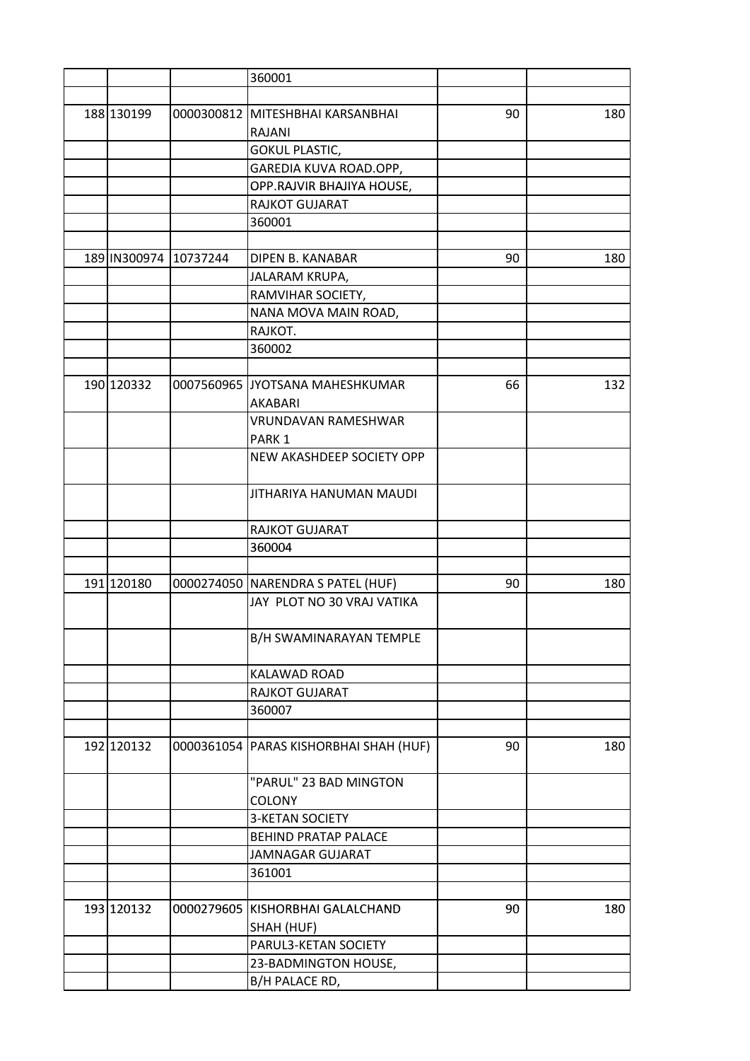| | | | | | |
|---|---|---|---|---|---|
| | | | 360001 | | |
| | | | | | |
| 188 | 130199 | 0000300812 | MITESHBHAI KARSANBHAI RAJANI | 90 | 180 |
| | | | GOKUL PLASTIC, | | |
| | | | GAREDIA KUVA ROAD.OPP, | | |
| | | | OPP.RAJVIR BHAJIYA HOUSE, | | |
| | | | RAJKOT GUJARAT | | |
| | | | 360001 | | |
| | | | | | |
| 189 | IN300974 | 10737244 | DIPEN B. KANABAR | 90 | 180 |
| | | | JALARAM KRUPA, | | |
| | | | RAMVIHAR SOCIETY, | | |
| | | | NANA MOVA MAIN ROAD, | | |
| | | | RAJKOT. | | |
| | | | 360002 | | |
| | | | | | |
| 190 | 120332 | 0007560965 | JYOTSANA MAHESHKUMAR AKABARI | 66 | 132 |
| | | | VRUNDAVAN RAMESHWAR PARK 1 | | |
| | | | NEW AKASHDEEP SOCIETY OPP | | |
| | | | JITHARIYA HANUMAN MAUDI | | |
| | | | RAJKOT GUJARAT | | |
| | | | 360004 | | |
| | | | | | |
| 191 | 120180 | 0000274050 | NARENDRA S PATEL (HUF) | 90 | 180 |
| | | | JAY PLOT NO 30 VRAJ VATIKA | | |
| | | | B/H SWAMINARAYAN TEMPLE | | |
| | | | KALAWAD ROAD | | |
| | | | RAJKOT GUJARAT | | |
| | | | 360007 | | |
| | | | | | |
| 192 | 120132 | 0000361054 | PARAS KISHORBHAI SHAH (HUF) | 90 | 180 |
| | | | "PARUL" 23 BAD MINGTON COLONY | | |
| | | | 3-KETAN SOCIETY | | |
| | | | BEHIND PRATAP PALACE | | |
| | | | JAMNAGAR GUJARAT | | |
| | | | 361001 | | |
| | | | | | |
| 193 | 120132 | 0000279605 | KISHORBHAI GALALCHAND SHAH (HUF) | 90 | 180 |
| | | | PARUL3-KETAN SOCIETY | | |
| | | | 23-BADMINGTON HOUSE, | | |
| | | | B/H PALACE RD, | | |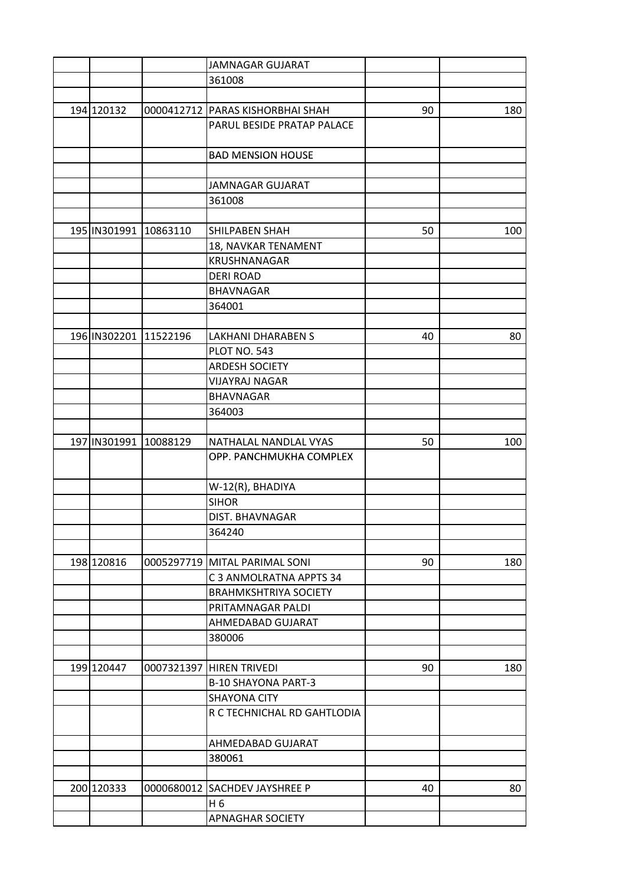| | | | | | |
|---|---|---|---|---|---|
| | | | JAMNAGAR GUJARAT | | |
| | | | 361008 | | |
| | | | | | |
| 194 | 120132 | 0000412712 | PARAS KISHORBHAI SHAH | 90 | 180 |
| | | | PARUL BESIDE PRATAP PALACE | | |
| | | | BAD MENSION HOUSE | | |
| | | | | | |
| | | | JAMNAGAR GUJARAT | | |
| | | | 361008 | | |
| | | | | | |
| 195 | IN301991 | 10863110 | SHILPABEN SHAH | 50 | 100 |
| | | | 18, NAVKAR TENAMENT | | |
| | | | KRUSHNANAGAR | | |
| | | | DERI ROAD | | |
| | | | BHAVNAGAR | | |
| | | | 364001 | | |
| | | | | | |
| 196 | IN302201 | 11522196 | LAKHANI DHARABEN S | 40 | 80 |
| | | | PLOT NO. 543 | | |
| | | | ARDESH SOCIETY | | |
| | | | VIJAYRAJ NAGAR | | |
| | | | BHAVNAGAR | | |
| | | | 364003 | | |
| | | | | | |
| 197 | IN301991 | 10088129 | NATHALAL NANDLAL VYAS | 50 | 100 |
| | | | OPP. PANCHMUKHA COMPLEX | | |
| | | | W-12(R), BHADIYA | | |
| | | | SIHOR | | |
| | | | DIST. BHAVNAGAR | | |
| | | | 364240 | | |
| | | | | | |
| 198 | 120816 | 0005297719 | MITAL PARIMAL SONI | 90 | 180 |
| | | | C 3 ANMOLRATNA APPTS 34 | | |
| | | | BRAHMKSHTRIYA SOCIETY | | |
| | | | PRITAMNAGAR PALDI | | |
| | | | AHMEDABAD GUJARAT | | |
| | | | 380006 | | |
| | | | | | |
| 199 | 120447 | 0007321397 | HIREN TRIVEDI | 90 | 180 |
| | | | B-10 SHAYONA PART-3 | | |
| | | | SHAYONA CITY | | |
| | | | R C TECHNICHAL RD GAHTLODIA | | |
| | | | AHMEDABAD GUJARAT | | |
| | | | 380061 | | |
| | | | | | |
| 200 | 120333 | 0000680012 | SACHDEV JAYSHREE P | 40 | 80 |
| | | | H 6 | | |
| | | | APNAGHAR SOCIETY | | |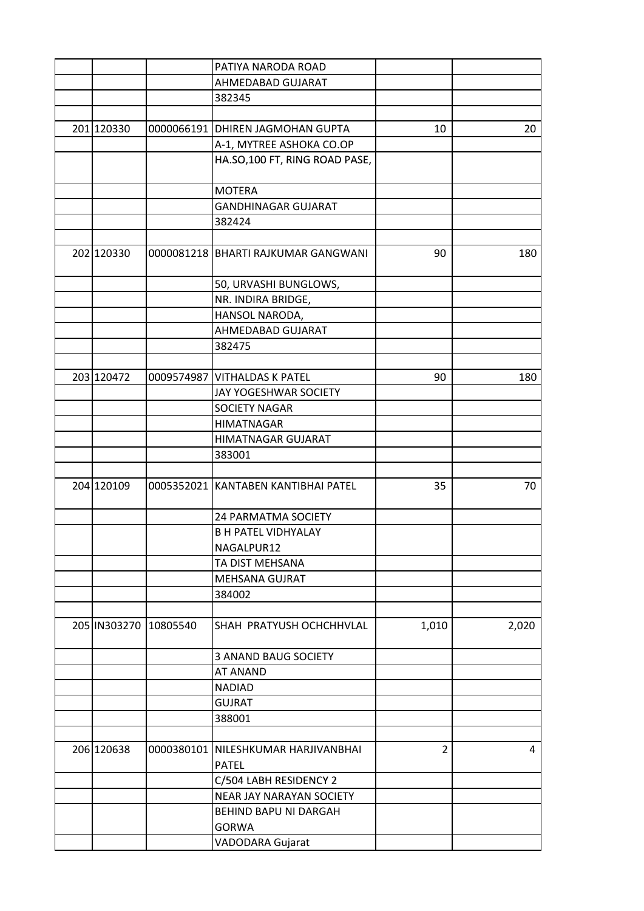| | | | | | |
|---|---|---|---|---|---|
| | | | PATIYA NARODA ROAD | | |
| | | | AHMEDABAD GUJARAT | | |
| | | | 382345 | | |
| | | | | | |
| 201 | 120330 | 0000066191 | DHIREN JAGMOHAN GUPTA | 10 | 20 |
| | | | A-1, MYTREE ASHOKA CO.OP | | |
| | | | HA.SO,100 FT, RING ROAD PASE, | | |
| | | | MOTERA | | |
| | | | GANDHINAGAR GUJARAT | | |
| | | | 382424 | | |
| | | | | | |
| 202 | 120330 | 0000081218 | BHARTI RAJKUMAR GANGWANI | 90 | 180 |
| | | | 50, URVASHI BUNGLOWS, | | |
| | | | NR. INDIRA BRIDGE, | | |
| | | | HANSOL NARODA, | | |
| | | | AHMEDABAD GUJARAT | | |
| | | | 382475 | | |
| | | | | | |
| 203 | 120472 | 0009574987 | VITHALDAS K PATEL | 90 | 180 |
| | | | JAY YOGESHWAR SOCIETY | | |
| | | | SOCIETY NAGAR | | |
| | | | HIMATNAGAR | | |
| | | | HIMATNAGAR GUJARAT | | |
| | | | 383001 | | |
| | | | | | |
| 204 | 120109 | 0005352021 | KANTABEN KANTIBHAI PATEL | 35 | 70 |
| | | | 24 PARMATMA SOCIETY | | |
| | | | B H PATEL VIDHYALAY NAGALPUR12 | | |
| | | | TA DIST MEHSANA | | |
| | | | MEHSANA GUJRAT | | |
| | | | 384002 | | |
| | | | | | |
| 205 | IN303270 | 10805540 | SHAH PRATYUSH OCHCHHVLAL | 1,010 | 2,020 |
| | | | 3 ANAND BAUG SOCIETY | | |
| | | | AT ANAND | | |
| | | | NADIAD | | |
| | | | GUJRAT | | |
| | | | 388001 | | |
| | | | | | |
| 206 | 120638 | 0000380101 | NILESHKUMAR HARJIVANBHAI PATEL | 2 | 4 |
| | | | C/504 LABH RESIDENCY 2 | | |
| | | | NEAR JAY NARAYAN SOCIETY | | |
| | | | BEHIND BAPU NI DARGAH GORWA | | |
| | | | VADODARA Gujarat | | |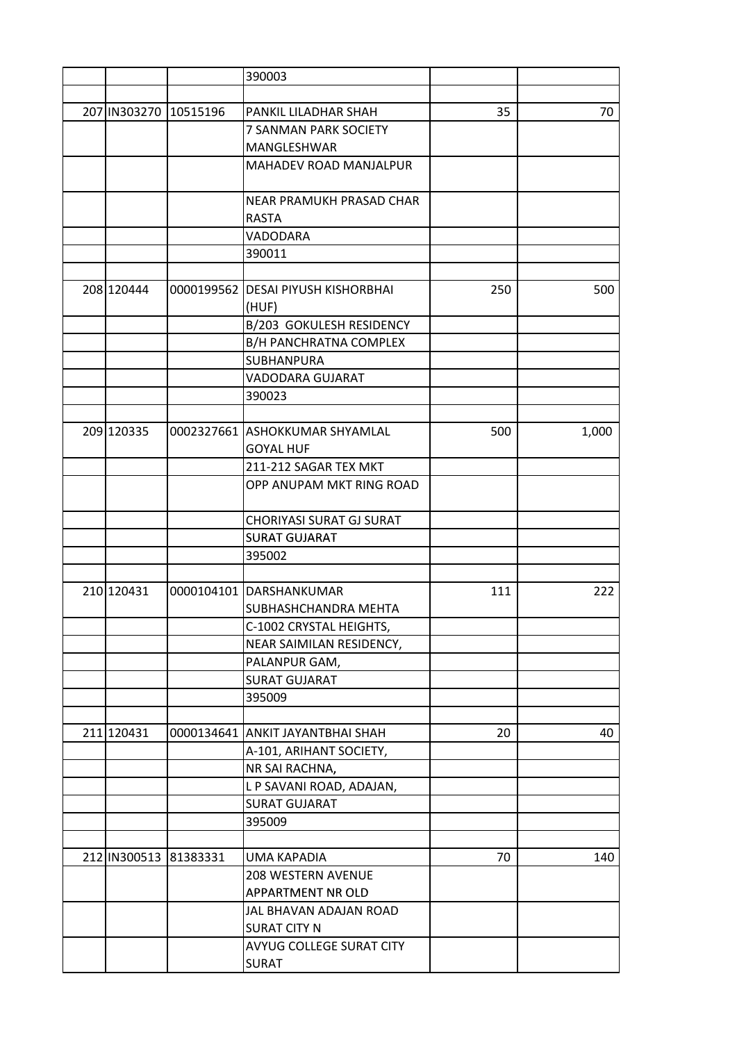| | | | | | |
|---|---|---|---|---|---|
| | | | 390003 | | |
| | | | | | |
| 207 | IN303270 | 10515196 | PANKIL LILADHAR SHAH | 35 | 70 |
| | | | 7 SANMAN PARK SOCIETY MANGLESHWAR | | |
| | | | MAHADEV ROAD MANJALPUR | | |
| | | | NEAR PRAMUKH PRASAD CHAR RASTA | | |
| | | | VADODARA | | |
| | | | 390011 | | |
| | | | | | |
| 208 | 120444 | 0000199562 | DESAI PIYUSH KISHORBHAI (HUF) | 250 | 500 |
| | | | B/203 GOKULESH RESIDENCY | | |
| | | | B/H PANCHRATNA COMPLEX | | |
| | | | SUBHANPURA | | |
| | | | VADODARA GUJARAT | | |
| | | | 390023 | | |
| | | | | | |
| 209 | 120335 | 0002327661 | ASHOKKUMAR SHYAMLAL GOYAL HUF | 500 | 1,000 |
| | | | 211-212 SAGAR TEX MKT | | |
| | | | OPP ANUPAM MKT RING ROAD | | |
| | | | CHORIYASI SURAT GJ SURAT | | |
| | | | SURAT GUJARAT | | |
| | | | 395002 | | |
| | | | | | |
| 210 | 120431 | 0000104101 | DARSHANKUMAR SUBHASHCHANDRA MEHTA | 111 | 222 |
| | | | C-1002 CRYSTAL HEIGHTS, | | |
| | | | NEAR SAIMILAN RESIDENCY, | | |
| | | | PALANPUR GAM, | | |
| | | | SURAT GUJARAT | | |
| | | | 395009 | | |
| | | | | | |
| 211 | 120431 | 0000134641 | ANKIT JAYANTBHAI SHAH | 20 | 40 |
| | | | A-101, ARIHANT SOCIETY, | | |
| | | | NR SAI RACHNA, | | |
| | | | L P SAVANI ROAD, ADAJAN, | | |
| | | | SURAT GUJARAT | | |
| | | | 395009 | | |
| | | | | | |
| 212 | IN300513 | 81383331 | UMA KAPADIA | 70 | 140 |
| | | | 208 WESTERN AVENUE APPARTMENT NR OLD | | |
| | | | JAL BHAVAN ADAJAN ROAD SURAT CITY N | | |
| | | | AVYUG COLLEGE SURAT CITY SURAT | | |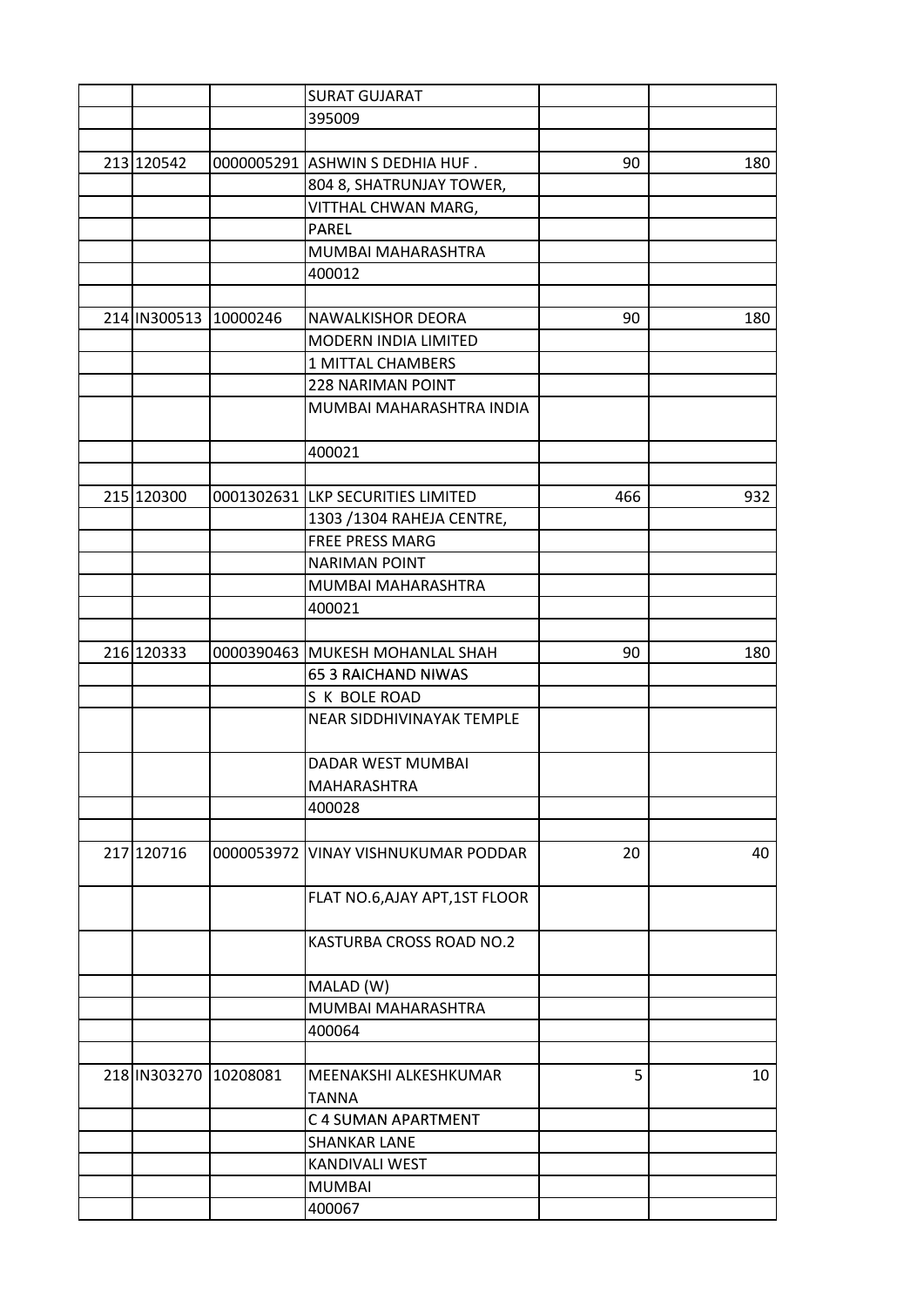| | | | | |
|---|---|---|---|---|
| | | SURAT GUJARAT | | |
| | | 395009 | | |
| | | | | |
| 213 120542 | 0000005291 | ASHWIN S DEDHIA HUF . | 90 | 180 |
| | | 804 8, SHATRUNJAY TOWER, | | |
| | | VITTHAL CHWAN MARG, | | |
| | | PAREL | | |
| | | MUMBAI MAHARASHTRA | | |
| | | 400012 | | |
| | | | | |
| 214 IN300513 | 10000246 | NAWALKISHOR DEORA | 90 | 180 |
| | | MODERN INDIA LIMITED | | |
| | | 1 MITTAL CHAMBERS | | |
| | | 228 NARIMAN POINT | | |
| | | MUMBAI MAHARASHTRA INDIA | | |
| | | 400021 | | |
| | | | | |
| 215 120300 | 0001302631 | LKP SECURITIES LIMITED | 466 | 932 |
| | | 1303 /1304 RAHEJA CENTRE, | | |
| | | FREE PRESS MARG | | |
| | | NARIMAN POINT | | |
| | | MUMBAI MAHARASHTRA | | |
| | | 400021 | | |
| | | | | |
| 216 120333 | 0000390463 | MUKESH MOHANLAL SHAH | 90 | 180 |
| | | 65 3 RAICHAND NIWAS | | |
| | | S K BOLE ROAD | | |
| | | NEAR SIDDHIVINAYAK TEMPLE | | |
| | | DADAR WEST MUMBAI MAHARASHTRA | | |
| | | 400028 | | |
| | | | | |
| 217 120716 | 0000053972 | VINAY VISHNUKUMAR PODDAR | 20 | 40 |
| | | FLAT NO.6,AJAY APT,1ST FLOOR | | |
| | | KASTURBA CROSS ROAD NO.2 | | |
| | | MALAD (W) | | |
| | | MUMBAI MAHARASHTRA | | |
| | | 400064 | | |
| | | | | |
| 218 IN303270 | 10208081 | MEENAKSHI ALKESHKUMAR TANNA | 5 | 10 |
| | | C 4 SUMAN APARTMENT | | |
| | | SHANKAR LANE | | |
| | | KANDIVALI WEST | | |
| | | MUMBAI | | |
| | | 400067 | | |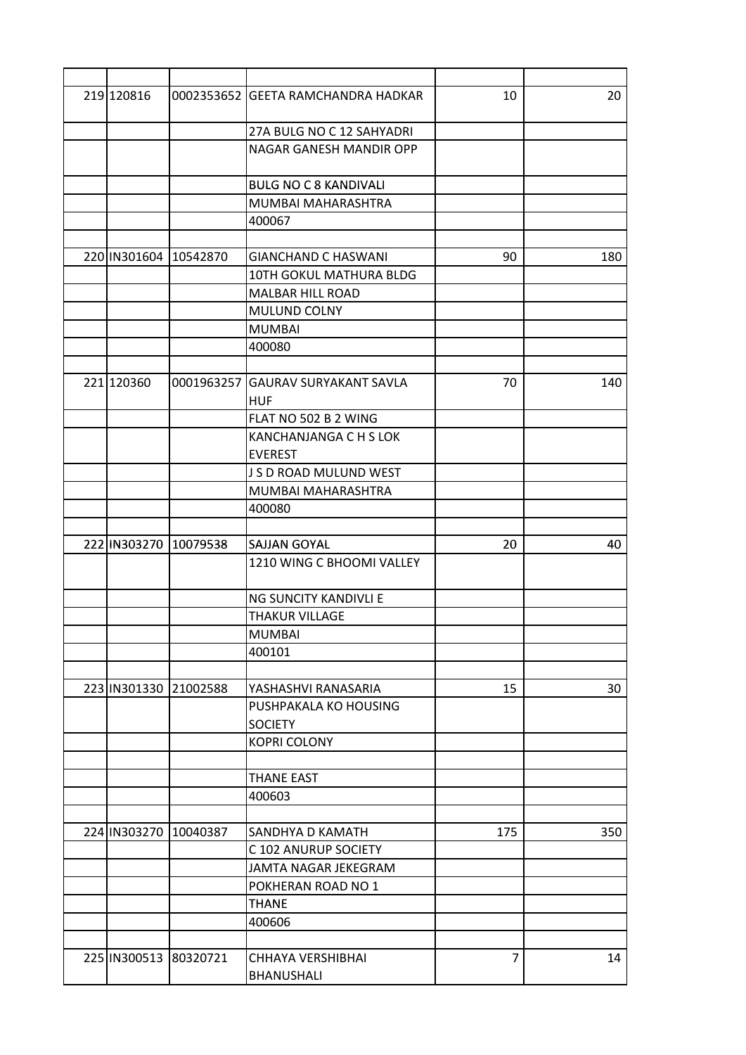| | | | | | |
|---|---|---|---|---|---|
| 219 | 120816 | 0002353652 | GEETA RAMCHANDRA HADKAR | 10 | 20 |
| | | | 27A BULG NO C 12 SAHYADRI | | |
| | | | NAGAR GANESH MANDIR OPP | | |
| | | | BULG NO C 8 KANDIVALI | | |
| | | | MUMBAI MAHARASHTRA | | |
| | | | 400067 | | |
| | | | | | |
| 220 | IN301604 | 10542870 | GIANCHAND C HASWANI | 90 | 180 |
| | | | 10TH GOKUL MATHURA BLDG | | |
| | | | MALBAR HILL ROAD | | |
| | | | MULUND COLNY | | |
| | | | MUMBAI | | |
| | | | 400080 | | |
| | | | | | |
| 221 | 120360 | 0001963257 | GAURAV SURYAKANT SAVLA HUF | 70 | 140 |
| | | | FLAT NO 502 B 2 WING | | |
| | | | KANCHANJANGA C H S LOK EVEREST | | |
| | | | J S D ROAD MULUND WEST | | |
| | | | MUMBAI MAHARASHTRA | | |
| | | | 400080 | | |
| | | | | | |
| 222 | IN303270 | 10079538 | SAJJAN GOYAL | 20 | 40 |
| | | | 1210 WING C BHOOMI VALLEY | | |
| | | | NG SUNCITY KANDIVLI E | | |
| | | | THAKUR VILLAGE | | |
| | | | MUMBAI | | |
| | | | 400101 | | |
| | | | | | |
| 223 | IN301330 | 21002588 | YASHASHVI RANASARIA | 15 | 30 |
| | | | PUSHPAKALA KO HOUSING SOCIETY | | |
| | | | KOPRI COLONY | | |
| | | | | | |
| | | | THANE EAST | | |
| | | | 400603 | | |
| | | | | | |
| 224 | IN303270 | 10040387 | SANDHYA D KAMATH | 175 | 350 |
| | | | C 102 ANURUP SOCIETY | | |
| | | | JAMTA NAGAR JEKEGRAM | | |
| | | | POKHERAN ROAD NO 1 | | |
| | | | THANE | | |
| | | | 400606 | | |
| | | | | | |
| 225 | IN300513 | 80320721 | CHHAYA VERSHIBHAI BHANUSHALI | 7 | 14 |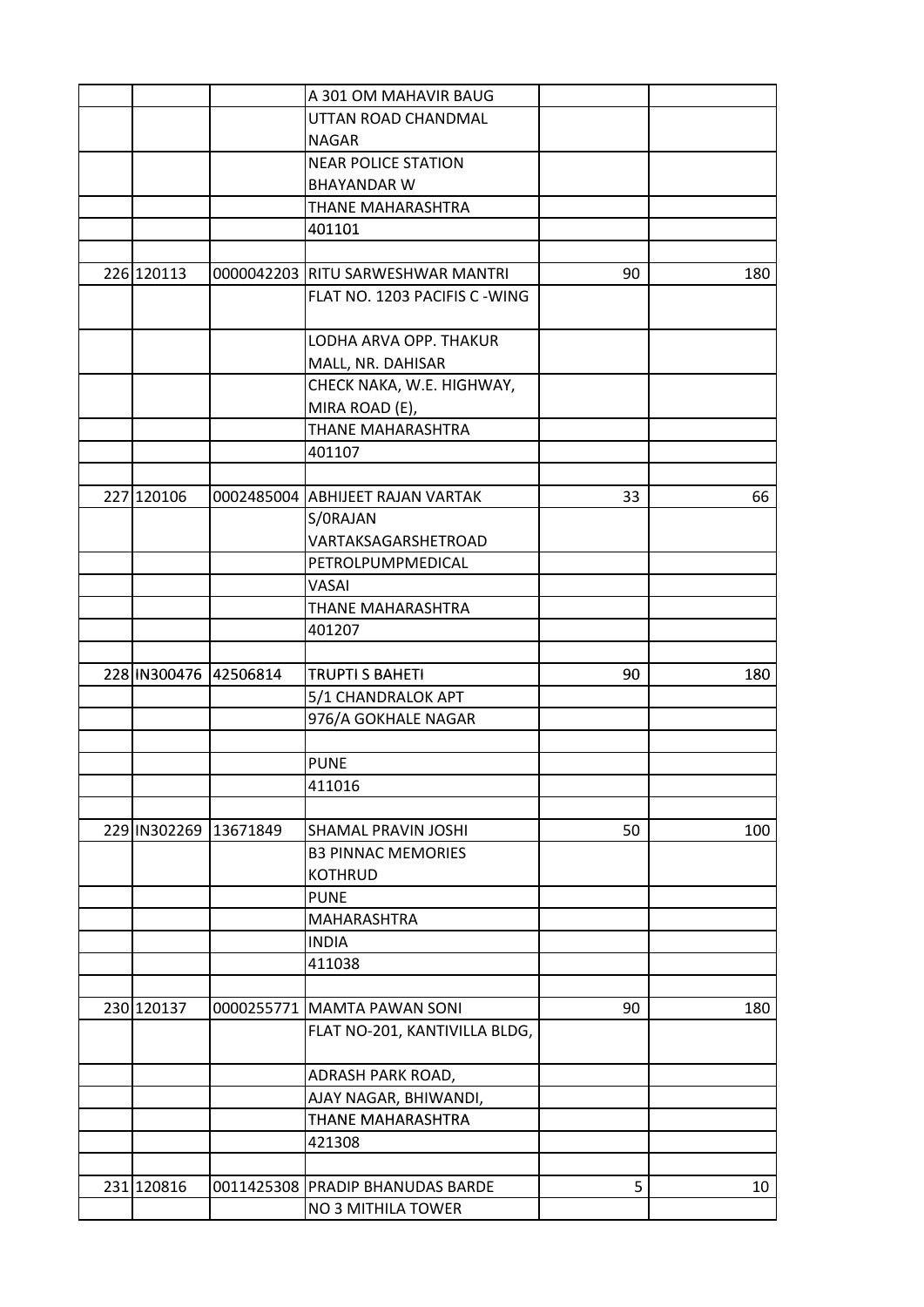| | | | | | |
|---|---|---|---|---|---|
| | | | A 301 OM MAHAVIR BAUG | | |
| | | | UTTAN ROAD CHANDMAL NAGAR | | |
| | | | NEAR POLICE STATION BHAYANDAR W | | |
| | | | THANE MAHARASHTRA | | |
| | | | 401101 | | |
| | | | | | |
| 226 | 120113 | 0000042203 | RITU SARWESHWAR MANTRI | 90 | 180 |
| | | | FLAT NO. 1203 PACIFIS C -WING | | |
| | | | LODHA ARVA OPP. THAKUR MALL, NR. DAHISAR | | |
| | | | CHECK NAKA, W.E. HIGHWAY, MIRA ROAD (E), | | |
| | | | THANE MAHARASHTRA | | |
| | | | 401107 | | |
| | | | | | |
| 227 | 120106 | 0002485004 | ABHIJEET RAJAN VARTAK | 33 | 66 |
| | | | S/0RAJAN VARTAKSAGARSHETROAD | | |
| | | | PETROLPUMPMEDICAL | | |
| | | | VASAI | | |
| | | | THANE MAHARASHTRA | | |
| | | | 401207 | | |
| | | | | | |
| 228 | IN300476 | 42506814 | TRUPTI S BAHETI | 90 | 180 |
| | | | 5/1 CHANDRALOK APT | | |
| | | | 976/A GOKHALE NAGAR | | |
| | | | | | |
| | | | PUNE | | |
| | | | 411016 | | |
| | | | | | |
| 229 | IN302269 | 13671849 | SHAMAL PRAVIN JOSHI | 50 | 100 |
| | | | B3 PINNAC MEMORIES KOTHRUD | | |
| | | | PUNE | | |
| | | | MAHARASHTRA | | |
| | | | INDIA | | |
| | | | 411038 | | |
| | | | | | |
| 230 | 120137 | 0000255771 | MAMTA PAWAN SONI | 90 | 180 |
| | | | FLAT NO-201, KANTIVILLA BLDG, | | |
| | | | ADRASH PARK ROAD, | | |
| | | | AJAY NAGAR, BHIWANDI, | | |
| | | | THANE MAHARASHTRA | | |
| | | | 421308 | | |
| | | | | | |
| 231 | 120816 | 0011425308 | PRADIP BHANUDAS BARDE | 5 | 10 |
| | | | NO 3 MITHILA TOWER | | |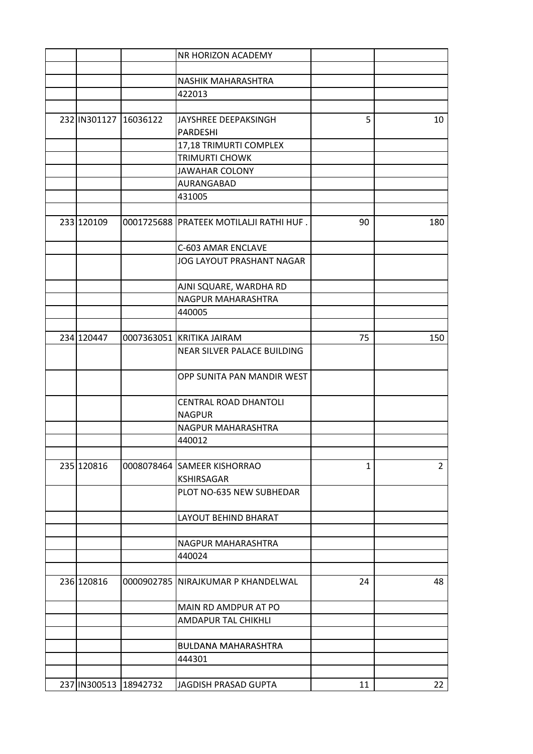| | | | | | |
|---|---|---|---|---|---|
| | | | NR HORIZON ACADEMY | | |
| | | | | | |
| | | | NASHIK MAHARASHTRA | | |
| | | | 422013 | | |
| | | | | | |
| 232 | IN301127 | 16036122 | JAYSHREE DEEPAKSINGH PARDESHI | 5 | 10 |
| | | | 17,18 TRIMURTI COMPLEX | | |
| | | | TRIMURTI CHOWK | | |
| | | | JAWAHAR COLONY | | |
| | | | AURANGABAD | | |
| | | | 431005 | | |
| | | | | | |
| 233 | 120109 | 0001725688 | PRATEEK MOTILALJI RATHI HUF . | 90 | 180 |
| | | | C-603 AMAR ENCLAVE | | |
| | | | JOG LAYOUT PRASHANT NAGAR | | |
| | | | AJNI SQUARE, WARDHA RD | | |
| | | | NAGPUR MAHARASHTRA | | |
| | | | 440005 | | |
| | | | | | |
| 234 | 120447 | 0007363051 | KRITIKA JAIRAM | 75 | 150 |
| | | | NEAR SILVER PALACE BUILDING | | |
| | | | OPP SUNITA PAN MANDIR WEST | | |
| | | | CENTRAL ROAD DHANTOLI NAGPUR | | |
| | | | NAGPUR MAHARASHTRA | | |
| | | | 440012 | | |
| | | | | | |
| 235 | 120816 | 0008078464 | SAMEER KISHORRAO KSHIRSAGAR | 1 | 2 |
| | | | PLOT NO-635 NEW SUBHEDAR | | |
| | | | LAYOUT BEHIND BHARAT | | |
| | | | | | |
| | | | NAGPUR MAHARASHTRA | | |
| | | | 440024 | | |
| | | | | | |
| 236 | 120816 | 0000902785 | NIRAJKUMAR P KHANDELWAL | 24 | 48 |
| | | | MAIN RD AMDPUR AT PO | | |
| | | | AMDAPUR TAL CHIKHLI | | |
| | | | | | |
| | | | BULDANA MAHARASHTRA | | |
| | | | 444301 | | |
| | | | | | |
| 237 | IN300513 | 18942732 | JAGDISH PRASAD GUPTA | 11 | 22 |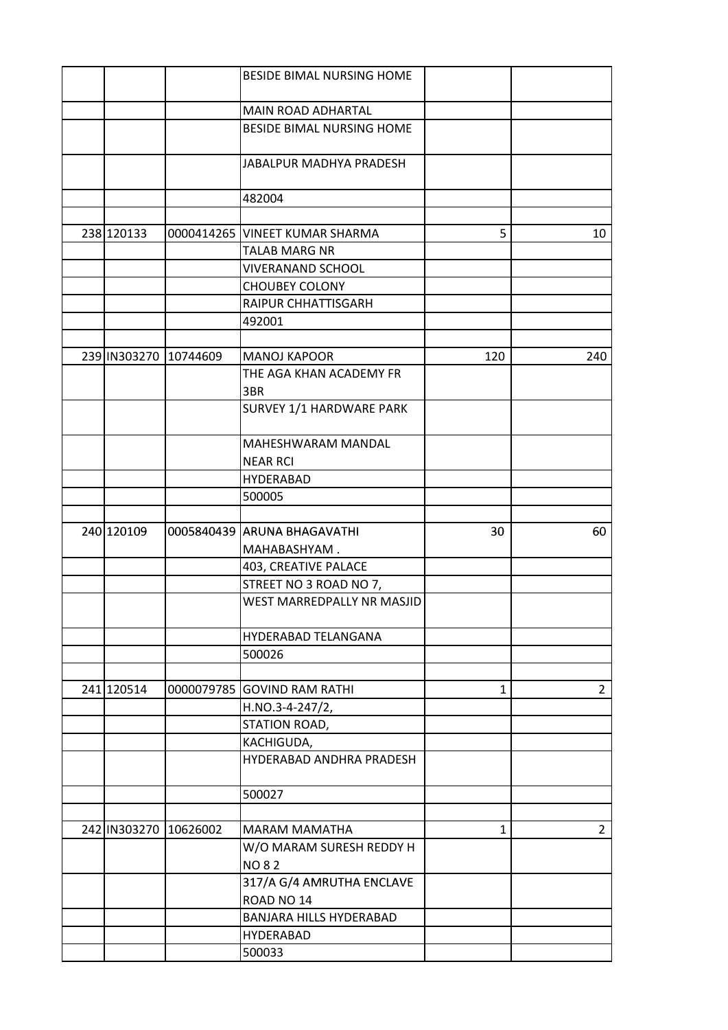| | | | | | |
|---|---|---|---|---|---|
| | | | BESIDE BIMAL NURSING HOME | | |
| | | | MAIN ROAD ADHARTAL | | |
| | | | BESIDE BIMAL NURSING HOME | | |
| | | | JABALPUR MADHYA PRADESH | | |
| | | | 482004 | | |
| | | | | | |
| 238 | 120133 | 0000414265 | VINEET KUMAR SHARMA | 5 | 10 |
| | | | TALAB MARG NR | | |
| | | | VIVERANAND SCHOOL | | |
| | | | CHOUBEY COLONY | | |
| | | | RAIPUR CHHATTISGARH | | |
| | | | 492001 | | |
| | | | | | |
| 239 | IN303270 | 10744609 | MANOJ KAPOOR | 120 | 240 |
| | | | THE AGA KHAN ACADEMY FR 3BR | | |
| | | | SURVEY 1/1 HARDWARE PARK | | |
| | | | MAHESHWARAM MANDAL NEAR RCI | | |
| | | | HYDERABAD | | |
| | | | 500005 | | |
| | | | | | |
| 240 | 120109 | 0005840439 | ARUNA BHAGAVATHI MAHABASHYAM . | 30 | 60 |
| | | | 403, CREATIVE PALACE | | |
| | | | STREET NO 3 ROAD NO 7, | | |
| | | | WEST MARREDPALLY NR MASJID | | |
| | | | HYDERABAD TELANGANA | | |
| | | | 500026 | | |
| | | | | | |
| 241 | 120514 | 0000079785 | GOVIND RAM RATHI | 1 | 2 |
| | | | H.NO.3-4-247/2, | | |
| | | | STATION ROAD, | | |
| | | | KACHIGUDA, | | |
| | | | HYDERABAD ANDHRA PRADESH | | |
| | | | 500027 | | |
| | | | | | |
| 242 | IN303270 | 10626002 | MARAM MAMATHA | 1 | 2 |
| | | | W/O MARAM SURESH REDDY H NO 8 2 | | |
| | | | 317/A G/4 AMRUTHA ENCLAVE ROAD NO 14 | | |
| | | | BANJARA HILLS HYDERABAD | | |
| | | | HYDERABAD | | |
| | | | 500033 | | |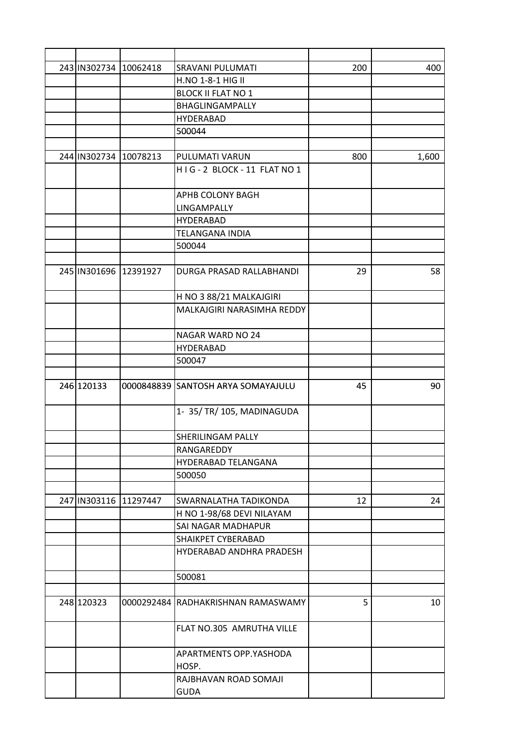| | | | | | |
|---|---|---|---|---|---|
| 243 | IN302734 | 10062418 | SRAVANI PULUMATI | 200 | 400 |
| | | | H.NO 1-8-1 HIG II | | |
| | | | BLOCK II FLAT NO 1 | | |
| | | | BHAGLINGAMPALLY | | |
| | | | HYDERABAD | | |
| | | | 500044 | | |
| | | | | | |
| 244 | IN302734 | 10078213 | PULUMATI VARUN | 800 | 1,600 |
| | | | H I G - 2 BLOCK - 11 FLAT NO 1 | | |
| | | | APHB COLONY BAGH LINGAMPALLY | | |
| | | | HYDERABAD | | |
| | | | TELANGANA INDIA | | |
| | | | 500044 | | |
| | | | | | |
| 245 | IN301696 | 12391927 | DURGA PRASAD RALLABHANDI | 29 | 58 |
| | | | H NO 3 88/21 MALKAJGIRI | | |
| | | | MALKAJGIRI NARASIMHA REDDY | | |
| | | | NAGAR WARD NO 24 | | |
| | | | HYDERABAD | | |
| | | | 500047 | | |
| | | | | | |
| 246 | 120133 | 0000848839 | SANTOSH ARYA SOMAYAJULU | 45 | 90 |
| | | | 1- 35/ TR/ 105, MADINAGUDA | | |
| | | | SHERILINGAM PALLY | | |
| | | | RANGAREDDY | | |
| | | | HYDERABAD TELANGANA | | |
| | | | 500050 | | |
| | | | | | |
| 247 | IN303116 | 11297447 | SWARNALATHA TADIKONDA | 12 | 24 |
| | | | H NO 1-98/68 DEVI NILAYAM | | |
| | | | SAI NAGAR MADHAPUR | | |
| | | | SHAIKPET CYBERABAD | | |
| | | | HYDERABAD ANDHRA PRADESH | | |
| | | | 500081 | | |
| | | | | | |
| 248 | 120323 | 0000292484 | RADHAKRISHNAN RAMASWAMY | 5 | 10 |
| | | | FLAT NO.305 AMRUTHA VILLE | | |
| | | | APARTMENTS OPP.YASHODA HOSP. | | |
| | | | RAJBHAVAN ROAD SOMAJI GUDA | | |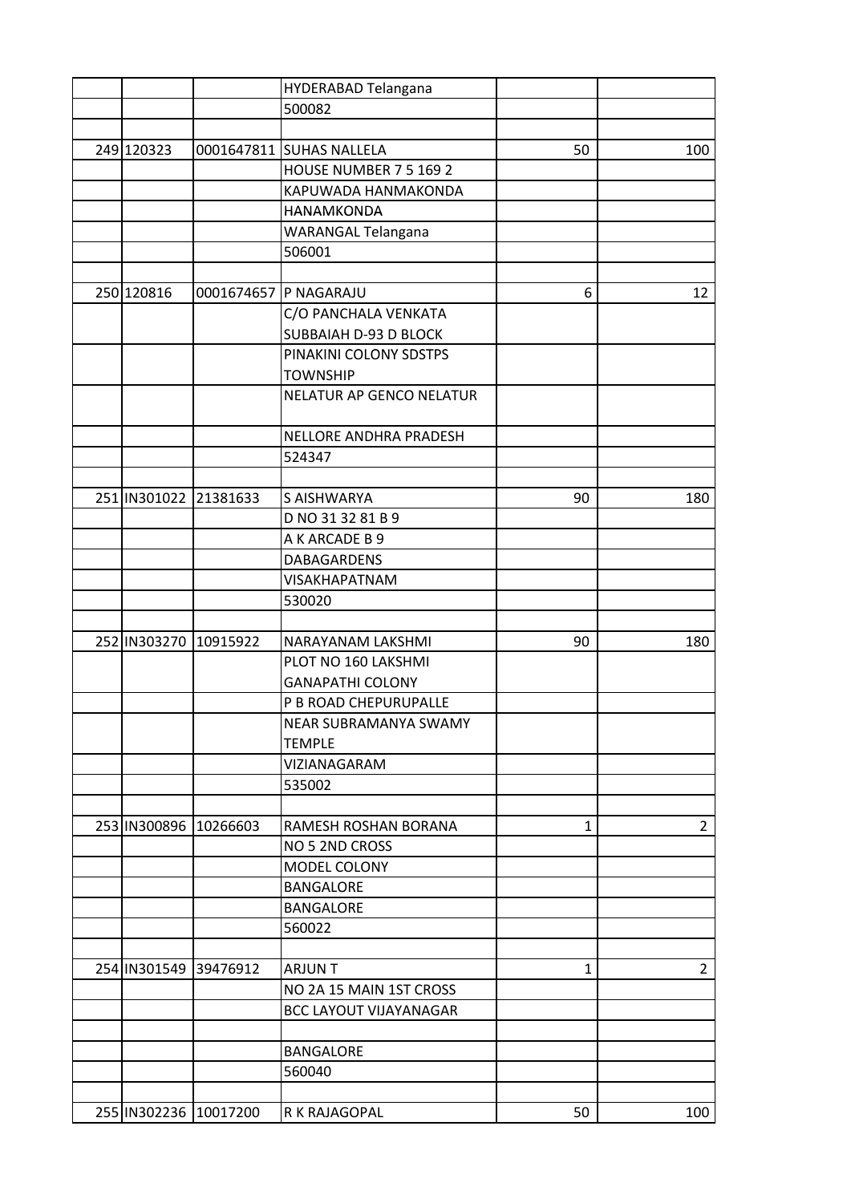| | | | | | |
|---|---|---|---|---|---|
| | | | HYDERABAD Telangana | | |
| | | | 500082 | | |
| | | | | | |
| 249 | 120323 | 0001647811 | SUHAS NALLELA | 50 | 100 |
| | | | HOUSE NUMBER 7 5 169 2 | | |
| | | | KAPUWADA HANMAKONDA | | |
| | | | HANAMKONDA | | |
| | | | WARANGAL Telangana | | |
| | | | 506001 | | |
| | | | | | |
| 250 | 120816 | 0001674657 | P NAGARAJU | 6 | 12 |
| | | | C/O PANCHALA VENKATA SUBBAIAH D-93 D BLOCK | | |
| | | | PINAKINI COLONY SDSTPS TOWNSHIP | | |
| | | | NELATUR AP GENCO NELATUR | | |
| | | | NELLORE ANDHRA PRADESH | | |
| | | | 524347 | | |
| | | | | | |
| 251 | IN301022 | 21381633 | S AISHWARYA | 90 | 180 |
| | | | D NO 31 32 81 B 9 | | |
| | | | A K ARCADE B 9 | | |
| | | | DABAGARDENS | | |
| | | | VISAKHAPATNAM | | |
| | | | 530020 | | |
| | | | | | |
| 252 | IN303270 | 10915922 | NARAYANAM LAKSHMI | 90 | 180 |
| | | | PLOT NO 160 LAKSHMI GANAPATHI COLONY | | |
| | | | P B ROAD CHEPURUPALLE | | |
| | | | NEAR SUBRAMANYA SWAMY TEMPLE | | |
| | | | VIZIANAGARAM | | |
| | | | 535002 | | |
| | | | | | |
| 253 | IN300896 | 10266603 | RAMESH ROSHAN BORANA | 1 | 2 |
| | | | NO 5 2ND CROSS | | |
| | | | MODEL COLONY | | |
| | | | BANGALORE | | |
| | | | BANGALORE | | |
| | | | 560022 | | |
| | | | | | |
| 254 | IN301549 | 39476912 | ARJUN T | 1 | 2 |
| | | | NO 2A 15 MAIN 1ST CROSS | | |
| | | | BCC LAYOUT VIJAYANAGAR | | |
| | | | | | |
| | | | BANGALORE | | |
| | | | 560040 | | |
| | | | | | |
| 255 | IN302236 | 10017200 | R K RAJAGOPAL | 50 | 100 |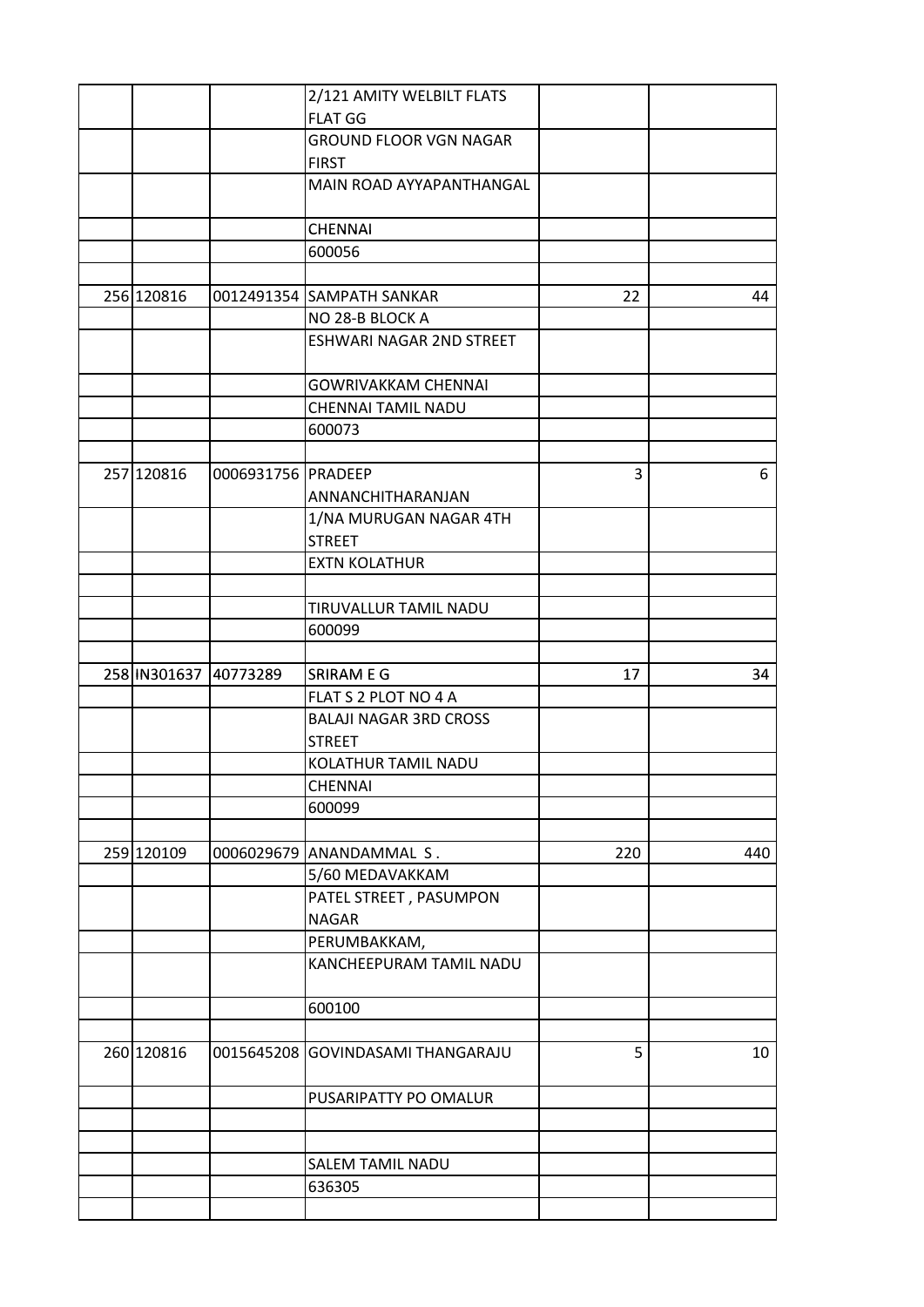| | | | | | |
|---|---|---|---|---|---|
| | | | 2/121 AMITY WELBILT FLATS FLAT GG | | |
| | | | GROUND FLOOR VGN NAGAR FIRST | | |
| | | | MAIN ROAD AYYAPANTHANGAL | | |
| | | | CHENNAI | | |
| | | | 600056 | | |
| | | | | | |
| 256 | 120816 | 0012491354 | SAMPATH SANKAR | 22 | 44 |
| | | | NO 28-B BLOCK A | | |
| | | | ESHWARI NAGAR 2ND STREET | | |
| | | | GOWRIVAKKAM CHENNAI | | |
| | | | CHENNAI TAMIL NADU | | |
| | | | 600073 | | |
| | | | | | |
| 257 | 120816 | 0006931756 | PRADEEP ANNANCHITHARANJAN | 3 | 6 |
| | | | 1/NA MURUGAN NAGAR 4TH STREET | | |
| | | | EXTN KOLATHUR | | |
| | | | | | |
| | | | TIRUVALLUR TAMIL NADU | | |
| | | | 600099 | | |
| | | | | | |
| 258 | IN301637 | 40773289 | SRIRAM E G | 17 | 34 |
| | | | FLAT S 2 PLOT NO 4 A | | |
| | | | BALAJI NAGAR 3RD CROSS STREET | | |
| | | | KOLATHUR TAMIL NADU | | |
| | | | CHENNAI | | |
| | | | 600099 | | |
| | | | | | |
| 259 | 120109 | 0006029679 | ANANDAMMAL S . | 220 | 440 |
| | | | 5/60 MEDAVAKKAM | | |
| | | | PATEL STREET , PASUMPON NAGAR | | |
| | | | PERUMBAKKAM, | | |
| | | | KANCHEEPURAM TAMIL NADU | | |
| | | | 600100 | | |
| | | | | | |
| 260 | 120816 | 0015645208 | GOVINDASAMI THANGARAJU | 5 | 10 |
| | | | PUSARIPATTY PO OMALUR | | |
| | | | | | |
| | | | | | |
| | | | SALEM TAMIL NADU | | |
| | | | 636305 | | |
| | | | | | |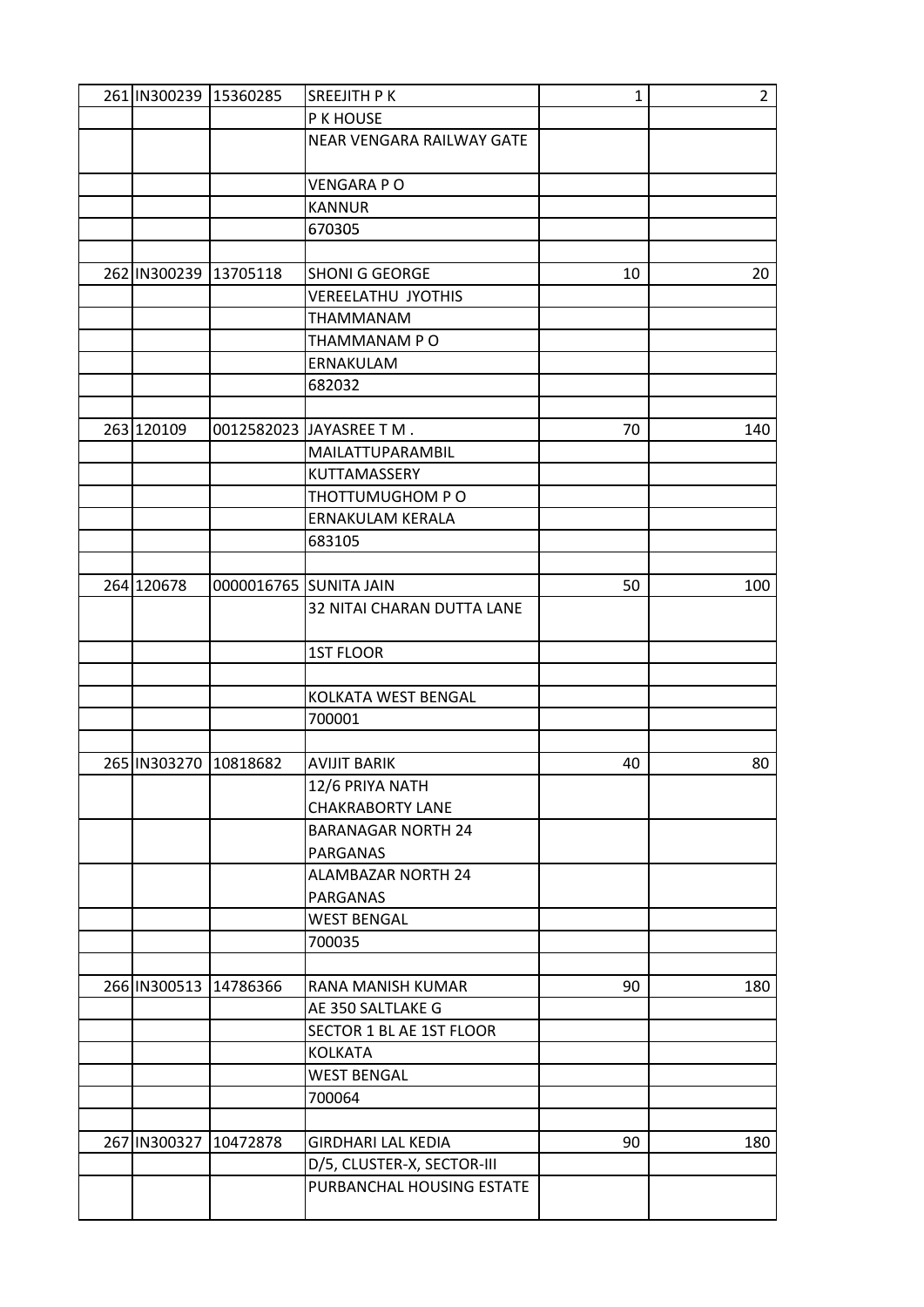| | | | | | |
|---|---|---|---|---|---|
| 261 | IN300239 | 15360285 | SREEJITH P K | 1 | 2 |
| | | | P K HOUSE | | |
| | | | NEAR VENGARA RAILWAY GATE | | |
| | | | VENGARA P O | | |
| | | | KANNUR | | |
| | | | 670305 | | |
| | | | | | |
| 262 | IN300239 | 13705118 | SHONI G GEORGE | 10 | 20 |
| | | | VEREELATHU JYOTHIS | | |
| | | | THAMMANAM | | |
| | | | THAMMANAM P O | | |
| | | | ERNAKULAM | | |
| | | | 682032 | | |
| | | | | | |
| 263 | 120109 | 0012582023 | JAYASREE T M . | 70 | 140 |
| | | | MAILATTUPARAMBIL | | |
| | | | KUTTAMASSERY | | |
| | | | THOTTUMUGHOM P O | | |
| | | | ERNAKULAM KERALA | | |
| | | | 683105 | | |
| | | | | | |
| 264 | 120678 | 0000016765 | SUNITA JAIN | 50 | 100 |
| | | | 32 NITAI CHARAN DUTTA LANE | | |
| | | | 1ST FLOOR | | |
| | | | | | |
| | | | KOLKATA WEST BENGAL | | |
| | | | 700001 | | |
| | | | | | |
| 265 | IN303270 | 10818682 | AVIJIT BARIK | 40 | 80 |
| | | | 12/6 PRIYA NATH CHAKRABORTY LANE | | |
| | | | BARANAGAR NORTH 24 PARGANAS | | |
| | | | ALAMBAZAR NORTH 24 PARGANAS | | |
| | | | WEST BENGAL | | |
| | | | 700035 | | |
| | | | | | |
| 266 | IN300513 | 14786366 | RANA MANISH KUMAR | 90 | 180 |
| | | | AE 350 SALTLAKE G | | |
| | | | SECTOR 1 BL AE 1ST FLOOR | | |
| | | | KOLKATA | | |
| | | | WEST BENGAL | | |
| | | | 700064 | | |
| | | | | | |
| 267 | IN300327 | 10472878 | GIRDHARI LAL KEDIA | 90 | 180 |
| | | | D/5, CLUSTER-X, SECTOR-III | | |
| | | | PURBANCHAL HOUSING ESTATE | | |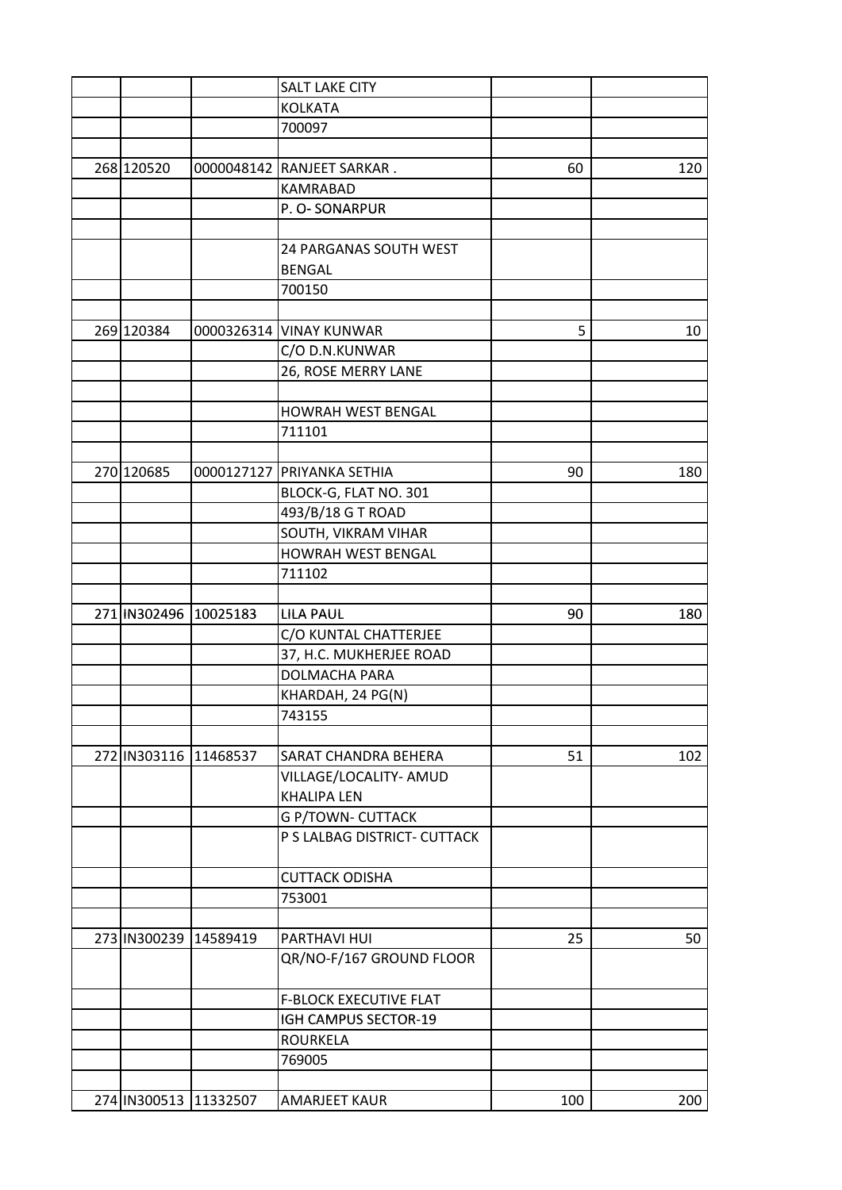| | | | | | |
|---|---|---|---|---|---|
| | | | SALT LAKE CITY | | |
| | | | KOLKATA | | |
| | | | 700097 | | |
| | | | | | |
| 268 | 120520 | 0000048142 | RANJEET SARKAR . | 60 | 120 |
| | | | KAMRABAD | | |
| | | | P. O- SONARPUR | | |
| | | | | | |
| | | | 24 PARGANAS SOUTH WEST BENGAL | | |
| | | | 700150 | | |
| | | | | | |
| 269 | 120384 | 0000326314 | VINAY KUNWAR | 5 | 10 |
| | | | C/O D.N.KUNWAR | | |
| | | | 26, ROSE MERRY LANE | | |
| | | | | | |
| | | | HOWRAH WEST BENGAL | | |
| | | | 711101 | | |
| | | | | | |
| 270 | 120685 | 0000127127 | PRIYANKA SETHIA | 90 | 180 |
| | | | BLOCK-G, FLAT NO. 301 | | |
| | | | 493/B/18 G T ROAD | | |
| | | | SOUTH, VIKRAM VIHAR | | |
| | | | HOWRAH WEST BENGAL | | |
| | | | 711102 | | |
| | | | | | |
| 271 | IN302496 | 10025183 | LILA PAUL | 90 | 180 |
| | | | C/O KUNTAL CHATTERJEE | | |
| | | | 37, H.C. MUKHERJEE ROAD | | |
| | | | DOLMACHA PARA | | |
| | | | KHARDAH, 24 PG(N) | | |
| | | | 743155 | | |
| | | | | | |
| 272 | IN303116 | 11468537 | SARAT CHANDRA BEHERA | 51 | 102 |
| | | | VILLAGE/LOCALITY- AMUD KHALIPA LEN | | |
| | | | G P/TOWN- CUTTACK | | |
| | | | P S LALBAG DISTRICT- CUTTACK | | |
| | | | CUTTACK ODISHA | | |
| | | | 753001 | | |
| | | | | | |
| 273 | IN300239 | 14589419 | PARTHAVI HUI | 25 | 50 |
| | | | QR/NO-F/167 GROUND FLOOR | | |
| | | | F-BLOCK EXECUTIVE FLAT | | |
| | | | IGH CAMPUS SECTOR-19 | | |
| | | | ROURKELA | | |
| | | | 769005 | | |
| | | | | | |
| 274 | IN300513 | 11332507 | AMARJEET KAUR | 100 | 200 |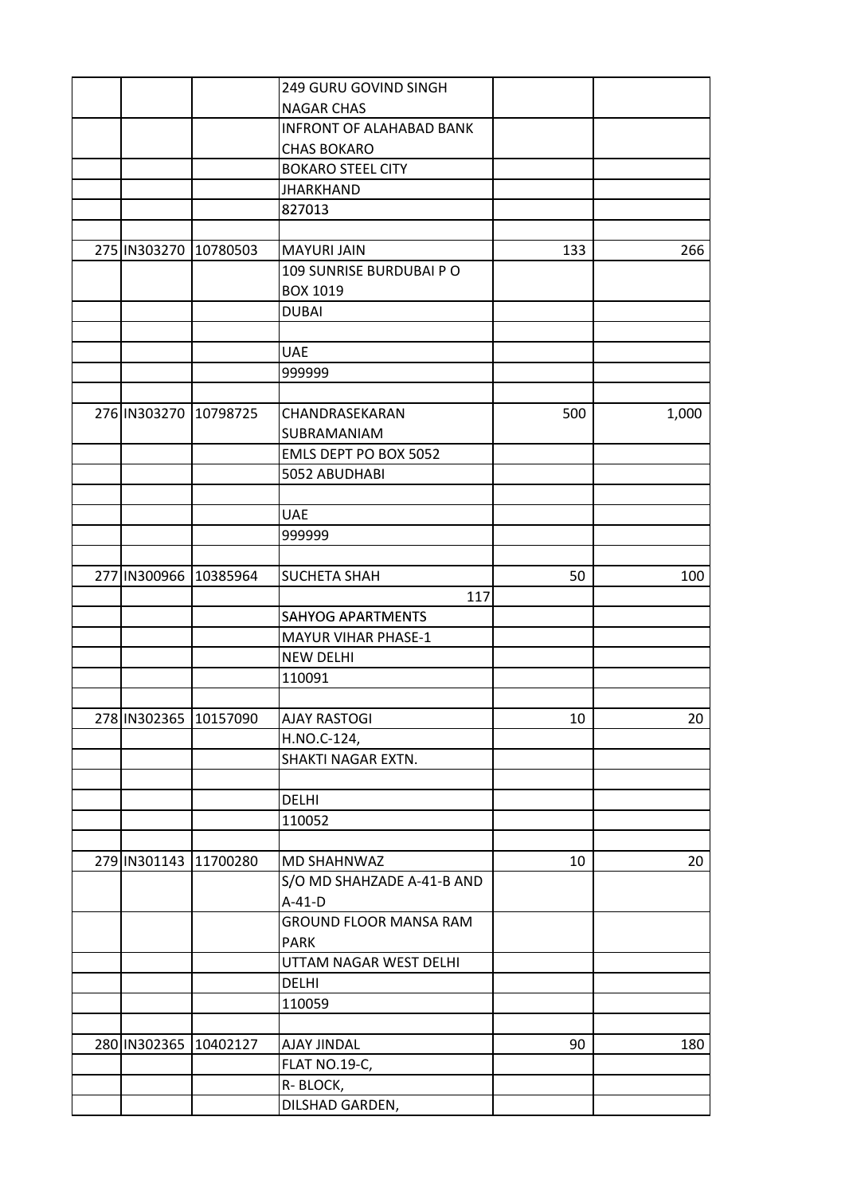| | | | | | |
|---|---|---|---|---|---|
| | | | 249 GURU GOVIND SINGH NAGAR CHAS | | |
| | | | INFRONT OF ALAHABAD BANK CHAS BOKARO | | |
| | | | BOKARO STEEL CITY | | |
| | | | JHARKHAND | | |
| | | | 827013 | | |
| | | | | | |
| 275 | IN303270 | 10780503 | MAYURI JAIN | 133 | 266 |
| | | | 109 SUNRISE BURDUBAI P O BOX 1019 | | |
| | | | DUBAI | | |
| | | | | | |
| | | | UAE | | |
| | | | 999999 | | |
| | | | | | |
| 276 | IN303270 | 10798725 | CHANDRASEKARAN SUBRAMANIAM | 500 | 1,000 |
| | | | EMLS DEPT PO BOX 5052 | | |
| | | | 5052 ABUDHABI | | |
| | | | | | |
| | | | UAE | | |
| | | | 999999 | | |
| | | | | | |
| 277 | IN300966 | 10385964 | SUCHETA SHAH | 50 | 100 |
| | | | 117 | | |
| | | | SAHYOG APARTMENTS | | |
| | | | MAYUR VIHAR PHASE-1 | | |
| | | | NEW DELHI | | |
| | | | 110091 | | |
| | | | | | |
| 278 | IN302365 | 10157090 | AJAY RASTOGI | 10 | 20 |
| | | | H.NO.C-124, | | |
| | | | SHAKTI NAGAR EXTN. | | |
| | | | | | |
| | | | DELHI | | |
| | | | 110052 | | |
| | | | | | |
| 279 | IN301143 | 11700280 | MD SHAHNWAZ | 10 | 20 |
| | | | S/O MD SHAHZADE A-41-B AND A-41-D | | |
| | | | GROUND FLOOR MANSA RAM PARK | | |
| | | | UTTAM NAGAR WEST DELHI | | |
| | | | DELHI | | |
| | | | 110059 | | |
| | | | | | |
| 280 | IN302365 | 10402127 | AJAY JINDAL | 90 | 180 |
| | | | FLAT NO.19-C, | | |
| | | | R- BLOCK, | | |
| | | | DILSHAD GARDEN, | | |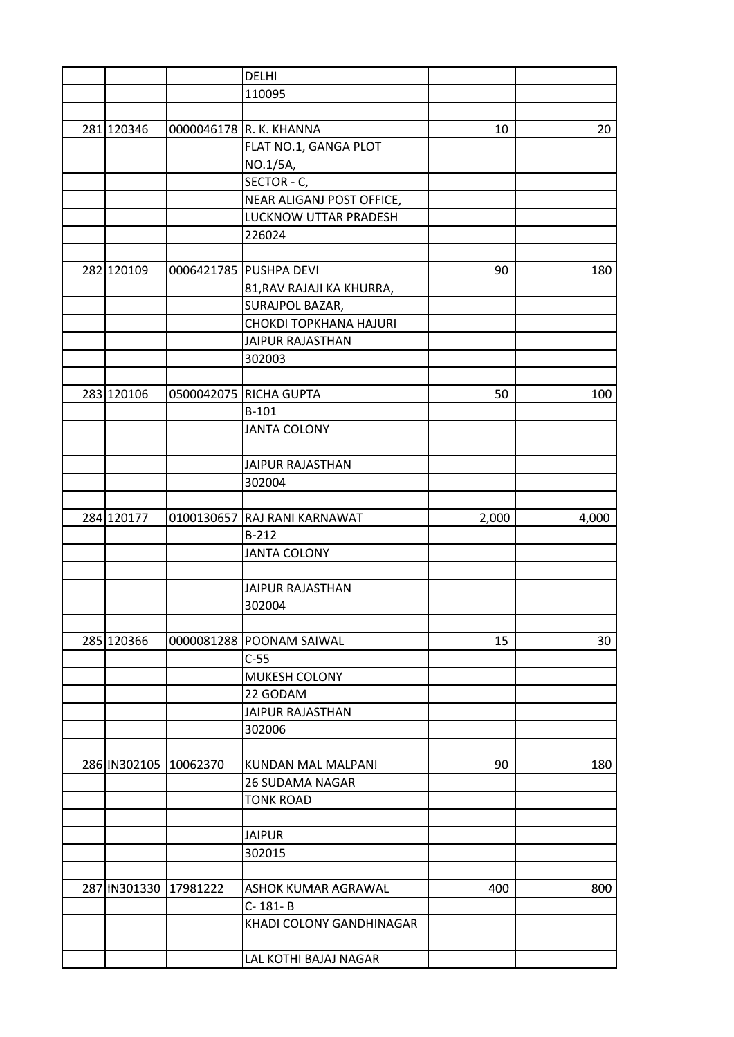| | | | | | |
|---|---|---|---|---|---|
| | | | DELHI | | |
| | | | 110095 | | |
| | | | | | |
| 281 | 120346 | 0000046178 | R. K. KHANNA | 10 | 20 |
| | | | FLAT NO.1, GANGA PLOT NO.1/5A, | | |
| | | | SECTOR - C, | | |
| | | | NEAR ALIGANJ POST OFFICE, | | |
| | | | LUCKNOW UTTAR PRADESH | | |
| | | | 226024 | | |
| | | | | | |
| 282 | 120109 | 0006421785 | PUSHPA DEVI | 90 | 180 |
| | | | 81,RAV RAJAJI KA KHURRA, | | |
| | | | SURAJPOL BAZAR, | | |
| | | | CHOKDI TOPKHANA HAJURI | | |
| | | | JAIPUR RAJASTHAN | | |
| | | | 302003 | | |
| | | | | | |
| 283 | 120106 | 0500042075 | RICHA GUPTA | 50 | 100 |
| | | | B-101 | | |
| | | | JANTA COLONY | | |
| | | | | | |
| | | | JAIPUR RAJASTHAN | | |
| | | | 302004 | | |
| | | | | | |
| 284 | 120177 | 0100130657 | RAJ RANI KARNAWAT | 2,000 | 4,000 |
| | | | B-212 | | |
| | | | JANTA COLONY | | |
| | | | | | |
| | | | JAIPUR RAJASTHAN | | |
| | | | 302004 | | |
| | | | | | |
| 285 | 120366 | 0000081288 | POONAM SAIWAL | 15 | 30 |
| | | | C-55 | | |
| | | | MUKESH COLONY | | |
| | | | 22 GODAM | | |
| | | | JAIPUR RAJASTHAN | | |
| | | | 302006 | | |
| | | | | | |
| 286 | IN302105 | 10062370 | KUNDAN MAL MALPANI | 90 | 180 |
| | | | 26 SUDAMA NAGAR | | |
| | | | TONK ROAD | | |
| | | | | | |
| | | | JAIPUR | | |
| | | | 302015 | | |
| | | | | | |
| 287 | IN301330 | 17981222 | ASHOK KUMAR AGRAWAL | 400 | 800 |
| | | | C- 181- B | | |
| | | | KHADI COLONY GANDHINAGAR | | |
| | | | LAL KOTHI BAJAJ NAGAR | | |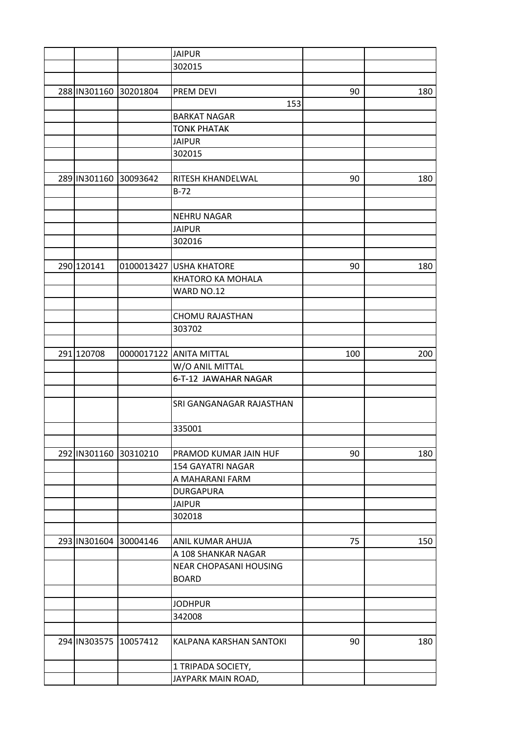| | | | | | |
|---|---|---|---|---|---|
| | | | JAIPUR | | |
| | | | 302015 | | |
| | | | | | |
| 288 | IN301160 | 30201804 | PREM DEVI | 90 | 180 |
| | | | 153 | | |
| | | | BARKAT NAGAR | | |
| | | | TONK PHATAK | | |
| | | | JAIPUR | | |
| | | | 302015 | | |
| | | | | | |
| 289 | IN301160 | 30093642 | RITESH KHANDELWAL | 90 | 180 |
| | | | B-72 | | |
| | | | | | |
| | | | NEHRU NAGAR | | |
| | | | JAIPUR | | |
| | | | 302016 | | |
| | | | | | |
| 290 | 120141 | 0100013427 | USHA KHATORE | 90 | 180 |
| | | | KHATORO KA MOHALA | | |
| | | | WARD NO.12 | | |
| | | | | | |
| | | | CHOMU RAJASTHAN | | |
| | | | 303702 | | |
| | | | | | |
| 291 | 120708 | 0000017122 | ANITA MITTAL | 100 | 200 |
| | | | W/O ANIL MITTAL | | |
| | | | 6-T-12 JAWAHAR NAGAR | | |
| | | | | | |
| | | | SRI GANGANAGAR RAJASTHAN | | |
| | | | 335001 | | |
| | | | | | |
| 292 | IN301160 | 30310210 | PRAMOD KUMAR JAIN HUF | 90 | 180 |
| | | | 154 GAYATRI NAGAR | | |
| | | | A MAHARANI FARM | | |
| | | | DURGAPURA | | |
| | | | JAIPUR | | |
| | | | 302018 | | |
| | | | | | |
| 293 | IN301604 | 30004146 | ANIL KUMAR AHUJA | 75 | 150 |
| | | | A 108 SHANKAR NAGAR | | |
| | | | NEAR CHOPASANI HOUSING BOARD | | |
| | | | | | |
| | | | JODHPUR | | |
| | | | 342008 | | |
| | | | | | |
| 294 | IN303575 | 10057412 | KALPANA KARSHAN SANTOKI | 90 | 180 |
| | | | 1 TRIPADA SOCIETY, | | |
| | | | JAYPARK MAIN ROAD, | | |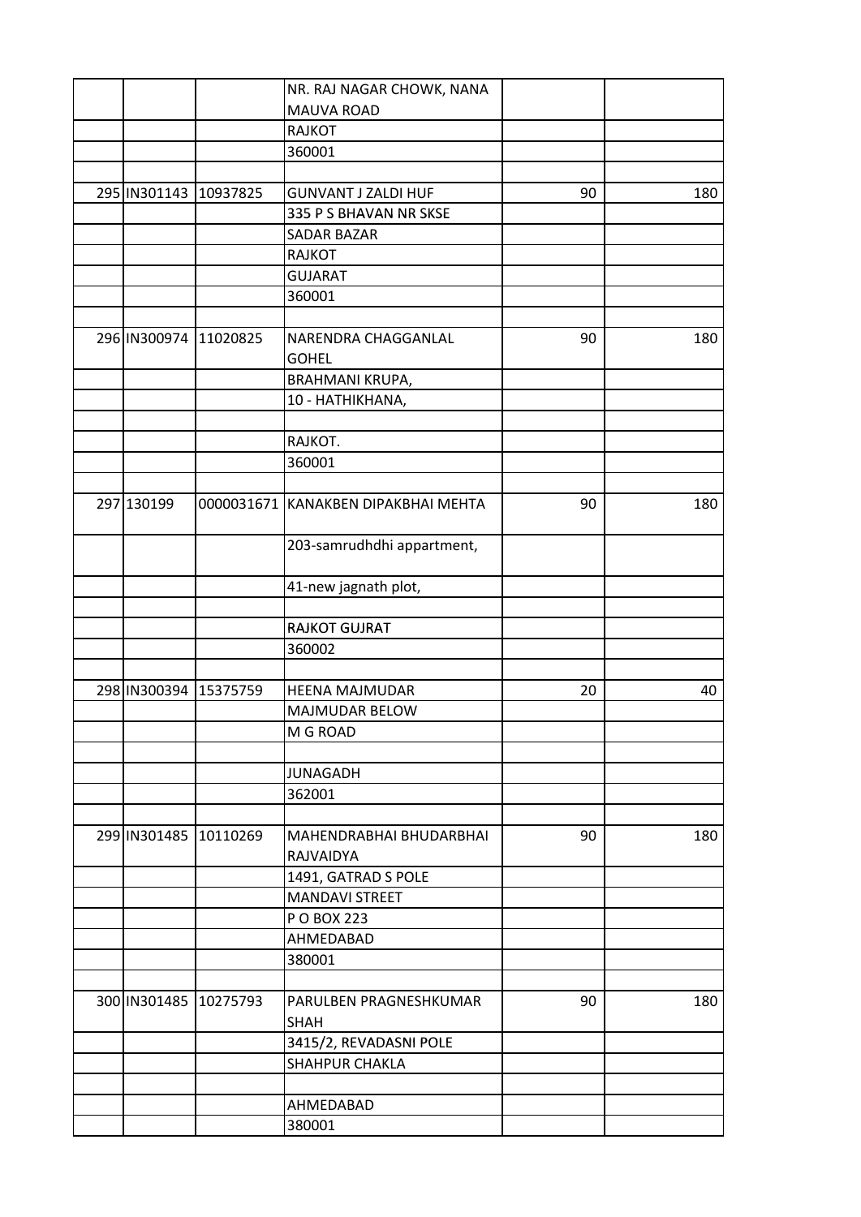| | | | | | |
|---|---|---|---|---|---|
| | | | NR. RAJ NAGAR CHOWK, NANA MAUVA ROAD | | |
| | | | RAJKOT | | |
| | | | 360001 | | |
| | | | | | |
| 295 | IN301143 | 10937825 | GUNVANT J ZALDI HUF | 90 | 180 |
| | | | 335 P S BHAVAN NR SKSE | | |
| | | | SADAR BAZAR | | |
| | | | RAJKOT | | |
| | | | GUJARAT | | |
| | | | 360001 | | |
| | | | | | |
| 296 | IN300974 | 11020825 | NARENDRA CHAGGANLAL GOHEL | 90 | 180 |
| | | | BRAHMANI KRUPA, | | |
| | | | 10 - HATHIKHANA, | | |
| | | | | | |
| | | | RAJKOT. | | |
| | | | 360001 | | |
| | | | | | |
| 297 | 130199 | 0000031671 | KANAKBEN DIPAKBHAI MEHTA | 90 | 180 |
| | | | 203-samrudhdhi appartment, | | |
| | | | 41-new jagnath plot, | | |
| | | | | | |
| | | | RAJKOT GUJRAT | | |
| | | | 360002 | | |
| | | | | | |
| 298 | IN300394 | 15375759 | HEENA MAJMUDAR | 20 | 40 |
| | | | MAJMUDAR BELOW | | |
| | | | M G ROAD | | |
| | | | | | |
| | | | JUNAGADH | | |
| | | | 362001 | | |
| | | | | | |
| 299 | IN301485 | 10110269 | MAHENDRABHAI BHUDARBHAI RAJVAIDYA | 90 | 180 |
| | | | 1491, GATRAD S POLE | | |
| | | | MANDAVI STREET | | |
| | | | P O BOX 223 | | |
| | | | AHMEDABAD | | |
| | | | 380001 | | |
| | | | | | |
| 300 | IN301485 | 10275793 | PARULBEN PRAGNESHKUMAR SHAH | 90 | 180 |
| | | | 3415/2, REVADASNI POLE | | |
| | | | SHAHPUR CHAKLA | | |
| | | | | | |
| | | | AHMEDABAD | | |
| | | | 380001 | | |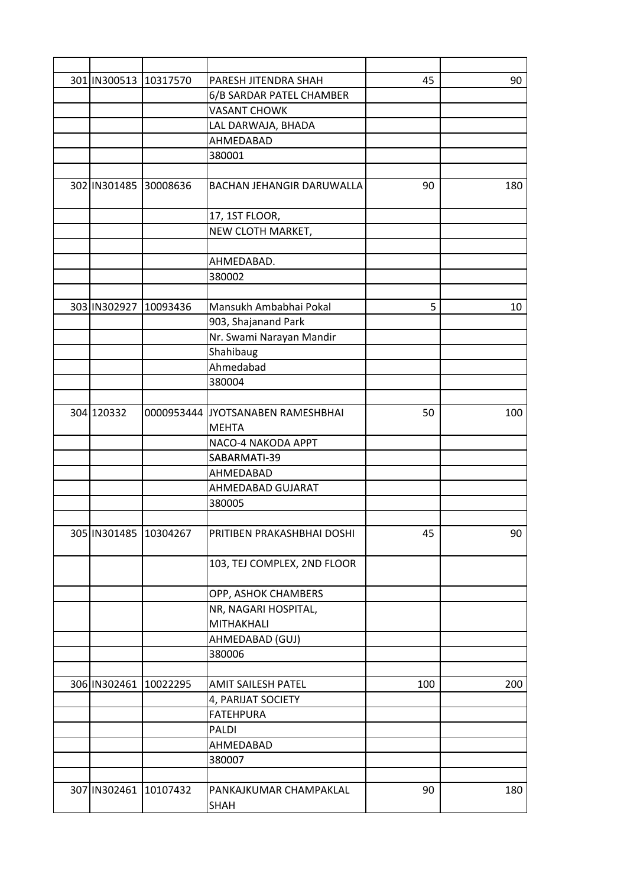| | | | | | |
|---|---|---|---|---|---|
| 301 | IN300513 | 10317570 | PARESH JITENDRA SHAH | 45 | 90 |
| | | | 6/B SARDAR PATEL CHAMBER | | |
| | | | VASANT CHOWK | | |
| | | | LAL DARWAJA, BHADA | | |
| | | | AHMEDABAD | | |
| | | | 380001 | | |
| | | | | | |
| 302 | IN301485 | 30008636 | BACHAN JEHANGIR DARUWALLA | 90 | 180 |
| | | | 17, 1ST FLOOR, | | |
| | | | NEW CLOTH MARKET, | | |
| | | | | | |
| | | | AHMEDABAD. | | |
| | | | 380002 | | |
| | | | | | |
| 303 | IN302927 | 10093436 | Mansukh Ambabhai Pokal | 5 | 10 |
| | | | 903, Shajanand Park | | |
| | | | Nr. Swami Narayan Mandir | | |
| | | | Shahibaug | | |
| | | | Ahmedabad | | |
| | | | 380004 | | |
| | | | | | |
| 304 | 120332 | 0000953444 | JYOTSANABEN RAMESHBHAI MEHTA | 50 | 100 |
| | | | NACO-4 NAKODA APPT | | |
| | | | SABARMATI-39 | | |
| | | | AHMEDABAD | | |
| | | | AHMEDABAD GUJARAT | | |
| | | | 380005 | | |
| | | | | | |
| 305 | IN301485 | 10304267 | PRITIBEN PRAKASHBHAI DOSHI | 45 | 90 |
| | | | 103, TEJ COMPLEX, 2ND FLOOR | | |
| | | | OPP, ASHOK CHAMBERS | | |
| | | | NR, NAGARI HOSPITAL, MITHAKHALI | | |
| | | | AHMEDABAD (GUJ) | | |
| | | | 380006 | | |
| | | | | | |
| 306 | IN302461 | 10022295 | AMIT SAILESH PATEL | 100 | 200 |
| | | | 4, PARIJAT SOCIETY | | |
| | | | FATEHPURA | | |
| | | | PALDI | | |
| | | | AHMEDABAD | | |
| | | | 380007 | | |
| | | | | | |
| 307 | IN302461 | 10107432 | PANKAJKUMAR CHAMPAKLAL SHAH | 90 | 180 |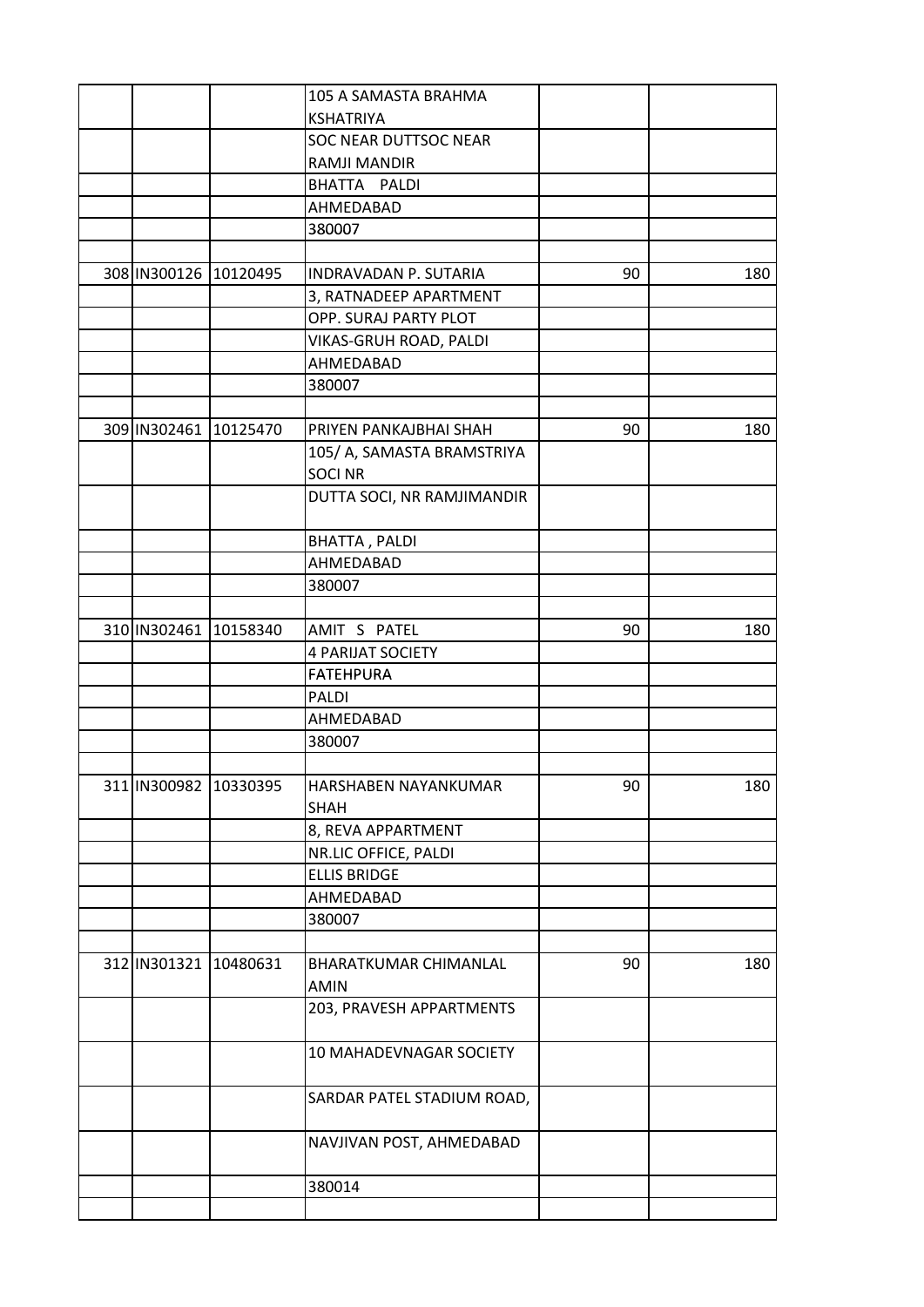| | | | | | |
|---|---|---|---|---|---|
| | | | 105 A SAMASTA BRAHMA KSHATRIYA | | |
| | | | SOC NEAR DUTTSOC NEAR RAMJI MANDIR | | |
| | | | BHATTA PALDI | | |
| | | | AHMEDABAD | | |
| | | | 380007 | | |
| | | | | | |
| 308 | IN300126 | 10120495 | INDRAVADAN P. SUTARIA | 90 | 180 |
| | | | 3, RATNADEEP APARTMENT | | |
| | | | OPP. SURAJ PARTY PLOT | | |
| | | | VIKAS-GRUH ROAD, PALDI | | |
| | | | AHMEDABAD | | |
| | | | 380007 | | |
| | | | | | |
| 309 | IN302461 | 10125470 | PRIYEN PANKAJBHAI SHAH | 90 | 180 |
| | | | 105/ A, SAMASTA BRAMSTRIYA SOCI NR | | |
| | | | DUTTA SOCI, NR RAMJIMANDIR | | |
| | | | BHATTA , PALDI | | |
| | | | AHMEDABAD | | |
| | | | 380007 | | |
| | | | | | |
| 310 | IN302461 | 10158340 | AMIT S PATEL | 90 | 180 |
| | | | 4 PARIJAT SOCIETY | | |
| | | | FATEHPURA | | |
| | | | PALDI | | |
| | | | AHMEDABAD | | |
| | | | 380007 | | |
| | | | | | |
| 311 | IN300982 | 10330395 | HARSHABEN NAYANKUMAR SHAH | 90 | 180 |
| | | | 8, REVA APPARTMENT | | |
| | | | NR.LIC OFFICE, PALDI | | |
| | | | ELLIS BRIDGE | | |
| | | | AHMEDABAD | | |
| | | | 380007 | | |
| | | | | | |
| 312 | IN301321 | 10480631 | BHARATKUMAR CHIMANLAL AMIN | 90 | 180 |
| | | | 203, PRAVESH APPARTMENTS | | |
| | | | 10 MAHADEVNAGAR SOCIETY | | |
| | | | SARDAR PATEL STADIUM ROAD, | | |
| | | | NAVJIVAN POST, AHMEDABAD | | |
| | | | 380014 | | |
| | | | | | |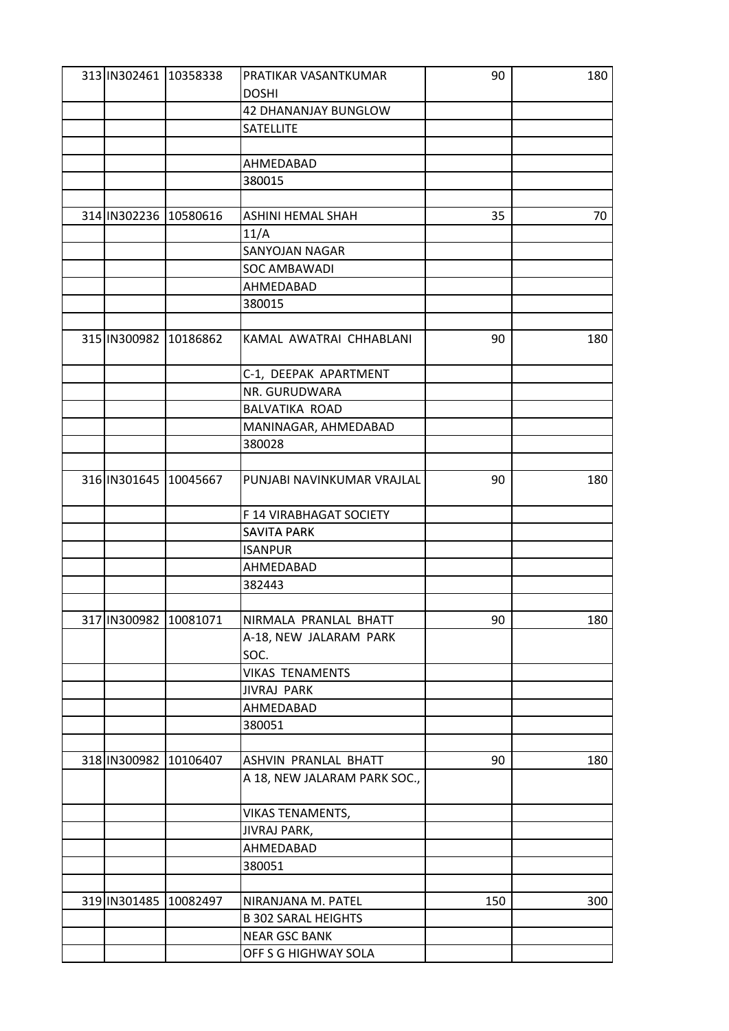| | | | | | |
|---|---|---|---|---|---|
| 313 | IN302461 | 10358338 | PRATIKAR VASANTKUMAR DOSHI | 90 | 180 |
| | | | 42 DHANANJAY BUNGLOW | | |
| | | | SATELLITE | | |
| | | | | | |
| | | | AHMEDABAD | | |
| | | | 380015 | | |
| | | | | | |
| 314 | IN302236 | 10580616 | ASHINI HEMAL SHAH | 35 | 70 |
| | | | 11/A | | |
| | | | SANYOJAN NAGAR | | |
| | | | SOC AMBAWADI | | |
| | | | AHMEDABAD | | |
| | | | 380015 | | |
| | | | | | |
| 315 | IN300982 | 10186862 | KAMAL AWATRAI CHHABLANI | 90 | 180 |
| | | | C-1, DEEPAK APARTMENT | | |
| | | | NR. GURUDWARA | | |
| | | | BALVATIKA ROAD | | |
| | | | MANINAGAR, AHMEDABAD | | |
| | | | 380028 | | |
| | | | | | |
| 316 | IN301645 | 10045667 | PUNJABI NAVINKUMAR VRAJLAL | 90 | 180 |
| | | | F 14 VIRABHAGAT SOCIETY | | |
| | | | SAVITA PARK | | |
| | | | ISANPUR | | |
| | | | AHMEDABAD | | |
| | | | 382443 | | |
| | | | | | |
| 317 | IN300982 | 10081071 | NIRMALA PRANLAL BHATT | 90 | 180 |
| | | | A-18, NEW JALARAM PARK SOC. | | |
| | | | VIKAS TENAMENTS | | |
| | | | JIVRAJ PARK | | |
| | | | AHMEDABAD | | |
| | | | 380051 | | |
| | | | | | |
| 318 | IN300982 | 10106407 | ASHVIN PRANLAL BHATT | 90 | 180 |
| | | | A 18, NEW JALARAM PARK SOC., | | |
| | | | VIKAS TENAMENTS, | | |
| | | | JIVRAJ PARK, | | |
| | | | AHMEDABAD | | |
| | | | 380051 | | |
| | | | | | |
| 319 | IN301485 | 10082497 | NIRANJANA M. PATEL | 150 | 300 |
| | | | B 302 SARAL HEIGHTS | | |
| | | | NEAR GSC BANK | | |
| | | | OFF S G HIGHWAY SOLA | | |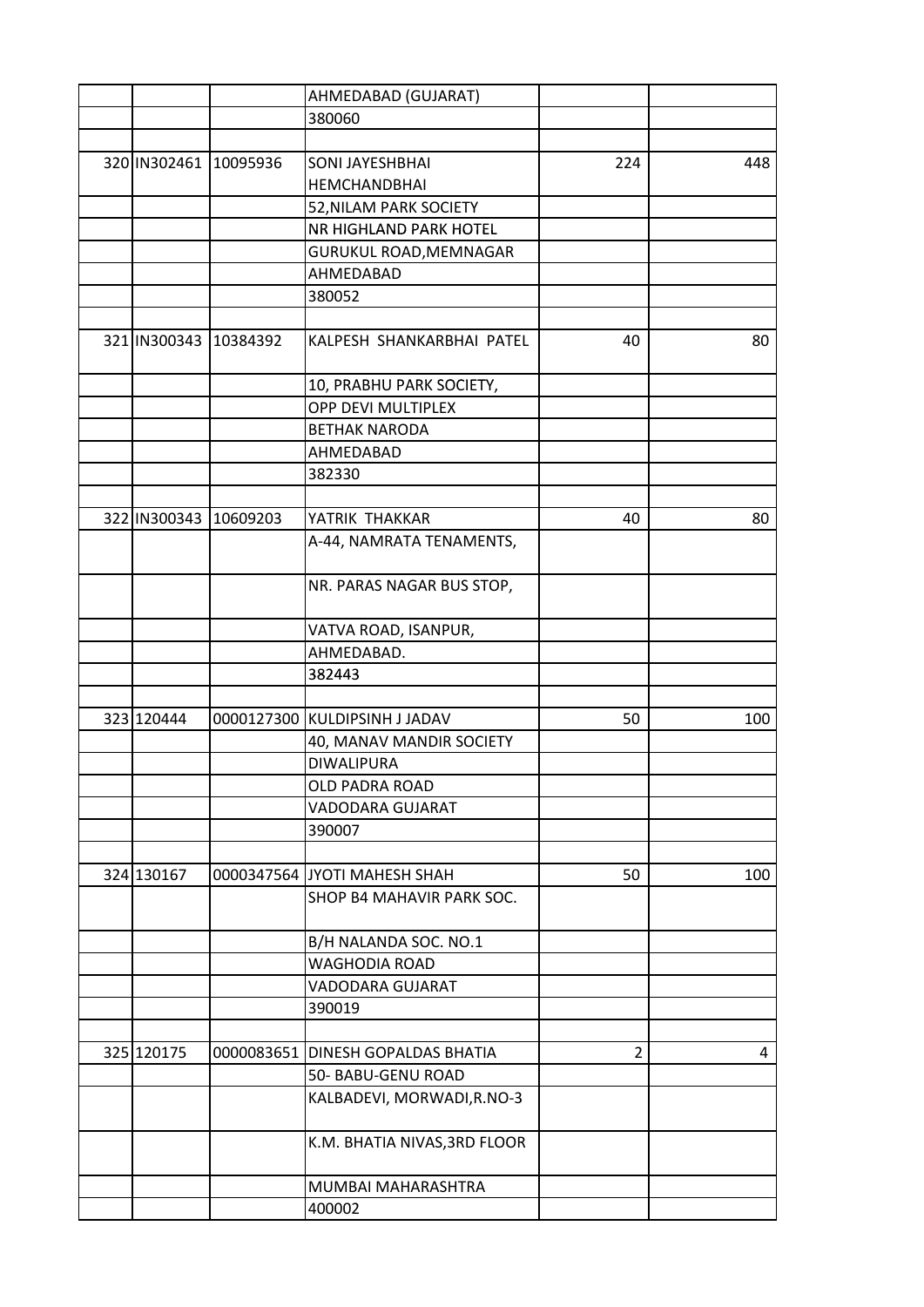| | | | | | |
|---|---|---|---|---|---|
| | | | AHMEDABAD (GUJARAT) | | |
| | | | 380060 | | |
| | | | | | |
| 320 | IN302461 | 10095936 | SONI JAYESHBHAI HEMCHANDBHAI | 224 | 448 |
| | | | 52,NILAM PARK SOCIETY | | |
| | | | NR HIGHLAND PARK HOTEL | | |
| | | | GURUKUL ROAD,MEMNAGAR | | |
| | | | AHMEDABAD | | |
| | | | 380052 | | |
| | | | | | |
| 321 | IN300343 | 10384392 | KALPESH SHANKARBHAI PATEL | 40 | 80 |
| | | | 10, PRABHU PARK SOCIETY, | | |
| | | | OPP DEVI MULTIPLEX | | |
| | | | BETHAK NARODA | | |
| | | | AHMEDABAD | | |
| | | | 382330 | | |
| | | | | | |
| 322 | IN300343 | 10609203 | YATRIK THAKKAR | 40 | 80 |
| | | | A-44, NAMRATA TENAMENTS, | | |
| | | | NR. PARAS NAGAR BUS STOP, | | |
| | | | VATVA ROAD, ISANPUR, | | |
| | | | AHMEDABAD. | | |
| | | | 382443 | | |
| | | | | | |
| 323 | 120444 | 0000127300 | KULDIPSINH J JADAV | 50 | 100 |
| | | | 40, MANAV MANDIR SOCIETY | | |
| | | | DIWALIPURA | | |
| | | | OLD PADRA ROAD | | |
| | | | VADODARA GUJARAT | | |
| | | | 390007 | | |
| | | | | | |
| 324 | 130167 | 0000347564 | JYOTI MAHESH SHAH | 50 | 100 |
| | | | SHOP B4 MAHAVIR PARK SOC. | | |
| | | | B/H NALANDA SOC. NO.1 | | |
| | | | WAGHODIA ROAD | | |
| | | | VADODARA GUJARAT | | |
| | | | 390019 | | |
| | | | | | |
| 325 | 120175 | 0000083651 | DINESH GOPALDAS BHATIA | 2 | 4 |
| | | | 50- BABU-GENU ROAD | | |
| | | | KALBADEVI, MORWADI,R.NO-3 | | |
| | | | K.M. BHATIA NIVAS,3RD FLOOR | | |
| | | | MUMBAI MAHARASHTRA | | |
| | | | 400002 | | |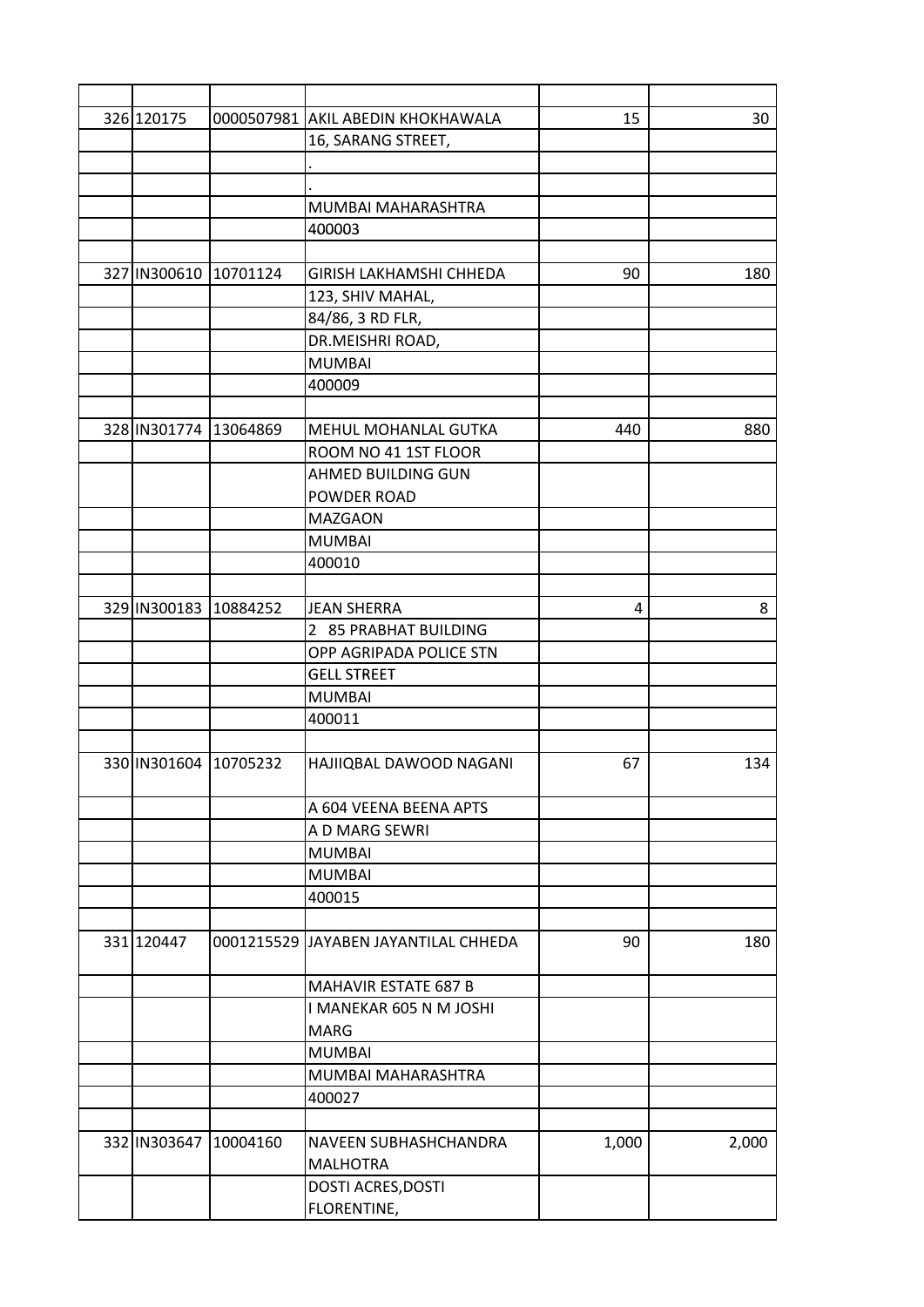| | | | | | |
|---|---|---|---|---|---|
| 326 | 120175 | 0000507981 | AKIL ABEDIN KHOKHAWALA | 15 | 30 |
| | | | 16, SARANG STREET, | | |
| | | | . | | |
| | | | . | | |
| | | | MUMBAI MAHARASHTRA | | |
| | | | 400003 | | |
| | | | | | |
| 327 | IN300610 | 10701124 | GIRISH LAKHAMSHI CHHEDA | 90 | 180 |
| | | | 123, SHIV MAHAL, | | |
| | | | 84/86, 3 RD FLR, | | |
| | | | DR.MEISHRI ROAD, | | |
| | | | MUMBAI | | |
| | | | 400009 | | |
| | | | | | |
| 328 | IN301774 | 13064869 | MEHUL MOHANLAL GUTKA | 440 | 880 |
| | | | ROOM NO 41 1ST FLOOR | | |
| | | | AHMED BUILDING GUN POWDER ROAD | | |
| | | | MAZGAON | | |
| | | | MUMBAI | | |
| | | | 400010 | | |
| | | | | | |
| 329 | IN300183 | 10884252 | JEAN SHERRA | 4 | 8 |
| | | | 2 85 PRABHAT BUILDING | | |
| | | | OPP AGRIPADA POLICE STN | | |
| | | | GELL STREET | | |
| | | | MUMBAI | | |
| | | | 400011 | | |
| | | | | | |
| 330 | IN301604 | 10705232 | HAJIIQBAL DAWOOD NAGANI | 67 | 134 |
| | | | A 604 VEENA BEENA APTS | | |
| | | | A D MARG SEWRI | | |
| | | | MUMBAI | | |
| | | | MUMBAI | | |
| | | | 400015 | | |
| | | | | | |
| 331 | 120447 | 0001215529 | JAYABEN JAYANTILAL CHHEDA | 90 | 180 |
| | | | MAHAVIR ESTATE 687 B | | |
| | | | I MANEKAR 605 N M JOSHI MARG | | |
| | | | MUMBAI | | |
| | | | MUMBAI MAHARASHTRA | | |
| | | | 400027 | | |
| | | | | | |
| 332 | IN303647 | 10004160 | NAVEEN SUBHASHCHANDRA MALHOTRA | 1,000 | 2,000 |
| | | | DOSTI ACRES,DOSTI FLORENTINE, | | |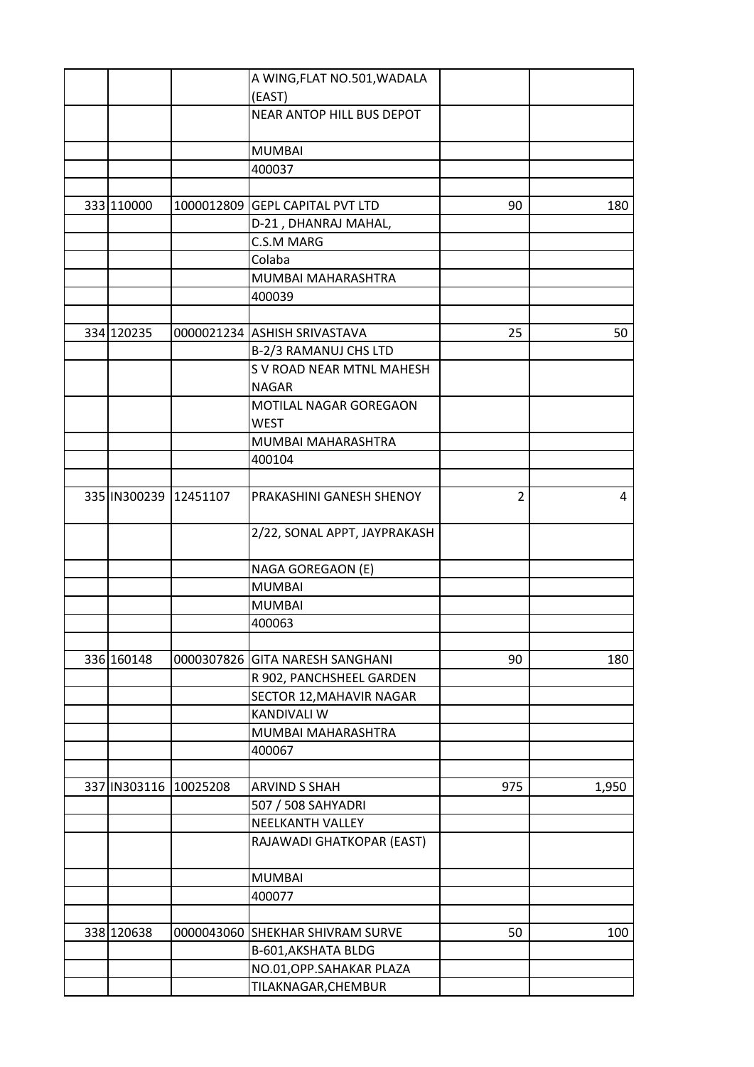| | | | | | |
|---|---|---|---|---|---|
| | | | A WING,FLAT NO.501,WADALA (EAST) | | |
| | | | NEAR ANTOP HILL BUS DEPOT | | |
| | | | MUMBAI | | |
| | | | 400037 | | |
| | | | | | |
| 333 | 110000 | 1000012809 | GEPL CAPITAL PVT LTD | 90 | 180 |
| | | | D-21 , DHANRAJ MAHAL, | | |
| | | | C.S.M MARG | | |
| | | | Colaba | | |
| | | | MUMBAI MAHARASHTRA | | |
| | | | 400039 | | |
| | | | | | |
| 334 | 120235 | 0000021234 | ASHISH SRIVASTAVA | 25 | 50 |
| | | | B-2/3 RAMANUJ CHS LTD | | |
| | | | S V ROAD NEAR MTNL MAHESH NAGAR | | |
| | | | MOTILAL NAGAR GOREGAON WEST | | |
| | | | MUMBAI MAHARASHTRA | | |
| | | | 400104 | | |
| | | | | | |
| 335 | IN300239 | 12451107 | PRAKASHINI GANESH SHENOY | 2 | 4 |
| | | | 2/22, SONAL APPT, JAYPRAKASH | | |
| | | | NAGA GOREGAON (E) | | |
| | | | MUMBAI | | |
| | | | MUMBAI | | |
| | | | 400063 | | |
| | | | | | |
| 336 | 160148 | 0000307826 | GITA NARESH SANGHANI | 90 | 180 |
| | | | R 902, PANCHSHEEL GARDEN | | |
| | | | SECTOR 12,MAHAVIR NAGAR | | |
| | | | KANDIVALI W | | |
| | | | MUMBAI MAHARASHTRA | | |
| | | | 400067 | | |
| | | | | | |
| 337 | IN303116 | 10025208 | ARVIND S SHAH | 975 | 1,950 |
| | | | 507 / 508 SAHYADRI | | |
| | | | NEELKANTH VALLEY | | |
| | | | RAJAWADI GHATKOPAR (EAST) | | |
| | | | MUMBAI | | |
| | | | 400077 | | |
| | | | | | |
| 338 | 120638 | 0000043060 | SHEKHAR SHIVRAM SURVE | 50 | 100 |
| | | | B-601,AKSHATA BLDG | | |
| | | | NO.01,OPP.SAHAKAR PLAZA | | |
| | | | TILAKNAGAR,CHEMBUR | | |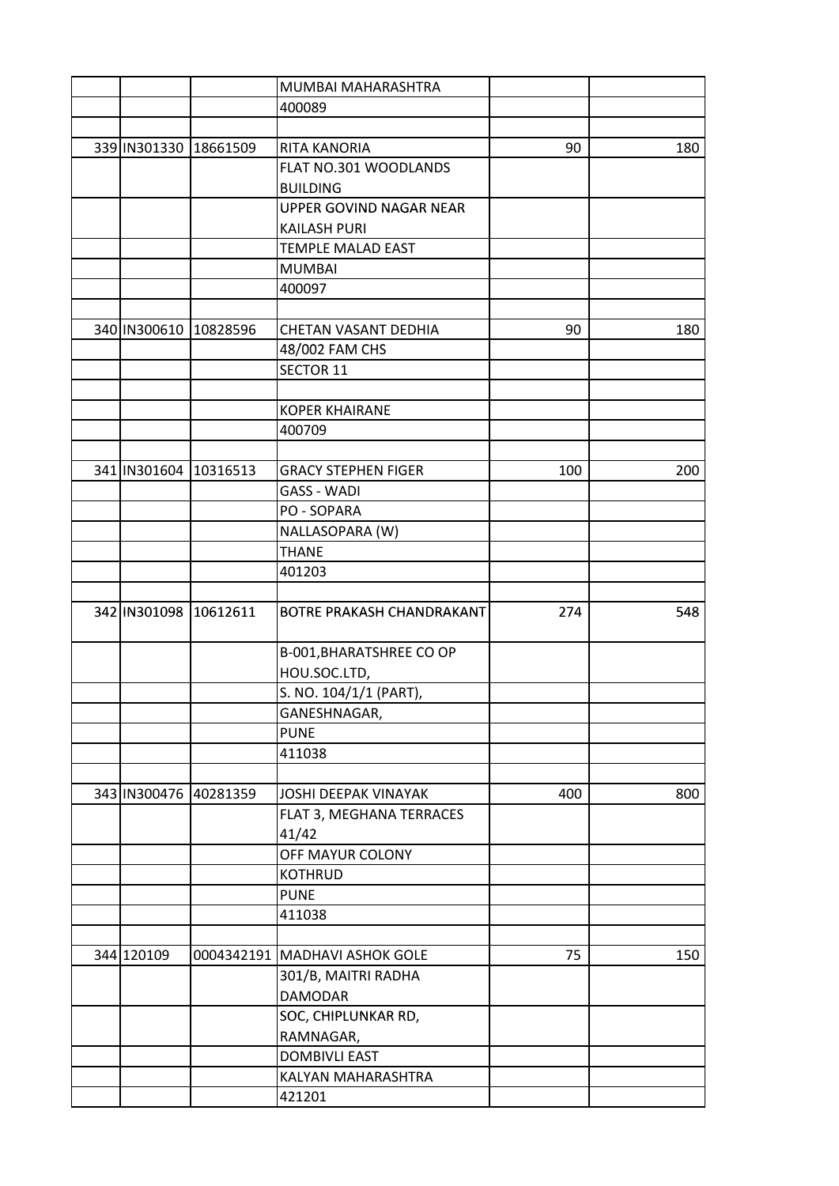| | | | | | |
|---|---|---|---|---|---|
| | | | MUMBAI MAHARASHTRA | | |
| | | | 400089 | | |
| | | | | | |
| 339 | IN301330 | 18661509 | RITA KANORIA | 90 | 180 |
| | | | FLAT NO.301 WOODLANDS BUILDING | | |
| | | | UPPER GOVIND NAGAR NEAR KAILASH PURI | | |
| | | | TEMPLE MALAD EAST | | |
| | | | MUMBAI | | |
| | | | 400097 | | |
| | | | | | |
| 340 | IN300610 | 10828596 | CHETAN VASANT DEDHIA | 90 | 180 |
| | | | 48/002 FAM CHS | | |
| | | | SECTOR 11 | | |
| | | | | | |
| | | | KOPER KHAIRANE | | |
| | | | 400709 | | |
| | | | | | |
| 341 | IN301604 | 10316513 | GRACY STEPHEN FIGER | 100 | 200 |
| | | | GASS - WADI | | |
| | | | PO - SOPARA | | |
| | | | NALLASOPARA (W) | | |
| | | | THANE | | |
| | | | 401203 | | |
| | | | | | |
| 342 | IN301098 | 10612611 | BOTRE PRAKASH CHANDRAKANT | 274 | 548 |
| | | | B-001,BHARATSHREE CO OP HOU.SOC.LTD, | | |
| | | | S. NO. 104/1/1 (PART), | | |
| | | | GANESHNAGAR, | | |
| | | | PUNE | | |
| | | | 411038 | | |
| | | | | | |
| 343 | IN300476 | 40281359 | JOSHI DEEPAK VINAYAK | 400 | 800 |
| | | | FLAT 3, MEGHANA TERRACES 41/42 | | |
| | | | OFF MAYUR COLONY | | |
| | | | KOTHRUD | | |
| | | | PUNE | | |
| | | | 411038 | | |
| | | | | | |
| 344 | 120109 | 0004342191 | MADHAVI ASHOK GOLE | 75 | 150 |
| | | | 301/B, MAITRI RADHA DAMODAR | | |
| | | | SOC, CHIPLUNKAR RD, RAMNAGAR, | | |
| | | | DOMBIVLI EAST | | |
| | | | KALYAN MAHARASHTRA | | |
| | | | 421201 | | |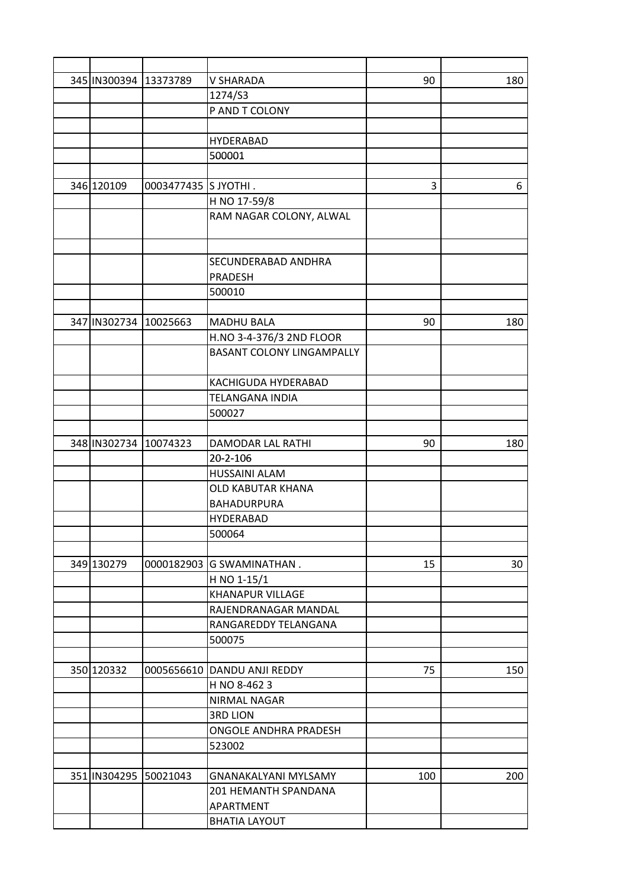| | | | | | |
|---|---|---|---|---|---|
| 345 | IN300394 | 13373789 | V SHARADA | 90 | 180 |
| | | | 1274/S3 | | |
| | | | P AND T COLONY | | |
| | | | | | |
| | | | HYDERABAD | | |
| | | | 500001 | | |
| | | | | | |
| 346 | 120109 | 0003477435 | S JYOTHI . | 3 | 6 |
| | | | H NO 17-59/8 | | |
| | | | RAM NAGAR COLONY, ALWAL | | |
| | | | | | |
| | | | SECUNDERABAD ANDHRA PRADESH | | |
| | | | 500010 | | |
| | | | | | |
| 347 | IN302734 | 10025663 | MADHU BALA | 90 | 180 |
| | | | H.NO 3-4-376/3 2ND FLOOR | | |
| | | | BASANT COLONY LINGAMPALLY | | |
| | | | KACHIGUDA HYDERABAD | | |
| | | | TELANGANA INDIA | | |
| | | | 500027 | | |
| | | | | | |
| 348 | IN302734 | 10074323 | DAMODAR LAL RATHI | 90 | 180 |
| | | | 20-2-106 | | |
| | | | HUSSAINI ALAM | | |
| | | | OLD KABUTAR KHANA BAHADURPURA | | |
| | | | HYDERABAD | | |
| | | | 500064 | | |
| | | | | | |
| 349 | 130279 | 0000182903 | G SWAMINATHAN . | 15 | 30 |
| | | | H NO 1-15/1 | | |
| | | | KHANAPUR VILLAGE | | |
| | | | RAJENDRANAGAR MANDAL | | |
| | | | RANGAREDDY TELANGANA | | |
| | | | 500075 | | |
| | | | | | |
| 350 | 120332 | 0005656610 | DANDU ANJI REDDY | 75 | 150 |
| | | | H NO 8-462 3 | | |
| | | | NIRMAL NAGAR | | |
| | | | 3RD LION | | |
| | | | ONGOLE ANDHRA PRADESH | | |
| | | | 523002 | | |
| | | | | | |
| 351 | IN304295 | 50021043 | GNANAKALYANI MYLSAMY | 100 | 200 |
| | | | 201 HEMANTH SPANDANA APARTMENT | | |
| | | | BHATIA LAYOUT | | |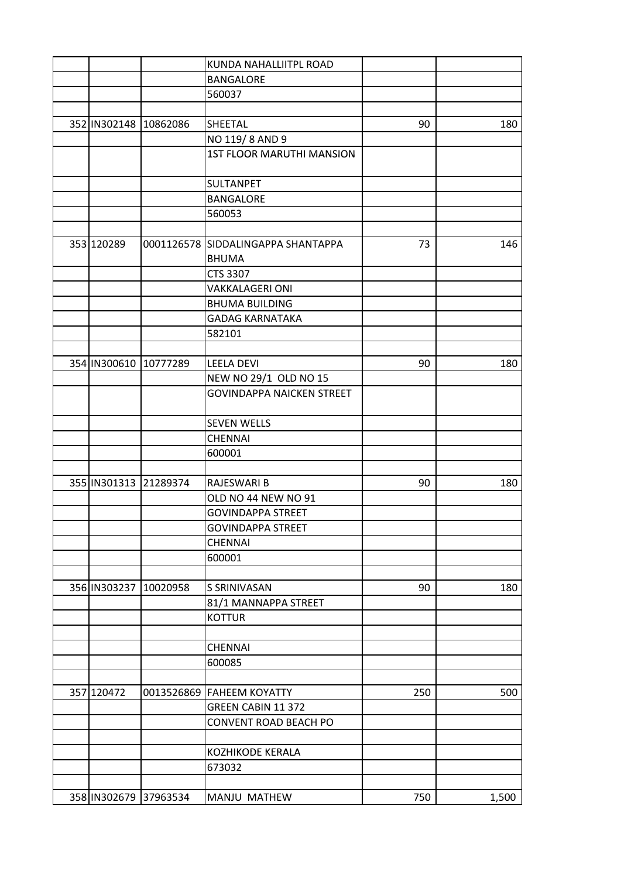| | | | | | |
|---|---|---|---|---|---|
| | | | KUNDA NAHALLIITPL ROAD | | |
| | | | BANGALORE | | |
| | | | 560037 | | |
| | | | | | |
| 352 | IN302148 | 10862086 | SHEETAL | 90 | 180 |
| | | | NO 119/ 8 AND 9 | | |
| | | | 1ST FLOOR MARUTHI MANSION | | |
| | | | SULTANPET | | |
| | | | BANGALORE | | |
| | | | 560053 | | |
| | | | | | |
| 353 | 120289 | 0001126578 | SIDDALINGAPPA SHANTAPPA BHUMA | 73 | 146 |
| | | | CTS 3307 | | |
| | | | VAKKALAGERI ONI | | |
| | | | BHUMA BUILDING | | |
| | | | GADAG KARNATAKA | | |
| | | | 582101 | | |
| | | | | | |
| 354 | IN300610 | 10777289 | LEELA DEVI | 90 | 180 |
| | | | NEW NO 29/1 OLD NO 15 | | |
| | | | GOVINDAPPA NAICKEN STREET | | |
| | | | SEVEN WELLS | | |
| | | | CHENNAI | | |
| | | | 600001 | | |
| | | | | | |
| 355 | IN301313 | 21289374 | RAJESWARI B | 90 | 180 |
| | | | OLD NO 44 NEW NO 91 | | |
| | | | GOVINDAPPA STREET | | |
| | | | GOVINDAPPA STREET | | |
| | | | CHENNAI | | |
| | | | 600001 | | |
| | | | | | |
| 356 | IN303237 | 10020958 | S SRINIVASAN | 90 | 180 |
| | | | 81/1 MANNAPPA STREET | | |
| | | | KOTTUR | | |
| | | | | | |
| | | | CHENNAI | | |
| | | | 600085 | | |
| | | | | | |
| 357 | 120472 | 0013526869 | FAHEEM KOYATTY | 250 | 500 |
| | | | GREEN CABIN 11 372 | | |
| | | | CONVENT ROAD BEACH PO | | |
| | | | | | |
| | | | KOZHIKODE KERALA | | |
| | | | 673032 | | |
| | | | | | |
| 358 | IN302679 | 37963534 | MANJU MATHEW | 750 | 1,500 |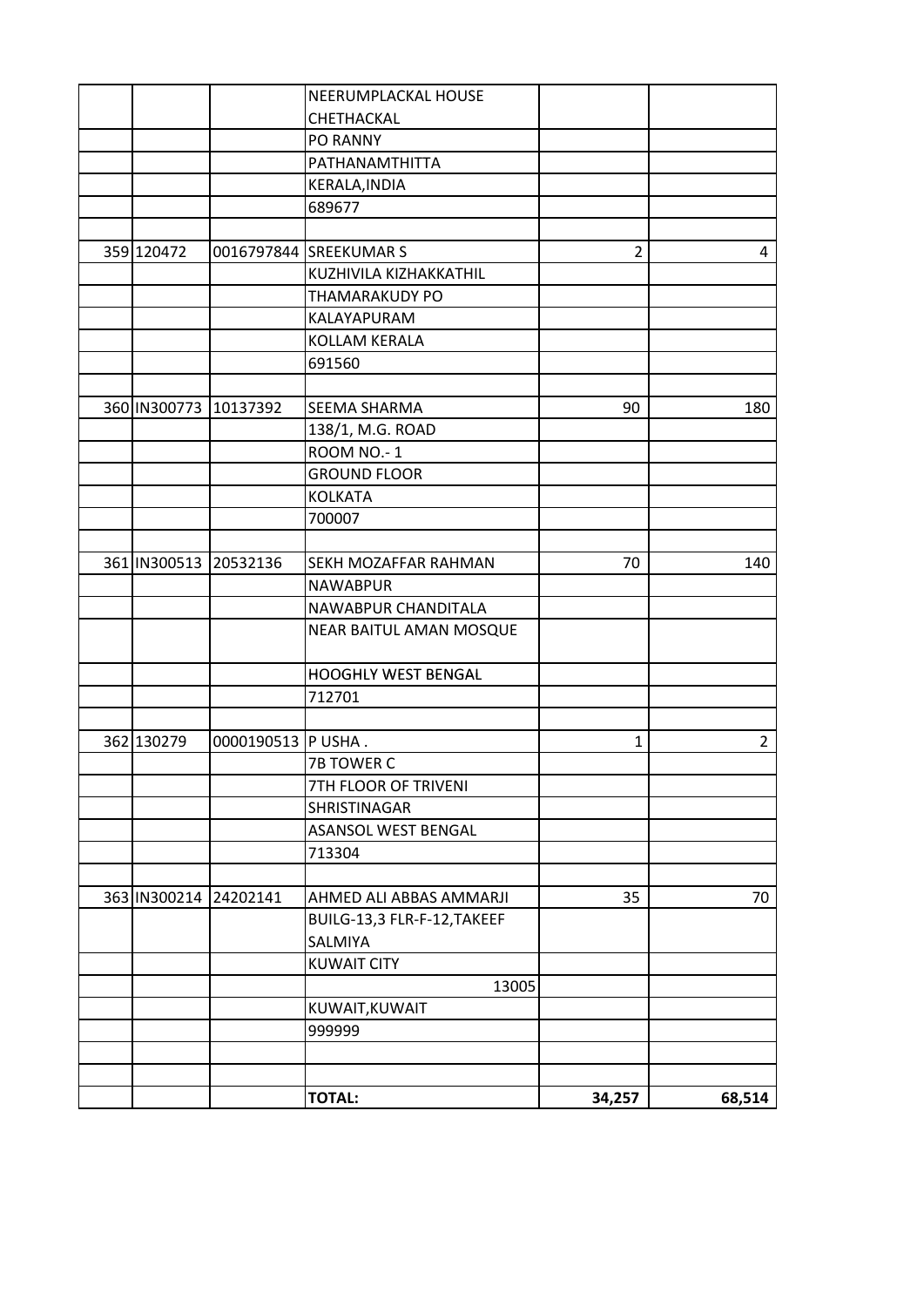| | | | | | |
|---|---|---|---|---|---|
| | | | NEERUMPLACKAL HOUSE CHETHACKAL | | |
| | | | PO RANNY | | |
| | | | PATHANAMTHITTA | | |
| | | | KERALA,INDIA | | |
| | | | 689677 | | |
| | | | | | |
| 359 | 120472 | 0016797844 | SREEKUMAR S | 2 | 4 |
| | | | KUZHIVILA KIZHAKKATHIL | | |
| | | | THAMARAKUDY PO | | |
| | | | KALAYAPURAM | | |
| | | | KOLLAM KERALA | | |
| | | | 691560 | | |
| | | | | | |
| 360 | IN300773 | 10137392 | SEEMA SHARMA | 90 | 180 |
| | | | 138/1, M.G. ROAD | | |
| | | | ROOM NO.- 1 | | |
| | | | GROUND FLOOR | | |
| | | | KOLKATA | | |
| | | | 700007 | | |
| | | | | | |
| 361 | IN300513 | 20532136 | SEKH MOZAFFAR RAHMAN | 70 | 140 |
| | | | NAWABPUR | | |
| | | | NAWABPUR CHANDITALA | | |
| | | | NEAR BAITUL AMAN MOSQUE | | |
| | | | HOOGHLY WEST BENGAL | | |
| | | | 712701 | | |
| | | | | | |
| 362 | 130279 | 0000190513 | P USHA . | 1 | 2 |
| | | | 7B TOWER C | | |
| | | | 7TH FLOOR OF TRIVENI | | |
| | | | SHRISTINAGAR | | |
| | | | ASANSOL WEST BENGAL | | |
| | | | 713304 | | |
| | | | | | |
| 363 | IN300214 | 24202141 | AHMED ALI ABBAS AMMARJI | 35 | 70 |
| | | | BUILG-13,3 FLR-F-12,TAKEEF SALMIYA | | |
| | | | KUWAIT CITY | | |
| | | | 13005 | | |
| | | | KUWAIT,KUWAIT | | |
| | | | 999999 | | |
| | | | | | |
| | | | | | |
| | | | **TOTAL:** | **34,257** | **68,514** |